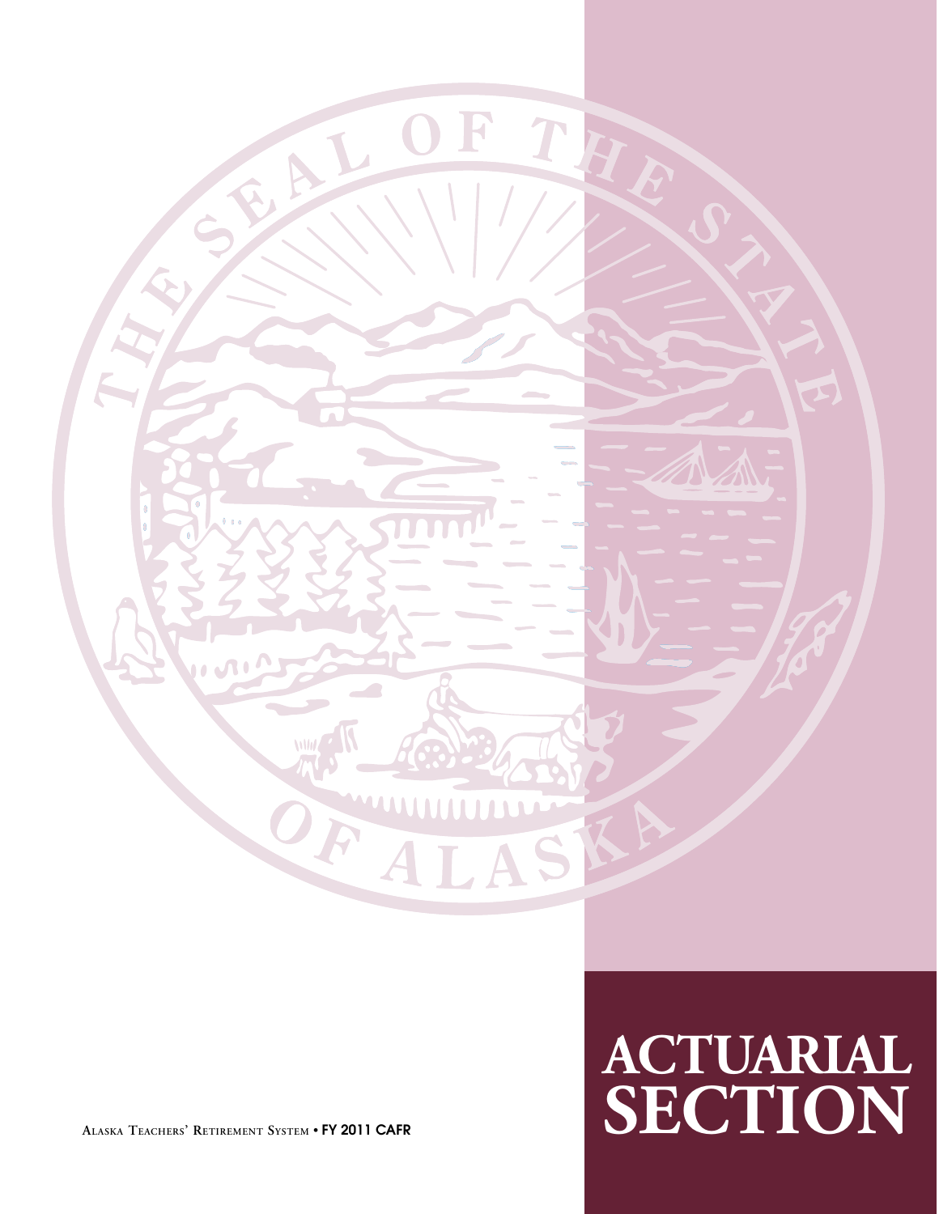# ACTUARIAL SECTION

Alaska Teachers' Retirement System • FY 2011 CAFR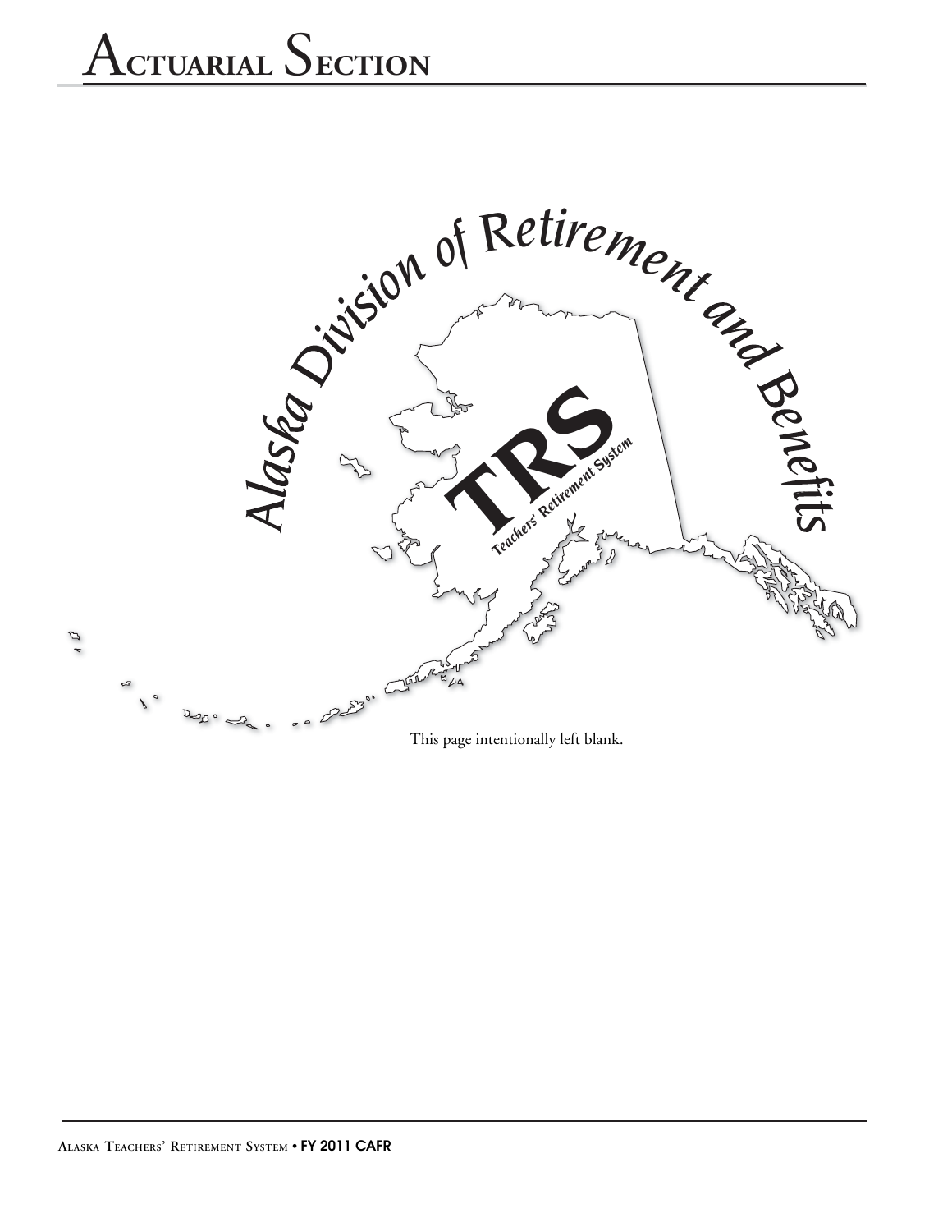# Actuarial Section

This page intentionally left blank.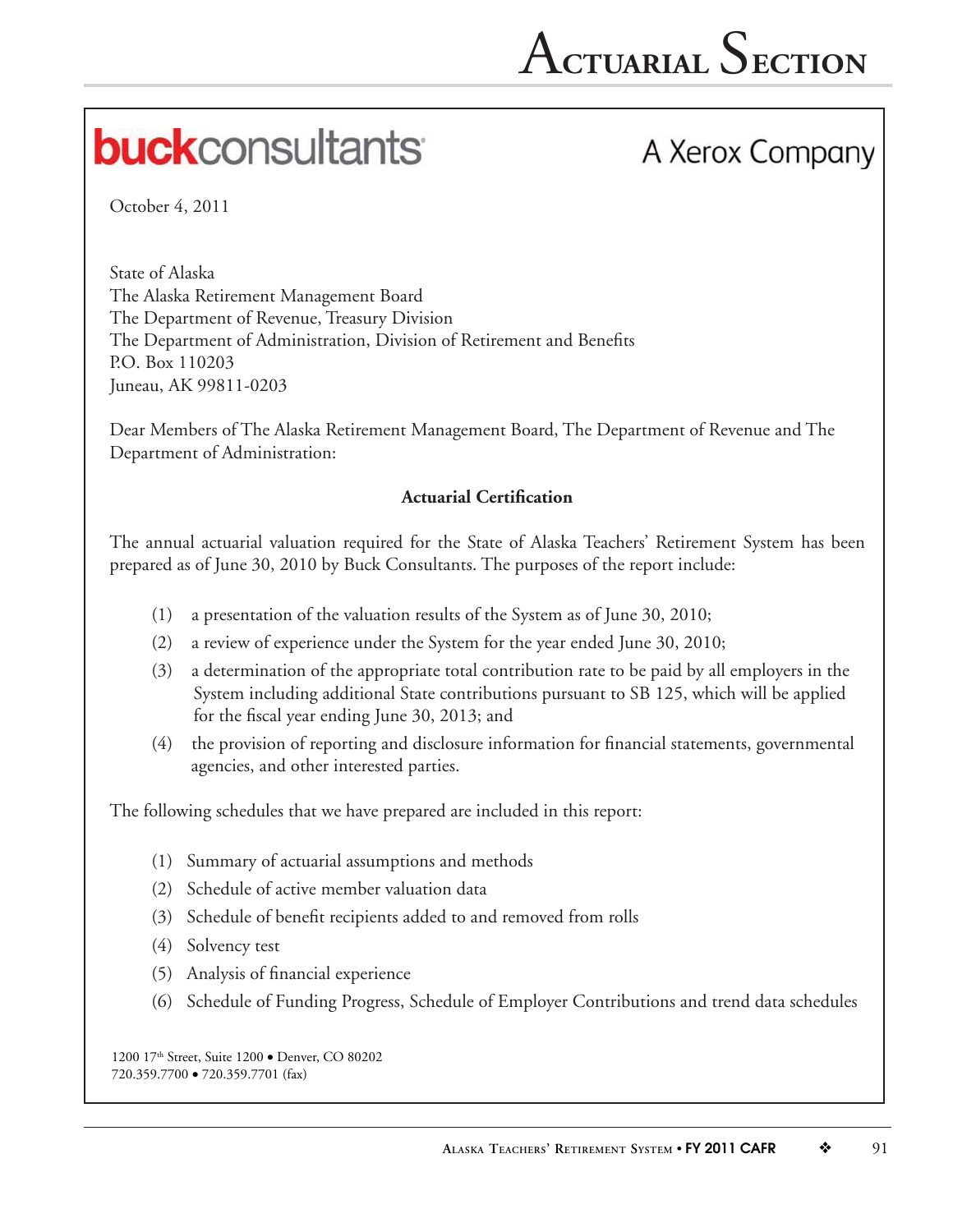# Actuarial Section

**buck**consultants

A Xerox Company

October 4, 2011

State of Alaska
The Alaska Retirement Management Board
The Department of Revenue, Treasury Division
The Department of Administration, Division of Retirement and Benefits
P.O. Box 110203
Juneau, AK 99811-0203

Dear Members of The Alaska Retirement Management Board, The Department of Revenue and The Department of Administration:

**Actuarial Certification**

The annual actuarial valuation required for the State of Alaska Teachers' Retirement System has been prepared as of June 30, 2010 by Buck Consultants. The purposes of the report include:

(1) a presentation of the valuation results of the System as of June 30, 2010;

(2) a review of experience under the System for the year ended June 30, 2010;

(3) a determination of the appropriate total contribution rate to be paid by all employers in the System including additional State contributions pursuant to SB 125, which will be applied for the fiscal year ending June 30, 2013; and

(4) the provision of reporting and disclosure information for financial statements, governmental agencies, and other interested parties.

The following schedules that we have prepared are included in this report:

(1) Summary of actuarial assumptions and methods

(2) Schedule of active member valuation data

(3) Schedule of benefit recipients added to and removed from rolls

(4) Solvency test

(5) Analysis of financial experience

(6) Schedule of Funding Progress, Schedule of Employer Contributions and trend data schedules

1200 17th Street, Suite 1200 • Denver, CO 80202
720.359.7700 • 720.359.7701 (fax)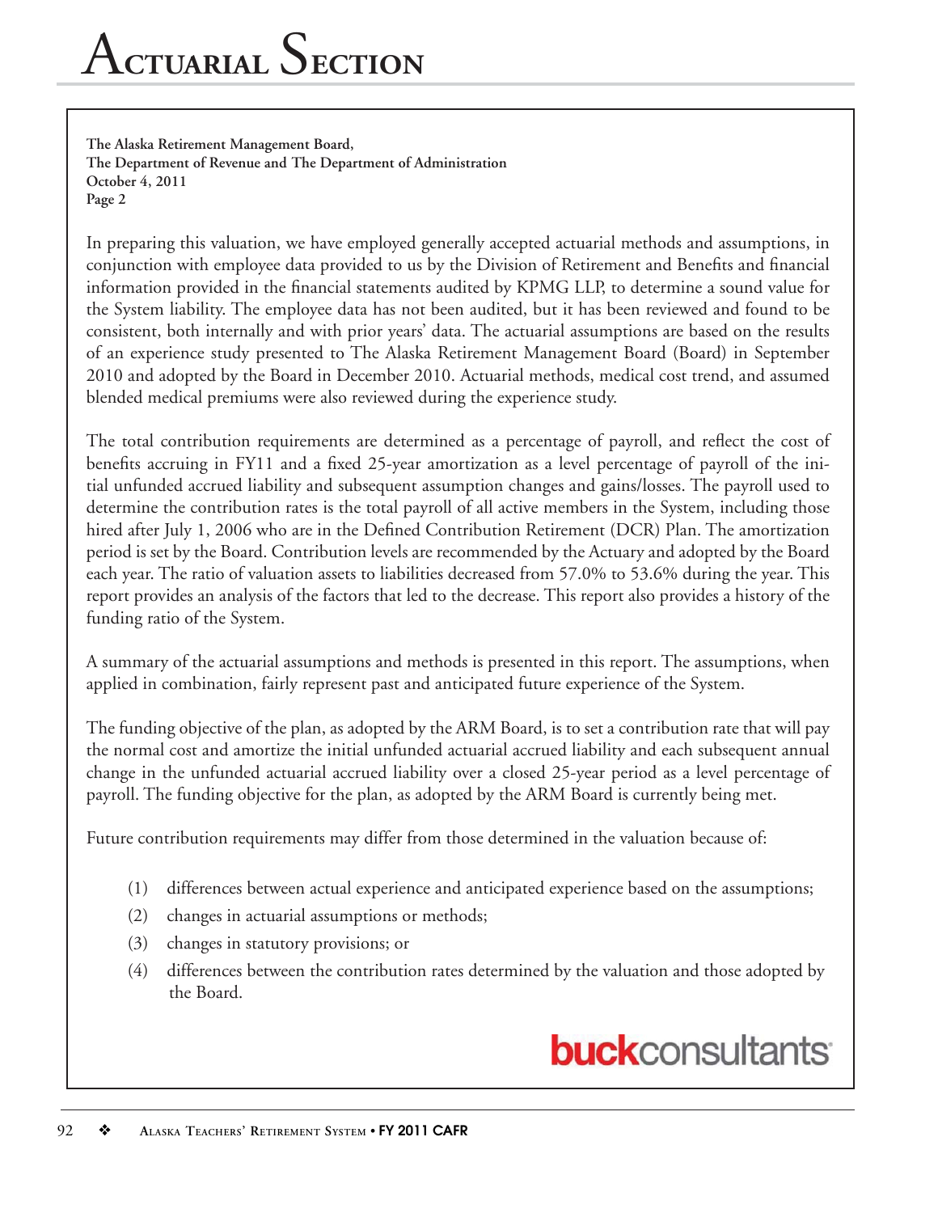The Alaska Retirement Management Board,
The Department of Revenue and The Department of Administration
October 4, 2011
Page 2

In preparing this valuation, we have employed generally accepted actuarial methods and assumptions, in conjunction with employee data provided to us by the Division of Retirement and Benefits and financial information provided in the financial statements audited by KPMG LLP, to determine a sound value for the System liability. The employee data has not been audited, but it has been reviewed and found to be consistent, both internally and with prior years' data. The actuarial assumptions are based on the results of an experience study presented to The Alaska Retirement Management Board (Board) in September 2010 and adopted by the Board in December 2010. Actuarial methods, medical cost trend, and assumed blended medical premiums were also reviewed during the experience study.

The total contribution requirements are determined as a percentage of payroll, and reflect the cost of benefits accruing in FY11 and a fixed 25-year amortization as a level percentage of payroll of the initial unfunded accrued liability and subsequent assumption changes and gains/losses. The payroll used to determine the contribution rates is the total payroll of all active members in the System, including those hired after July 1, 2006 who are in the Defined Contribution Retirement (DCR) Plan. The amortization period is set by the Board. Contribution levels are recommended by the Actuary and adopted by the Board each year. The ratio of valuation assets to liabilities decreased from 57.0% to 53.6% during the year. This report provides an analysis of the factors that led to the decrease. This report also provides a history of the funding ratio of the System.

A summary of the actuarial assumptions and methods is presented in this report. The assumptions, when applied in combination, fairly represent past and anticipated future experience of the System.

The funding objective of the plan, as adopted by the ARM Board, is to set a contribution rate that will pay the normal cost and amortize the initial unfunded actuarial accrued liability and each subsequent annual change in the unfunded actuarial accrued liability over a closed 25-year period as a level percentage of payroll. The funding objective for the plan, as adopted by the ARM Board is currently being met.

Future contribution requirements may differ from those determined in the valuation because of:

(1) differences between actual experience and anticipated experience based on the assumptions;
(2) changes in actuarial assumptions or methods;
(3) changes in statutory provisions; or
(4) differences between the contribution rates determined by the valuation and those adopted by the Board.

**buck**consultants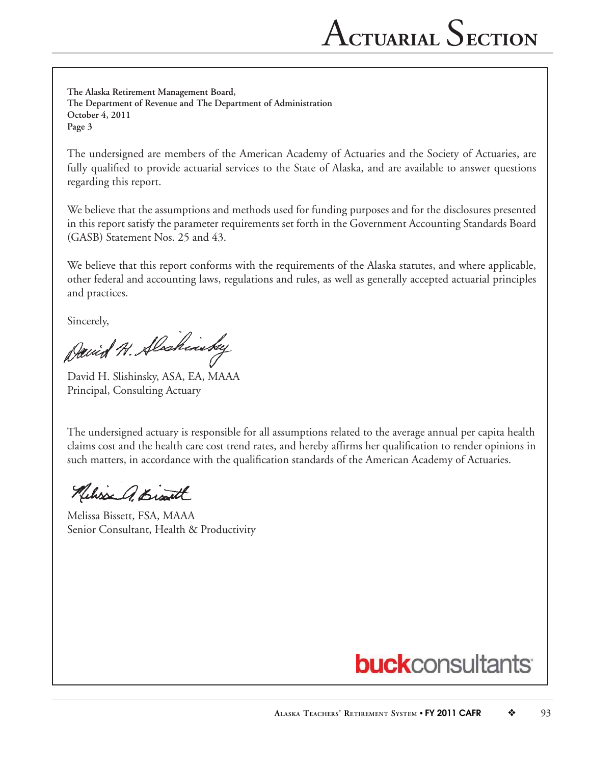The Alaska Retirement Management Board,
The Department of Revenue and The Department of Administration
October 4, 2011
Page 3

The undersigned are members of the American Academy of Actuaries and the Society of Actuaries, are fully qualified to provide actuarial services to the State of Alaska, and are available to answer questions regarding this report.

We believe that the assumptions and methods used for funding purposes and for the disclosures presented in this report satisfy the parameter requirements set forth in the Government Accounting Standards Board (GASB) Statement Nos. 25 and 43.

We believe that this report conforms with the requirements of the Alaska statutes, and where applicable, other federal and accounting laws, regulations and rules, as well as generally accepted actuarial principles and practices.

Sincerely,

David H. Slishinsky, ASA, EA, MAAA
Principal, Consulting Actuary

The undersigned actuary is responsible for all assumptions related to the average annual per capita health claims cost and the health care cost trend rates, and hereby affirms her qualification to render opinions in such matters, in accordance with the qualification standards of the American Academy of Actuaries.

Melissa Bissett, FSA, MAAA
Senior Consultant, Health & Productivity

buckconsultants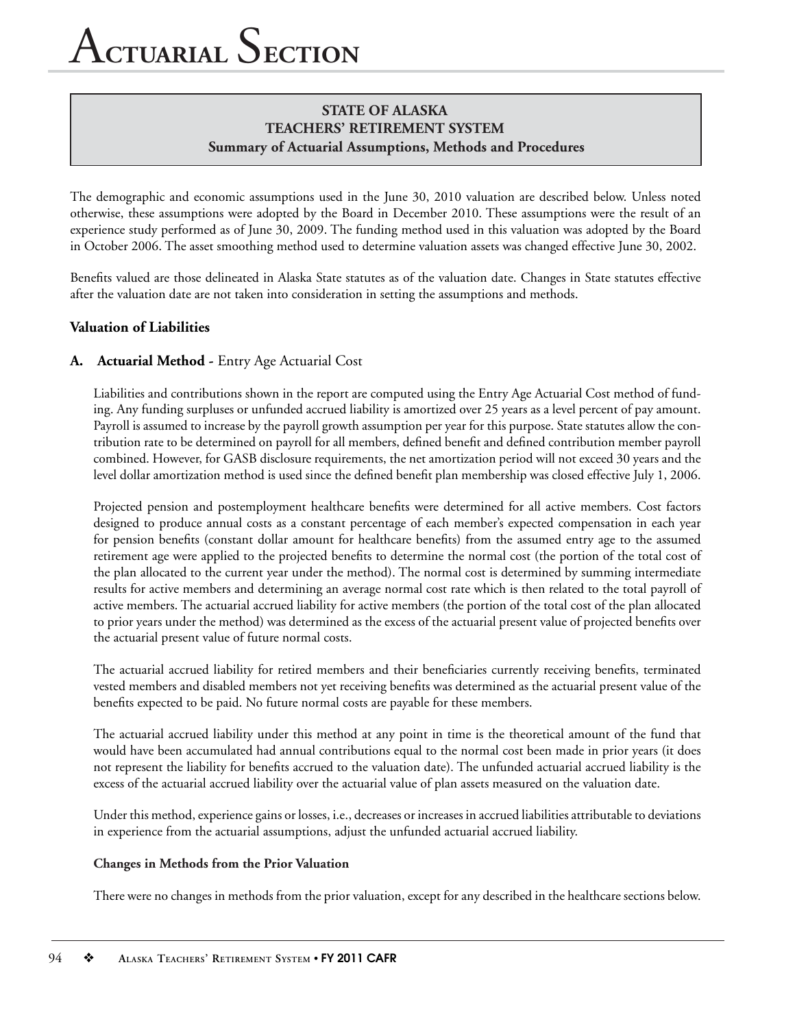# Actuarial Section

## STATE OF ALASKA
## TEACHERS' RETIREMENT SYSTEM
### Summary of Actuarial Assumptions, Methods and Procedures

The demographic and economic assumptions used in the June 30, 2010 valuation are described below. Unless noted otherwise, these assumptions were adopted by the Board in December 2010. These assumptions were the result of an experience study performed as of June 30, 2009. The funding method used in this valuation was adopted by the Board in October 2006. The asset smoothing method used to determine valuation assets was changed effective June 30, 2002.

Benefits valued are those delineated in Alaska State statutes as of the valuation date. Changes in State statutes effective after the valuation date are not taken into consideration in setting the assumptions and methods.

### Valuation of Liabilities

**A. Actuarial Method -** Entry Age Actuarial Cost

Liabilities and contributions shown in the report are computed using the Entry Age Actuarial Cost method of funding. Any funding surpluses or unfunded accrued liability is amortized over 25 years as a level percent of pay amount. Payroll is assumed to increase by the payroll growth assumption per year for this purpose. State statutes allow the contribution rate to be determined on payroll for all members, defined benefit and defined contribution member payroll combined. However, for GASB disclosure requirements, the net amortization period will not exceed 30 years and the level dollar amortization method is used since the defined benefit plan membership was closed effective July 1, 2006.

Projected pension and postemployment healthcare benefits were determined for all active members. Cost factors designed to produce annual costs as a constant percentage of each member's expected compensation in each year for pension benefits (constant dollar amount for healthcare benefits) from the assumed entry age to the assumed retirement age were applied to the projected benefits to determine the normal cost (the portion of the total cost of the plan allocated to the current year under the method). The normal cost is determined by summing intermediate results for active members and determining an average normal cost rate which is then related to the total payroll of active members. The actuarial accrued liability for active members (the portion of the total cost of the plan allocated to prior years under the method) was determined as the excess of the actuarial present value of projected benefits over the actuarial present value of future normal costs.

The actuarial accrued liability for retired members and their beneficiaries currently receiving benefits, terminated vested members and disabled members not yet receiving benefits was determined as the actuarial present value of the benefits expected to be paid. No future normal costs are payable for these members.

The actuarial accrued liability under this method at any point in time is the theoretical amount of the fund that would have been accumulated had annual contributions equal to the normal cost been made in prior years (it does not represent the liability for benefits accrued to the valuation date). The unfunded actuarial accrued liability is the excess of the actuarial accrued liability over the actuarial value of plan assets measured on the valuation date.

Under this method, experience gains or losses, i.e., decreases or increases in accrued liabilities attributable to deviations in experience from the actuarial assumptions, adjust the unfunded actuarial accrued liability.

**Changes in Methods from the Prior Valuation**

There were no changes in methods from the prior valuation, except for any described in the healthcare sections below.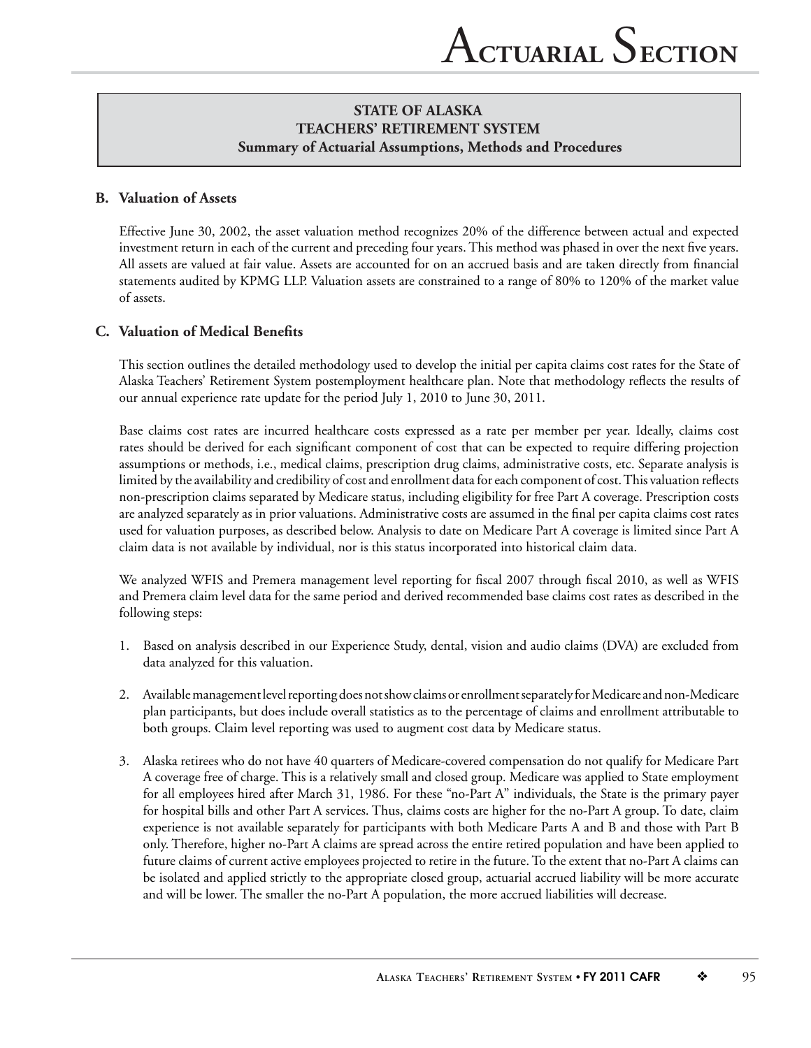## STATE OF ALASKA
## TEACHERS' RETIREMENT SYSTEM
### Summary of Actuarial Assumptions, Methods and Procedures

### B. Valuation of Assets

Effective June 30, 2002, the asset valuation method recognizes 20% of the difference between actual and expected investment return in each of the current and preceding four years. This method was phased in over the next five years. All assets are valued at fair value. Assets are accounted for on an accrued basis and are taken directly from financial statements audited by KPMG LLP. Valuation assets are constrained to a range of 80% to 120% of the market value of assets.

### C. Valuation of Medical Benefits

This section outlines the detailed methodology used to develop the initial per capita claims cost rates for the State of Alaska Teachers' Retirement System postemployment healthcare plan. Note that methodology reflects the results of our annual experience rate update for the period July 1, 2010 to June 30, 2011.

Base claims cost rates are incurred healthcare costs expressed as a rate per member per year. Ideally, claims cost rates should be derived for each significant component of cost that can be expected to require differing projection assumptions or methods, i.e., medical claims, prescription drug claims, administrative costs, etc. Separate analysis is limited by the availability and credibility of cost and enrollment data for each component of cost. This valuation reflects non-prescription claims separated by Medicare status, including eligibility for free Part A coverage. Prescription costs are analyzed separately as in prior valuations. Administrative costs are assumed in the final per capita claims cost rates used for valuation purposes, as described below. Analysis to date on Medicare Part A coverage is limited since Part A claim data is not available by individual, nor is this status incorporated into historical claim data.

We analyzed WFIS and Premera management level reporting for fiscal 2007 through fiscal 2010, as well as WFIS and Premera claim level data for the same period and derived recommended base claims cost rates as described in the following steps:

1. Based on analysis described in our Experience Study, dental, vision and audio claims (DVA) are excluded from data analyzed for this valuation.
2. Available management level reporting does not show claims or enrollment separately for Medicare and non-Medicare plan participants, but does include overall statistics as to the percentage of claims and enrollment attributable to both groups. Claim level reporting was used to augment cost data by Medicare status.
3. Alaska retirees who do not have 40 quarters of Medicare-covered compensation do not qualify for Medicare Part A coverage free of charge. This is a relatively small and closed group. Medicare was applied to State employment for all employees hired after March 31, 1986. For these "no-Part A" individuals, the State is the primary payer for hospital bills and other Part A services. Thus, claims costs are higher for the no-Part A group. To date, claim experience is not available separately for participants with both Medicare Parts A and B and those with Part B only. Therefore, higher no-Part A claims are spread across the entire retired population and have been applied to future claims of current active employees projected to retire in the future. To the extent that no-Part A claims can be isolated and applied strictly to the appropriate closed group, actuarial accrued liability will be more accurate and will be lower. The smaller the no-Part A population, the more accrued liabilities will decrease.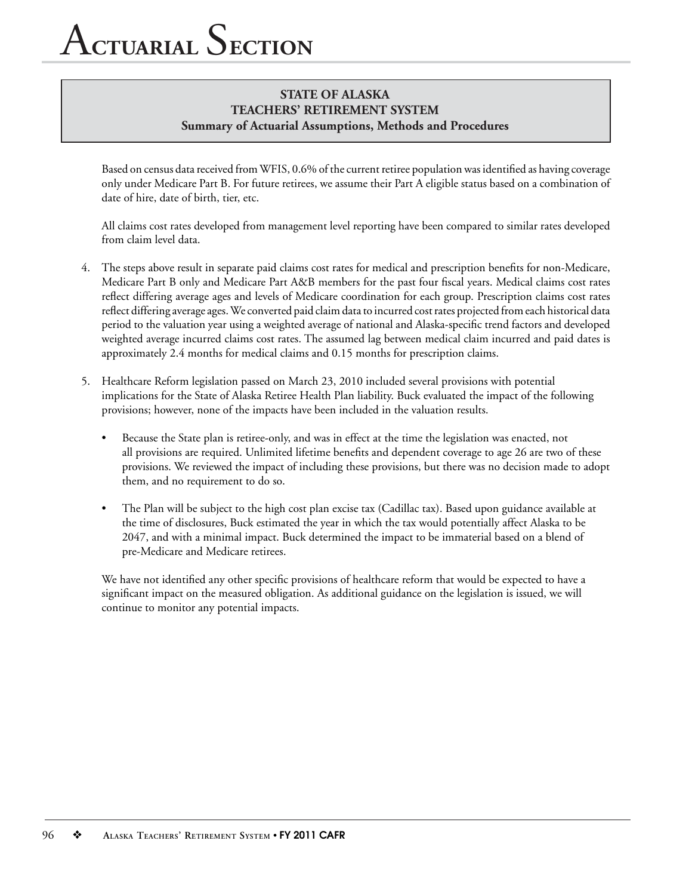**STATE OF ALASKA**
**TEACHERS' RETIREMENT SYSTEM**
**Summary of Actuarial Assumptions, Methods and Procedures**

Based on census data received from WFIS, 0.6% of the current retiree population was identified as having coverage only under Medicare Part B. For future retirees, we assume their Part A eligible status based on a combination of date of hire, date of birth, tier, etc.

All claims cost rates developed from management level reporting have been compared to similar rates developed from claim level data.

4. The steps above result in separate paid claims cost rates for medical and prescription benefits for non-Medicare, Medicare Part B only and Medicare Part A&B members for the past four fiscal years. Medical claims cost rates reflect differing average ages and levels of Medicare coordination for each group. Prescription claims cost rates reflect differing average ages. We converted paid claim data to incurred cost rates projected from each historical data period to the valuation year using a weighted average of national and Alaska-specific trend factors and developed weighted average incurred claims cost rates. The assumed lag between medical claim incurred and paid dates is approximately 2.4 months for medical claims and 0.15 months for prescription claims.

5. Healthcare Reform legislation passed on March 23, 2010 included several provisions with potential implications for the State of Alaska Retiree Health Plan liability. Buck evaluated the impact of the following provisions; however, none of the impacts have been included in the valuation results.

   - Because the State plan is retiree-only, and was in effect at the time the legislation was enacted, not all provisions are required. Unlimited lifetime benefits and dependent coverage to age 26 are two of these provisions. We reviewed the impact of including these provisions, but there was no decision made to adopt them, and no requirement to do so.

   - The Plan will be subject to the high cost plan excise tax (Cadillac tax). Based upon guidance available at the time of disclosures, Buck estimated the year in which the tax would potentially affect Alaska to be 2047, and with a minimal impact. Buck determined the impact to be immaterial based on a blend of pre-Medicare and Medicare retirees.

   We have not identified any other specific provisions of healthcare reform that would be expected to have a significant impact on the measured obligation. As additional guidance on the legislation is issued, we will continue to monitor any potential impacts.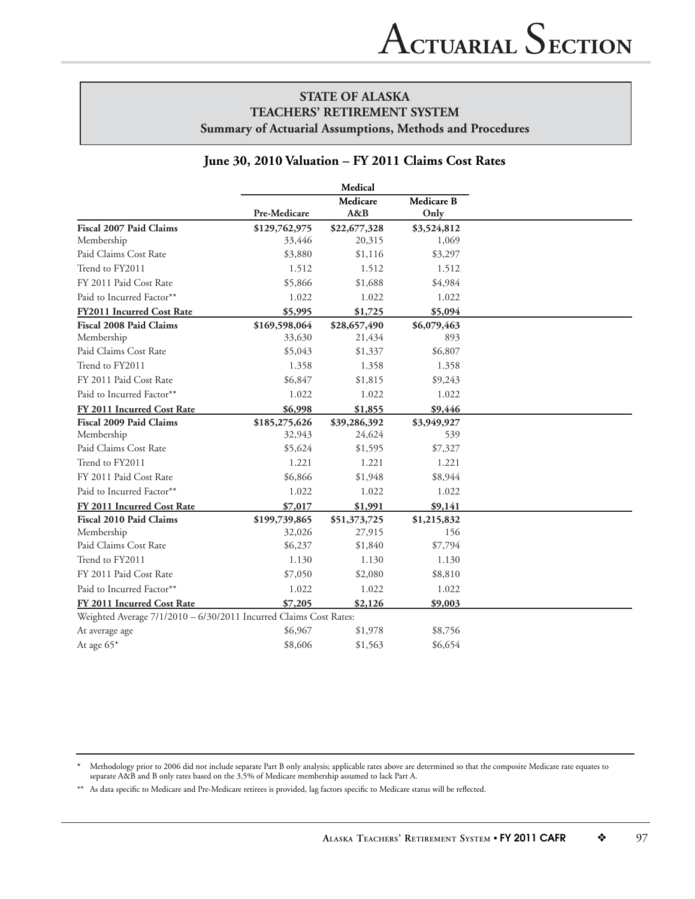## STATE OF ALASKA
## TEACHERS' RETIREMENT SYSTEM
### Summary of Actuarial Assumptions, Methods and Procedures

### June 30, 2010 Valuation – FY 2011 Claims Cost Rates

| | Medical | | |
|---|---|---|---|
| | Pre-Medicare | Medicare A&B | Medicare B Only |
| **Fiscal 2007 Paid Claims** | **$129,762,975** | **$22,677,328** | **$3,524,812** |
| Membership | 33,446 | 20,315 | 1,069 |
| Paid Claims Cost Rate | $3,880 | $1,116 | $3,297 |
| Trend to FY2011 | 1.512 | 1.512 | 1.512 |
| FY 2011 Paid Cost Rate | $5,866 | $1,688 | $4,984 |
| Paid to Incurred Factor** | 1.022 | 1.022 | 1.022 |
| **FY2011 Incurred Cost Rate** | **$5,995** | **$1,725** | **$5,094** |
| **Fiscal 2008 Paid Claims** | **$169,598,064** | **$28,657,490** | **$6,079,463** |
| Membership | 33,630 | 21,434 | 893 |
| Paid Claims Cost Rate | $5,043 | $1,337 | $6,807 |
| Trend to FY2011 | 1.358 | 1.358 | 1.358 |
| FY 2011 Paid Cost Rate | $6,847 | $1,815 | $9,243 |
| Paid to Incurred Factor** | 1.022 | 1.022 | 1.022 |
| **FY 2011 Incurred Cost Rate** | **$6,998** | **$1,855** | **$9,446** |
| **Fiscal 2009 Paid Claims** | **$185,275,626** | **$39,286,392** | **$3,949,927** |
| Membership | 32,943 | 24,624 | 539 |
| Paid Claims Cost Rate | $5,624 | $1,595 | $7,327 |
| Trend to FY2011 | 1.221 | 1.221 | 1.221 |
| FY 2011 Paid Cost Rate | $6,866 | $1,948 | $8,944 |
| Paid to Incurred Factor** | 1.022 | 1.022 | 1.022 |
| **FY 2011 Incurred Cost Rate** | **$7,017** | **$1,991** | **$9,141** |
| **Fiscal 2010 Paid Claims** | **$199,739,865** | **$51,373,725** | **$1,215,832** |
| Membership | 32,026 | 27,915 | 156 |
| Paid Claims Cost Rate | $6,237 | $1,840 | $7,794 |
| Trend to FY2011 | 1.130 | 1.130 | 1.130 |
| FY 2011 Paid Cost Rate | $7,050 | $2,080 | $8,810 |
| Paid to Incurred Factor** | 1.022 | 1.022 | 1.022 |
| **FY 2011 Incurred Cost Rate** | **$7,205** | **$2,126** | **$9,003** |
| Weighted Average 7/1/2010 – 6/30/2011 Incurred Claims Cost Rates: | | | |
| At average age | $6,967 | $1,978 | $8,756 |
| At age 65* | $8,606 | $1,563 | $6,654 |

\* Methodology prior to 2006 did not include separate Part B only analysis; applicable rates above are determined so that the composite Medicare rate equates to separate A&B and B only rates based on the 3.5% of Medicare membership assumed to lack Part A.

\** As data specific to Medicare and Pre-Medicare retirees is provided, lag factors specific to Medicare status will be reflected.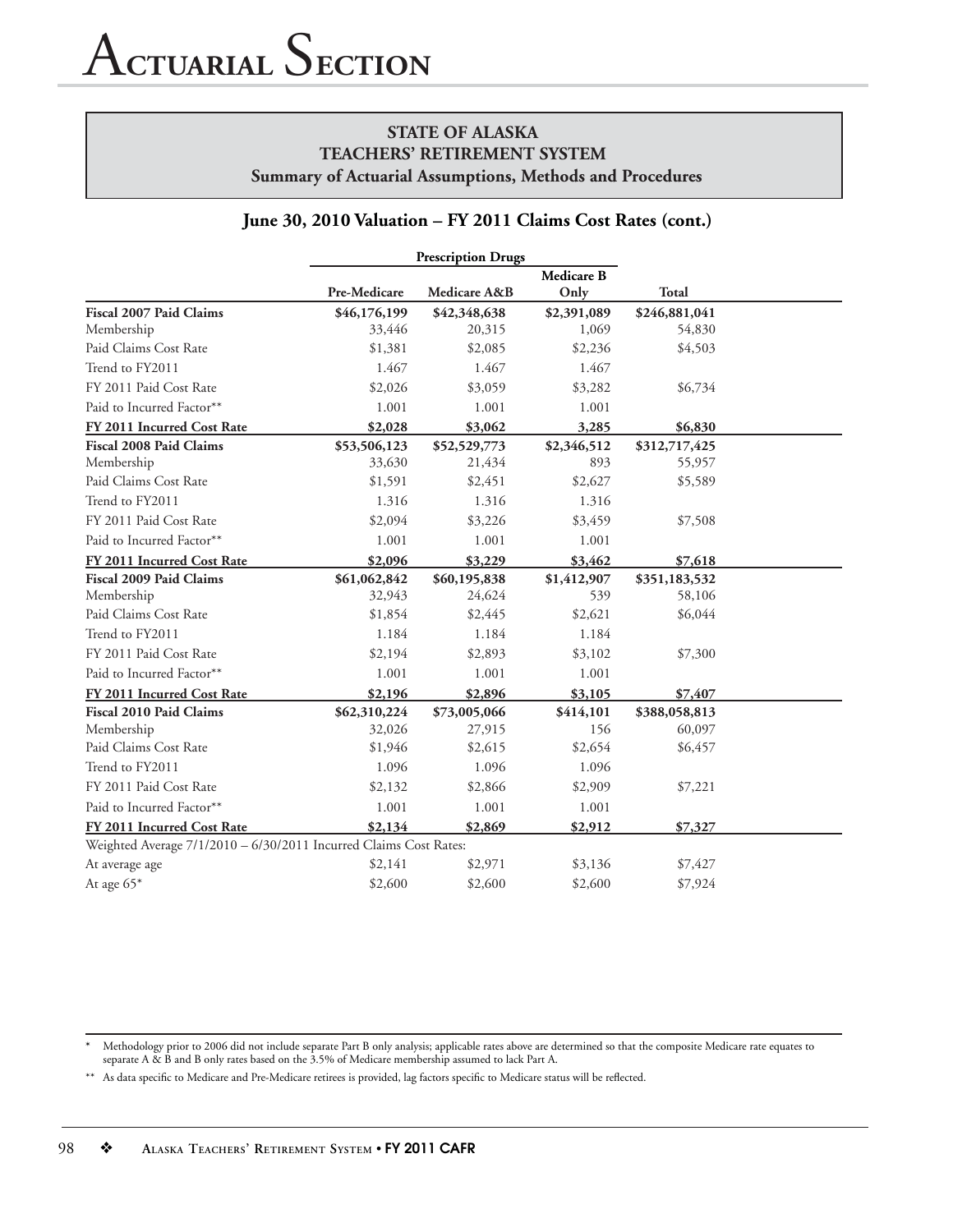# Actuarial Section

**STATE OF ALASKA**
**TEACHERS' RETIREMENT SYSTEM**
**Summary of Actuarial Assumptions, Methods and Procedures**

## June 30, 2010 Valuation – FY 2011 Claims Cost Rates (cont.)

| | Prescription Drugs | | | |
|---|---|---|---|---|
| | **Pre-Medicare** | **Medicare A&B** | **Medicare B Only** | **Total** |
| **Fiscal 2007 Paid Claims** | **$46,176,199** | **$42,348,638** | **$2,391,089** | **$246,881,041** |
| Membership | 33,446 | 20,315 | 1,069 | 54,830 |
| Paid Claims Cost Rate | $1,381 | $2,085 | $2,236 | $4,503 |
| Trend to FY2011 | 1.467 | 1.467 | 1.467 | |
| FY 2011 Paid Cost Rate | $2,026 | $3,059 | $3,282 | $6,734 |
| Paid to Incurred Factor** | 1.001 | 1.001 | 1.001 | |
| **FY 2011 Incurred Cost Rate** | **$2,028** | **$3,062** | **3,285** | **$6,830** |
| **Fiscal 2008 Paid Claims** | **$53,506,123** | **$52,529,773** | **$2,346,512** | **$312,717,425** |
| Membership | 33,630 | 21,434 | 893 | 55,957 |
| Paid Claims Cost Rate | $1,591 | $2,451 | $2,627 | $5,589 |
| Trend to FY2011 | 1.316 | 1.316 | 1.316 | |
| FY 2011 Paid Cost Rate | $2,094 | $3,226 | $3,459 | $7,508 |
| Paid to Incurred Factor** | 1.001 | 1.001 | 1.001 | |
| **FY 2011 Incurred Cost Rate** | **$2,096** | **$3,229** | **$3,462** | **$7,618** |
| **Fiscal 2009 Paid Claims** | **$61,062,842** | **$60,195,838** | **$1,412,907** | **$351,183,532** |
| Membership | 32,943 | 24,624 | 539 | 58,106 |
| Paid Claims Cost Rate | $1,854 | $2,445 | $2,621 | $6,044 |
| Trend to FY2011 | 1.184 | 1.184 | 1.184 | |
| FY 2011 Paid Cost Rate | $2,194 | $2,893 | $3,102 | $7,300 |
| Paid to Incurred Factor** | 1.001 | 1.001 | 1.001 | |
| **FY 2011 Incurred Cost Rate** | **$2,196** | **$2,896** | **$3,105** | **$7,407** |
| **Fiscal 2010 Paid Claims** | **$62,310,224** | **$73,005,066** | **$414,101** | **$388,058,813** |
| Membership | 32,026 | 27,915 | 156 | 60,097 |
| Paid Claims Cost Rate | $1,946 | $2,615 | $2,654 | $6,457 |
| Trend to FY2011 | 1.096 | 1.096 | 1.096 | |
| FY 2011 Paid Cost Rate | $2,132 | $2,866 | $2,909 | $7,221 |
| Paid to Incurred Factor** | 1.001 | 1.001 | 1.001 | |
| **FY 2011 Incurred Cost Rate** | **$2,134** | **$2,869** | **$2,912** | **$7,327** |
| Weighted Average 7/1/2010 – 6/30/2011 Incurred Claims Cost Rates: | | | | |
| At average age | $2,141 | $2,971 | $3,136 | $7,427 |
| At age 65* | $2,600 | $2,600 | $2,600 | $7,924 |

\* Methodology prior to 2006 did not include separate Part B only analysis; applicable rates above are determined so that the composite Medicare rate equates to separate A & B and B only rates based on the 3.5% of Medicare membership assumed to lack Part A.

\*\* As data specific to Medicare and Pre-Medicare retirees is provided, lag factors specific to Medicare status will be reflected.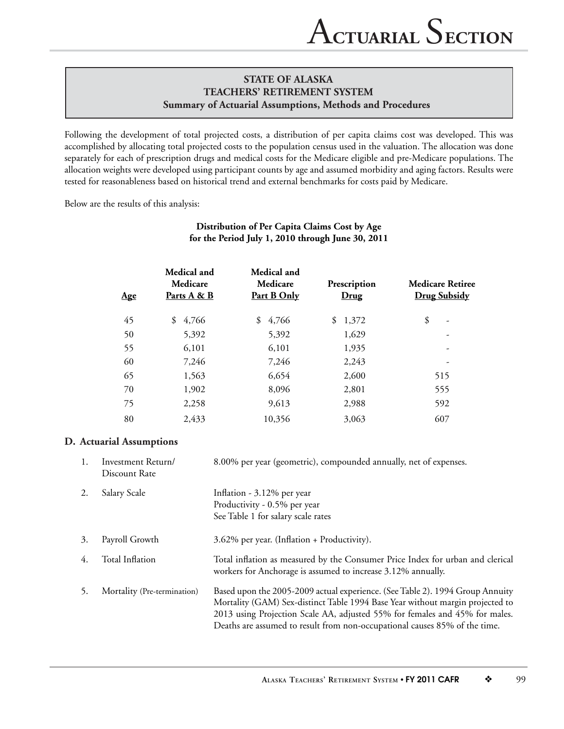## STATE OF ALASKA
## TEACHERS' RETIREMENT SYSTEM
### Summary of Actuarial Assumptions, Methods and Procedures

Following the development of total projected costs, a distribution of per capita claims cost was developed. This was accomplished by allocating total projected costs to the population census used in the valuation. The allocation was done separately for each of prescription drugs and medical costs for the Medicare eligible and pre-Medicare populations. The allocation weights were developed using participant counts by age and assumed morbidity and aging factors. Results were tested for reasonableness based on historical trend and external benchmarks for costs paid by Medicare.

Below are the results of this analysis:

**Distribution of Per Capita Claims Cost by Age for the Period July 1, 2010 through June 30, 2011**

| Age | Medical and Medicare Parts A & B | Medical and Medicare Part B Only | Prescription Drug | Medicare Retiree Drug Subsidy |
|---|---|---|---|---|
| 45 | $ 4,766 | $ 4,766 | $ 1,372 | $ - |
| 50 | 5,392 | 5,392 | 1,629 | - |
| 55 | 6,101 | 6,101 | 1,935 | - |
| 60 | 7,246 | 7,246 | 2,243 | - |
| 65 | 1,563 | 6,654 | 2,600 | 515 |
| 70 | 1,902 | 8,096 | 2,801 | 555 |
| 75 | 2,258 | 9,613 | 2,988 | 592 |
| 80 | 2,433 | 10,356 | 3,063 | 607 |

### D. Actuarial Assumptions

| | | |
|---|---|---|
| 1. | Investment Return/ Discount Rate | 8.00% per year (geometric), compounded annually, net of expenses. |
| 2. | Salary Scale | Inflation - 3.12% per year<br>Productivity - 0.5% per year<br>See Table 1 for salary scale rates |
| 3. | Payroll Growth | 3.62% per year. (Inflation + Productivity). |
| 4. | Total Inflation | Total inflation as measured by the Consumer Price Index for urban and clerical workers for Anchorage is assumed to increase 3.12% annually. |
| 5. | Mortality (Pre-termination) | Based upon the 2005-2009 actual experience. (See Table 2). 1994 Group Annuity Mortality (GAM) Sex-distinct Table 1994 Base Year without margin projected to 2013 using Projection Scale AA, adjusted 55% for females and 45% for males. Deaths are assumed to result from non-occupational causes 85% of the time. |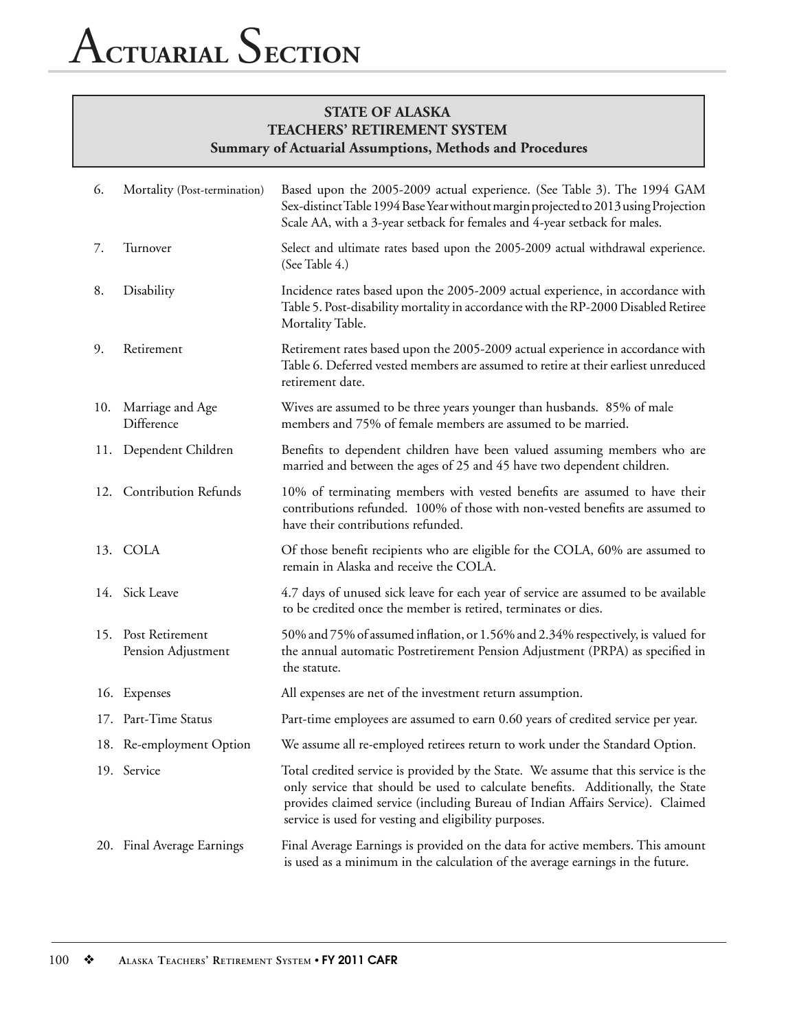**STATE OF ALASKA**
**TEACHERS' RETIREMENT SYSTEM**
**Summary of Actuarial Assumptions, Methods and Procedures**

6. Mortality (Post-termination) — Based upon the 2005-2009 actual experience. (See Table 3). The 1994 GAM Sex-distinct Table 1994 Base Year without margin projected to 2013 using Projection Scale AA, with a 3-year setback for females and 4-year setback for males.

7. Turnover — Select and ultimate rates based upon the 2005-2009 actual withdrawal experience. (See Table 4.)

8. Disability — Incidence rates based upon the 2005-2009 actual experience, in accordance with Table 5. Post-disability mortality in accordance with the RP-2000 Disabled Retiree Mortality Table.

9. Retirement — Retirement rates based upon the 2005-2009 actual experience in accordance with Table 6. Deferred vested members are assumed to retire at their earliest unreduced retirement date.

10. Marriage and Age Difference — Wives are assumed to be three years younger than husbands. 85% of male members and 75% of female members are assumed to be married.

11. Dependent Children — Benefits to dependent children have been valued assuming members who are married and between the ages of 25 and 45 have two dependent children.

12. Contribution Refunds — 10% of terminating members with vested benefits are assumed to have their contributions refunded. 100% of those with non-vested benefits are assumed to have their contributions refunded.

13. COLA — Of those benefit recipients who are eligible for the COLA, 60% are assumed to remain in Alaska and receive the COLA.

14. Sick Leave — 4.7 days of unused sick leave for each year of service are assumed to be available to be credited once the member is retired, terminates or dies.

15. Post Retirement Pension Adjustment — 50% and 75% of assumed inflation, or 1.56% and 2.34% respectively, is valued for the annual automatic Postretirement Pension Adjustment (PRPA) as specified in the statute.

16. Expenses — All expenses are net of the investment return assumption.

17. Part-Time Status — Part-time employees are assumed to earn 0.60 years of credited service per year.

18. Re-employment Option — We assume all re-employed retirees return to work under the Standard Option.

19. Service — Total credited service is provided by the State. We assume that this service is the only service that should be used to calculate benefits. Additionally, the State provides claimed service (including Bureau of Indian Affairs Service). Claimed service is used for vesting and eligibility purposes.

20. Final Average Earnings — Final Average Earnings is provided on the data for active members. This amount is used as a minimum in the calculation of the average earnings in the future.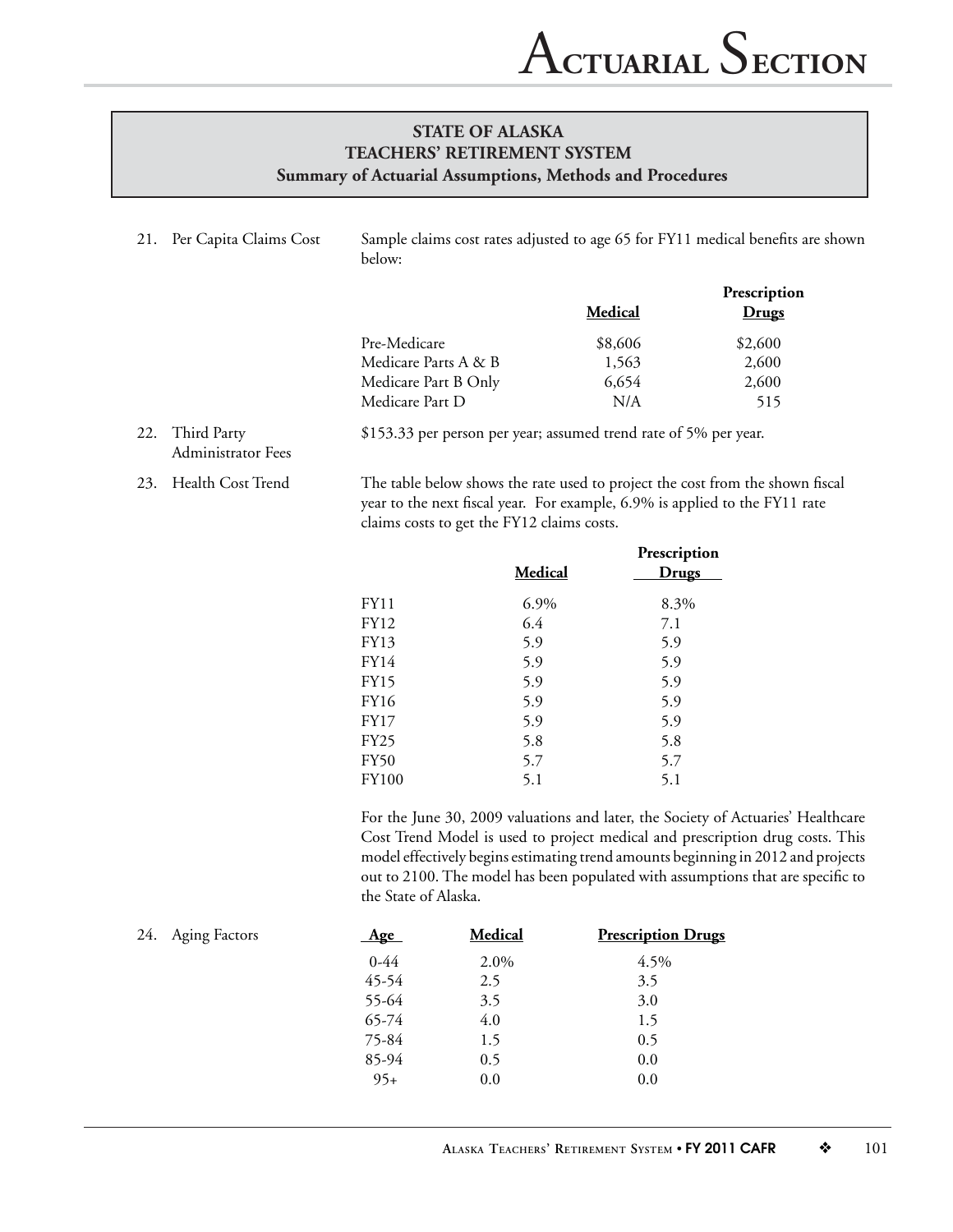## STATE OF ALASKA
## TEACHERS' RETIREMENT SYSTEM
### Summary of Actuarial Assumptions, Methods and Procedures

21. Per Capita Claims Cost

Sample claims cost rates adjusted to age 65 for FY11 medical benefits are shown below:

| | Medical | Prescription Drugs |
|---|---|---|
| Pre-Medicare | $8,606 | $2,600 |
| Medicare Parts A & B | 1,563 | 2,600 |
| Medicare Part B Only | 6,654 | 2,600 |
| Medicare Part D | N/A | 515 |

22. Third Party Administrator Fees

$153.33 per person per year; assumed trend rate of 5% per year.

23. Health Cost Trend

The table below shows the rate used to project the cost from the shown fiscal year to the next fiscal year. For example, 6.9% is applied to the FY11 rate claims costs to get the FY12 claims costs.

| | Medical | Prescription Drugs |
|---|---|---|
| FY11 | 6.9% | 8.3% |
| FY12 | 6.4 | 7.1 |
| FY13 | 5.9 | 5.9 |
| FY14 | 5.9 | 5.9 |
| FY15 | 5.9 | 5.9 |
| FY16 | 5.9 | 5.9 |
| FY17 | 5.9 | 5.9 |
| FY25 | 5.8 | 5.8 |
| FY50 | 5.7 | 5.7 |
| FY100 | 5.1 | 5.1 |

For the June 30, 2009 valuations and later, the Society of Actuaries' Healthcare Cost Trend Model is used to project medical and prescription drug costs. This model effectively begins estimating trend amounts beginning in 2012 and projects out to 2100. The model has been populated with assumptions that are specific to the State of Alaska.

24. Aging Factors

| Age | Medical | Prescription Drugs |
|---|---|---|
| 0-44 | 2.0% | 4.5% |
| 45-54 | 2.5 | 3.5 |
| 55-64 | 3.5 | 3.0 |
| 65-74 | 4.0 | 1.5 |
| 75-84 | 1.5 | 0.5 |
| 85-94 | 0.5 | 0.0 |
| 95+ | 0.0 | 0.0 |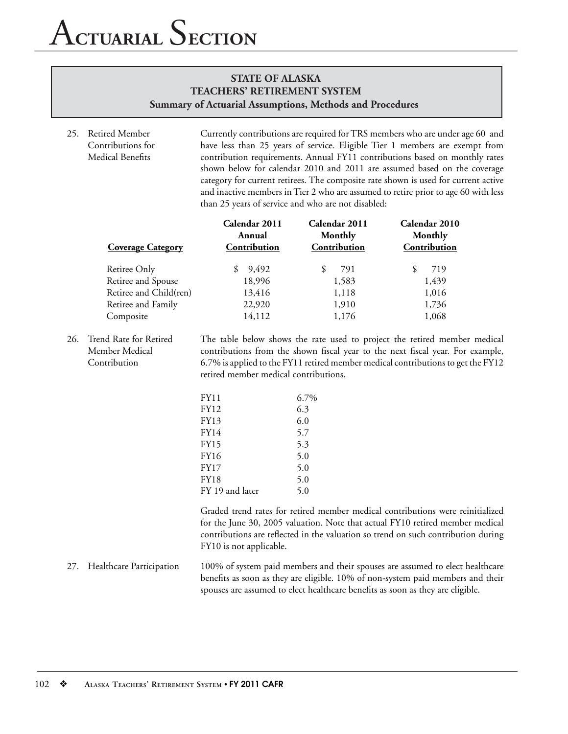# Actuarial Section

**STATE OF ALASKA**
**TEACHERS' RETIREMENT SYSTEM**
**Summary of Actuarial Assumptions, Methods and Procedures**

25. Retired Member Contributions for Medical Benefits

Currently contributions are required for TRS members who are under age 60 and have less than 25 years of service. Eligible Tier 1 members are exempt from contribution requirements. Annual FY11 contributions based on monthly rates shown below for calendar 2010 and 2011 are assumed based on the coverage category for current retirees. The composite rate shown is used for current active and inactive members in Tier 2 who are assumed to retire prior to age 60 with less than 25 years of service and who are not disabled:

| Coverage Category | Calendar 2011 Annual Contribution | Calendar 2011 Monthly Contribution | Calendar 2010 Monthly Contribution |
|---|---|---|---|
| Retiree Only | $ 9,492 | $ 791 | $ 719 |
| Retiree and Spouse | 18,996 | 1,583 | 1,439 |
| Retiree and Child(ren) | 13,416 | 1,118 | 1,016 |
| Retiree and Family | 22,920 | 1,910 | 1,736 |
| Composite | 14,112 | 1,176 | 1,068 |

26. Trend Rate for Retired Member Medical Contribution

The table below shows the rate used to project the retired member medical contributions from the shown fiscal year to the next fiscal year. For example, 6.7% is applied to the FY11 retired member medical contributions to get the FY12 retired member medical contributions.

| | |
|---|---|
| FY11 | 6.7% |
| FY12 | 6.3 |
| FY13 | 6.0 |
| FY14 | 5.7 |
| FY15 | 5.3 |
| FY16 | 5.0 |
| FY17 | 5.0 |
| FY18 | 5.0 |
| FY 19 and later | 5.0 |

Graded trend rates for retired member medical contributions were reinitialized for the June 30, 2005 valuation. Note that actual FY10 retired member medical contributions are reflected in the valuation so trend on such contribution during FY10 is not applicable.

27. Healthcare Participation

100% of system paid members and their spouses are assumed to elect healthcare benefits as soon as they are eligible. 10% of non-system paid members and their spouses are assumed to elect healthcare benefits as soon as they are eligible.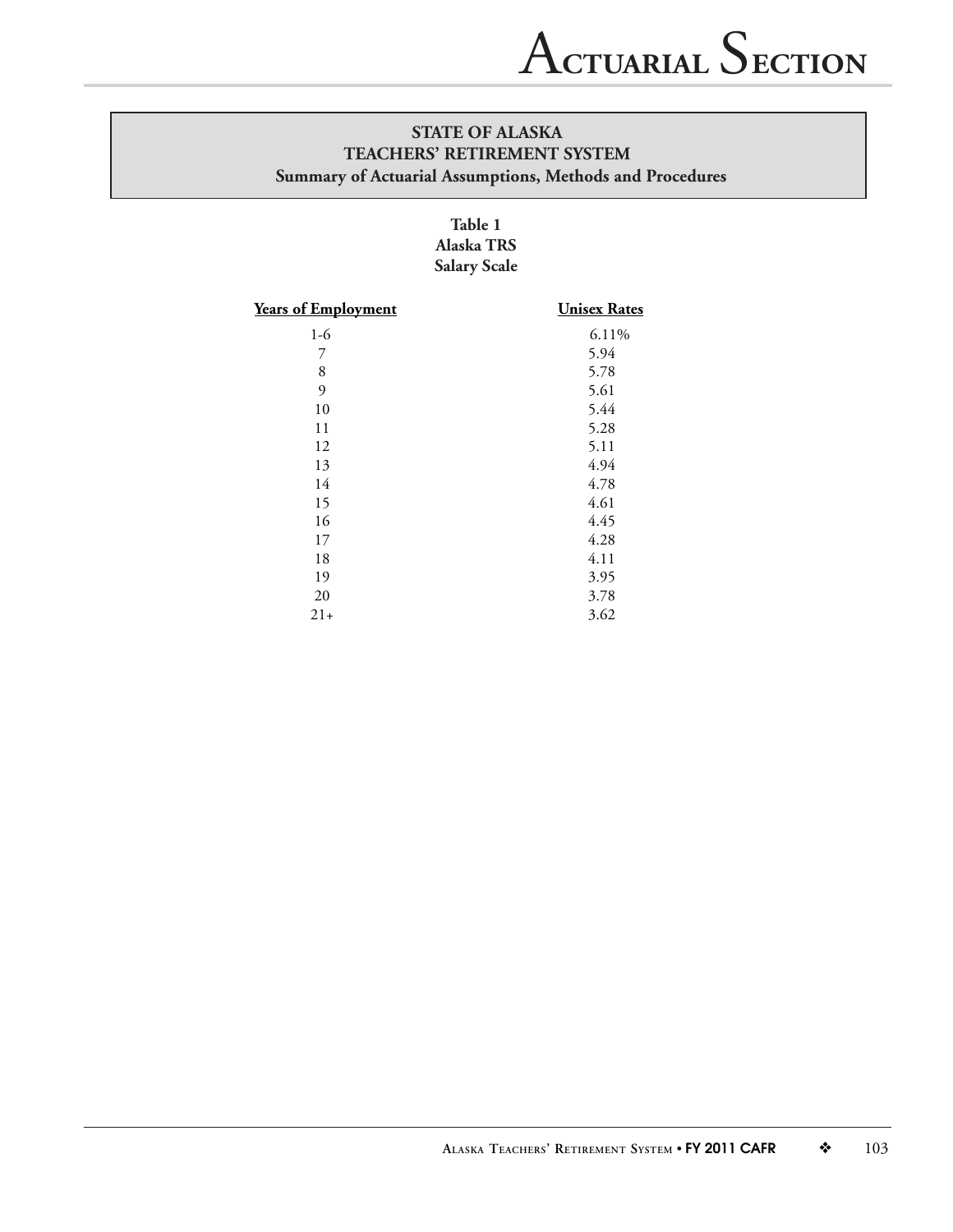## STATE OF ALASKA
## TEACHERS' RETIREMENT SYSTEM
### Summary of Actuarial Assumptions, Methods and Procedures

**Table 1**
**Alaska TRS**
**Salary Scale**

| Years of Employment | Unisex Rates |
|---|---|
| 1-6 | 6.11% |
| 7 | 5.94 |
| 8 | 5.78 |
| 9 | 5.61 |
| 10 | 5.44 |
| 11 | 5.28 |
| 12 | 5.11 |
| 13 | 4.94 |
| 14 | 4.78 |
| 15 | 4.61 |
| 16 | 4.45 |
| 17 | 4.28 |
| 18 | 4.11 |
| 19 | 3.95 |
| 20 | 3.78 |
| 21+ | 3.62 |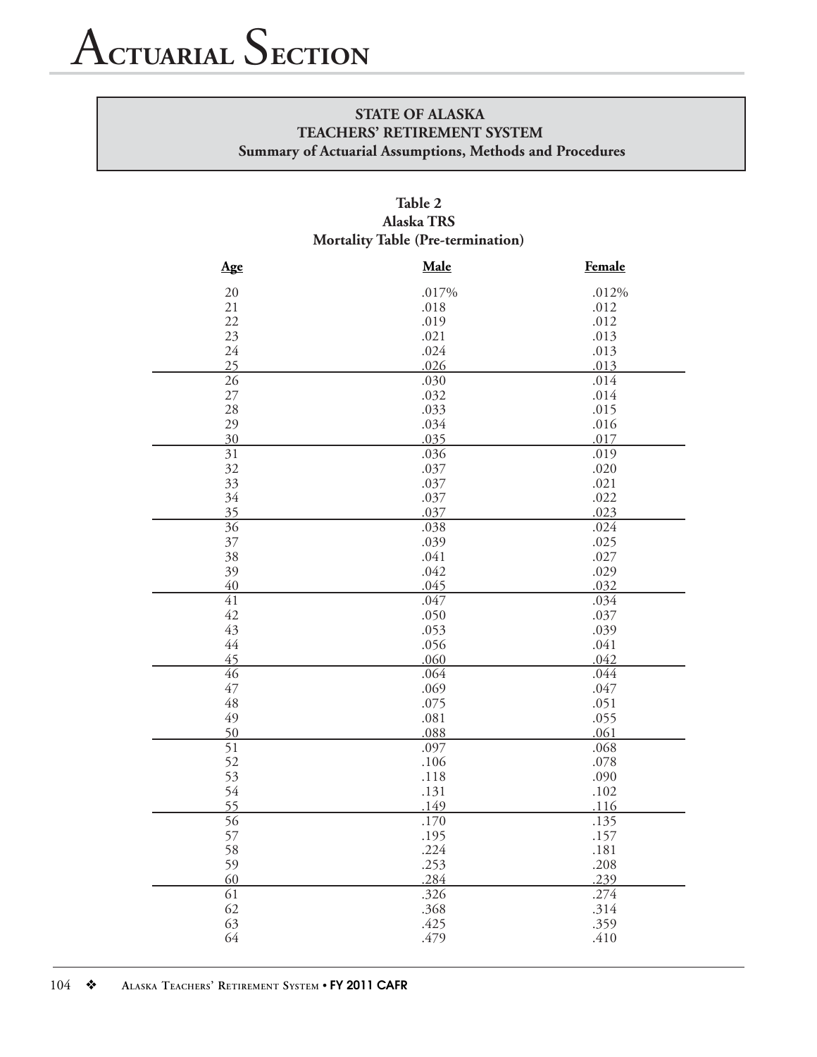# Actuarial Section

**STATE OF ALASKA**
**TEACHERS' RETIREMENT SYSTEM**
**Summary of Actuarial Assumptions, Methods and Procedures**

**Table 2**
**Alaska TRS**
**Mortality Table (Pre-termination)**

| Age | Male | Female |
|---|---|---|
| 20 | .017% | .012% |
| 21 | .018 | .012 |
| 22 | .019 | .012 |
| 23 | .021 | .013 |
| 24 | .024 | .013 |
| 25 | .026 | .013 |
| 26 | .030 | .014 |
| 27 | .032 | .014 |
| 28 | .033 | .015 |
| 29 | .034 | .016 |
| 30 | .035 | .017 |
| 31 | .036 | .019 |
| 32 | .037 | .020 |
| 33 | .037 | .021 |
| 34 | .037 | .022 |
| 35 | .037 | .023 |
| 36 | .038 | .024 |
| 37 | .039 | .025 |
| 38 | .041 | .027 |
| 39 | .042 | .029 |
| 40 | .045 | .032 |
| 41 | .047 | .034 |
| 42 | .050 | .037 |
| 43 | .053 | .039 |
| 44 | .056 | .041 |
| 45 | .060 | .042 |
| 46 | .064 | .044 |
| 47 | .069 | .047 |
| 48 | .075 | .051 |
| 49 | .081 | .055 |
| 50 | .088 | .061 |
| 51 | .097 | .068 |
| 52 | .106 | .078 |
| 53 | .118 | .090 |
| 54 | .131 | .102 |
| 55 | .149 | .116 |
| 56 | .170 | .135 |
| 57 | .195 | .157 |
| 58 | .224 | .181 |
| 59 | .253 | .208 |
| 60 | .284 | .239 |
| 61 | .326 | .274 |
| 62 | .368 | .314 |
| 63 | .425 | .359 |
| 64 | .479 | .410 |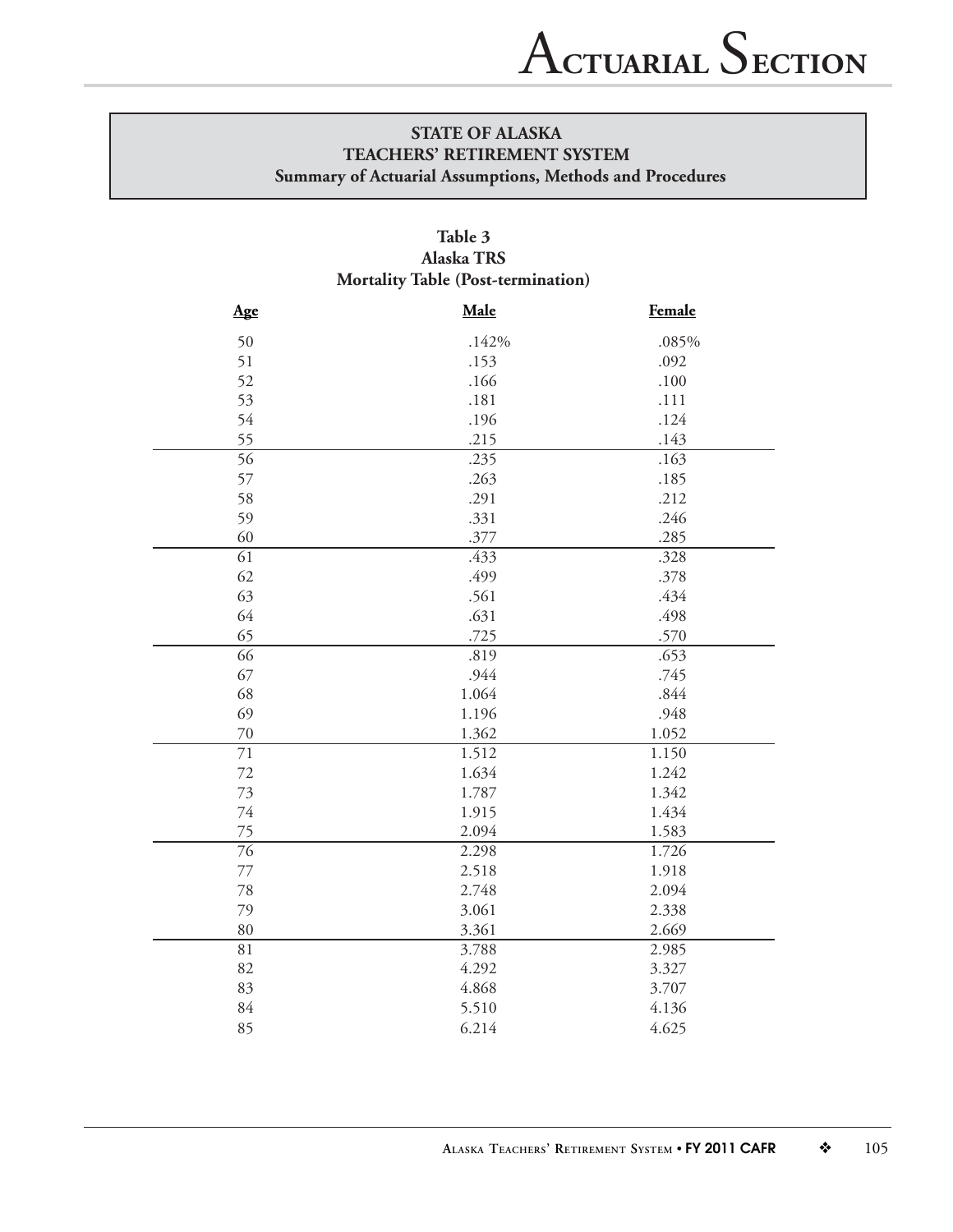# Actuarial Section

**STATE OF ALASKA**
**TEACHERS' RETIREMENT SYSTEM**
**Summary of Actuarial Assumptions, Methods and Procedures**

**Table 3**
**Alaska TRS**
**Mortality Table (Post-termination)**

| Age | Male | Female |
|---|---|---|
| 50 | .142% | .085% |
| 51 | .153 | .092 |
| 52 | .166 | .100 |
| 53 | .181 | .111 |
| 54 | .196 | .124 |
| 55 | .215 | .143 |
| 56 | .235 | .163 |
| 57 | .263 | .185 |
| 58 | .291 | .212 |
| 59 | .331 | .246 |
| 60 | .377 | .285 |
| 61 | .433 | .328 |
| 62 | .499 | .378 |
| 63 | .561 | .434 |
| 64 | .631 | .498 |
| 65 | .725 | .570 |
| 66 | .819 | .653 |
| 67 | .944 | .745 |
| 68 | 1.064 | .844 |
| 69 | 1.196 | .948 |
| 70 | 1.362 | 1.052 |
| 71 | 1.512 | 1.150 |
| 72 | 1.634 | 1.242 |
| 73 | 1.787 | 1.342 |
| 74 | 1.915 | 1.434 |
| 75 | 2.094 | 1.583 |
| 76 | 2.298 | 1.726 |
| 77 | 2.518 | 1.918 |
| 78 | 2.748 | 2.094 |
| 79 | 3.061 | 2.338 |
| 80 | 3.361 | 2.669 |
| 81 | 3.788 | 2.985 |
| 82 | 4.292 | 3.327 |
| 83 | 4.868 | 3.707 |
| 84 | 5.510 | 4.136 |
| 85 | 6.214 | 4.625 |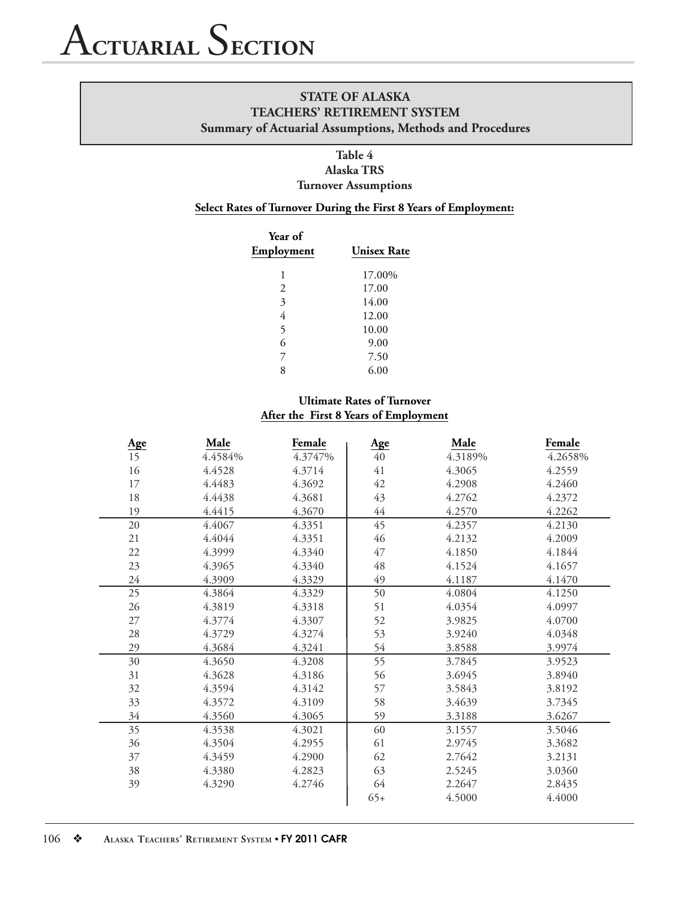# Actuarial Section

**STATE OF ALASKA**
**TEACHERS' RETIREMENT SYSTEM**
**Summary of Actuarial Assumptions, Methods and Procedures**

**Table 4**
**Alaska TRS**
**Turnover Assumptions**

**Select Rates of Turnover During the First 8 Years of Employment:**

| Year of Employment | Unisex Rate |
|---|---|
| 1 | 17.00% |
| 2 | 17.00 |
| 3 | 14.00 |
| 4 | 12.00 |
| 5 | 10.00 |
| 6 | 9.00 |
| 7 | 7.50 |
| 8 | 6.00 |

**Ultimate Rates of Turnover**
**After the First 8 Years of Employment**

| Age | Male | Female | Age | Male | Female |
|---|---|---|---|---|---|
| 15 | 4.4584% | 4.3747% | 40 | 4.3189% | 4.2658% |
| 16 | 4.4528 | 4.3714 | 41 | 4.3065 | 4.2559 |
| 17 | 4.4483 | 4.3692 | 42 | 4.2908 | 4.2460 |
| 18 | 4.4438 | 4.3681 | 43 | 4.2762 | 4.2372 |
| 19 | 4.4415 | 4.3670 | 44 | 4.2570 | 4.2262 |
| 20 | 4.4067 | 4.3351 | 45 | 4.2357 | 4.2130 |
| 21 | 4.4044 | 4.3351 | 46 | 4.2132 | 4.2009 |
| 22 | 4.3999 | 4.3340 | 47 | 4.1850 | 4.1844 |
| 23 | 4.3965 | 4.3340 | 48 | 4.1524 | 4.1657 |
| 24 | 4.3909 | 4.3329 | 49 | 4.1187 | 4.1470 |
| 25 | 4.3864 | 4.3329 | 50 | 4.0804 | 4.1250 |
| 26 | 4.3819 | 4.3318 | 51 | 4.0354 | 4.0997 |
| 27 | 4.3774 | 4.3307 | 52 | 3.9825 | 4.0700 |
| 28 | 4.3729 | 4.3274 | 53 | 3.9240 | 4.0348 |
| 29 | 4.3684 | 4.3241 | 54 | 3.8588 | 3.9974 |
| 30 | 4.3650 | 4.3208 | 55 | 3.7845 | 3.9523 |
| 31 | 4.3628 | 4.3186 | 56 | 3.6945 | 3.8940 |
| 32 | 4.3594 | 4.3142 | 57 | 3.5843 | 3.8192 |
| 33 | 4.3572 | 4.3109 | 58 | 3.4639 | 3.7345 |
| 34 | 4.3560 | 4.3065 | 59 | 3.3188 | 3.6267 |
| 35 | 4.3538 | 4.3021 | 60 | 3.1557 | 3.5046 |
| 36 | 4.3504 | 4.2955 | 61 | 2.9745 | 3.3682 |
| 37 | 4.3459 | 4.2900 | 62 | 2.7642 | 3.2131 |
| 38 | 4.3380 | 4.2823 | 63 | 2.5245 | 3.0360 |
| 39 | 4.3290 | 4.2746 | 64 | 2.2647 | 2.8435 |
| | | | 65+ | 4.5000 | 4.4000 |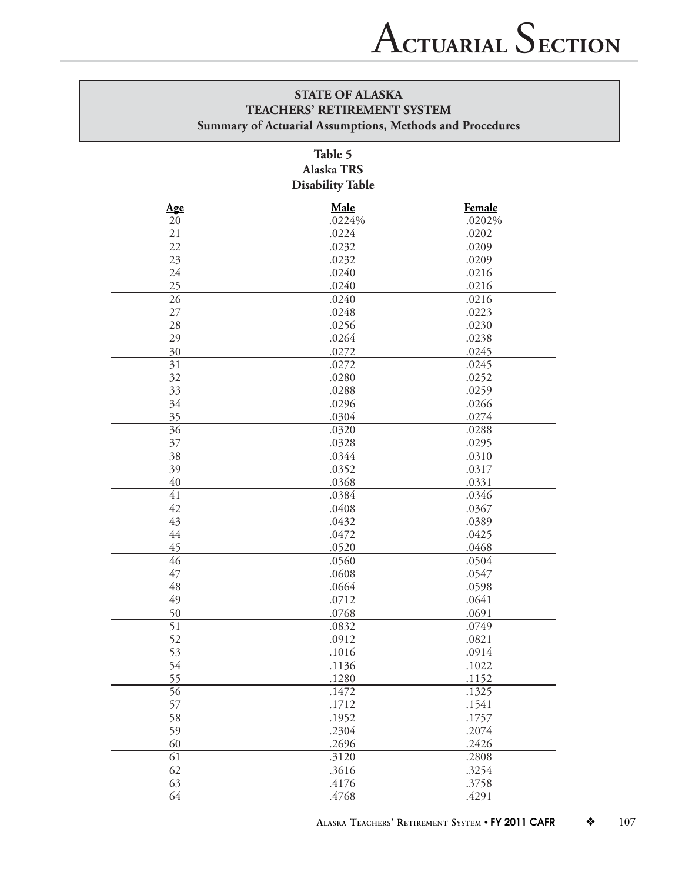**STATE OF ALASKA**
**TEACHERS' RETIREMENT SYSTEM**
**Summary of Actuarial Assumptions, Methods and Procedures**

### Table 5
### Alaska TRS
### Disability Table

| Age | Male | Female |
|---|---|---|
| 20 | .0224% | .0202% |
| 21 | .0224 | .0202 |
| 22 | .0232 | .0209 |
| 23 | .0232 | .0209 |
| 24 | .0240 | .0216 |
| 25 | .0240 | .0216 |
| 26 | .0240 | .0216 |
| 27 | .0248 | .0223 |
| 28 | .0256 | .0230 |
| 29 | .0264 | .0238 |
| 30 | .0272 | .0245 |
| 31 | .0272 | .0245 |
| 32 | .0280 | .0252 |
| 33 | .0288 | .0259 |
| 34 | .0296 | .0266 |
| 35 | .0304 | .0274 |
| 36 | .0320 | .0288 |
| 37 | .0328 | .0295 |
| 38 | .0344 | .0310 |
| 39 | .0352 | .0317 |
| 40 | .0368 | .0331 |
| 41 | .0384 | .0346 |
| 42 | .0408 | .0367 |
| 43 | .0432 | .0389 |
| 44 | .0472 | .0425 |
| 45 | .0520 | .0468 |
| 46 | .0560 | .0504 |
| 47 | .0608 | .0547 |
| 48 | .0664 | .0598 |
| 49 | .0712 | .0641 |
| 50 | .0768 | .0691 |
| 51 | .0832 | .0749 |
| 52 | .0912 | .0821 |
| 53 | .1016 | .0914 |
| 54 | .1136 | .1022 |
| 55 | .1280 | .1152 |
| 56 | .1472 | .1325 |
| 57 | .1712 | .1541 |
| 58 | .1952 | .1757 |
| 59 | .2304 | .2074 |
| 60 | .2696 | .2426 |
| 61 | .3120 | .2808 |
| 62 | .3616 | .3254 |
| 63 | .4176 | .3758 |
| 64 | .4768 | .4291 |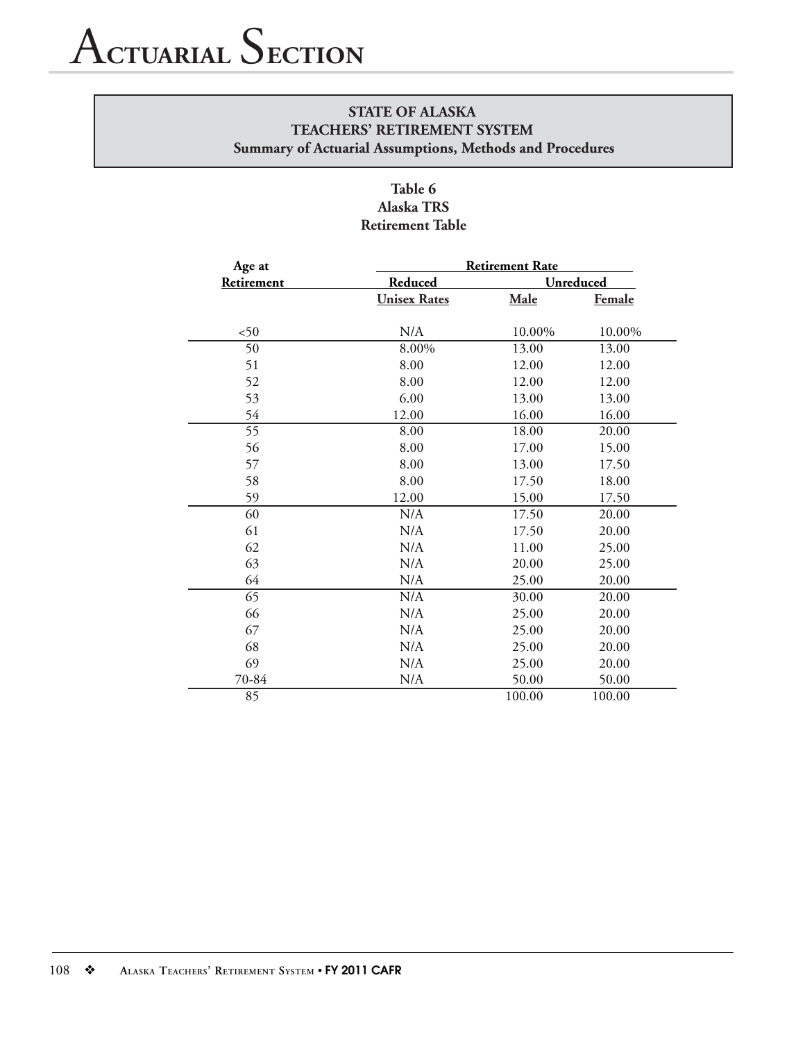# Actuarial Section

**STATE OF ALASKA**
**TEACHERS' RETIREMENT SYSTEM**
**Summary of Actuarial Assumptions, Methods and Procedures**

**Table 6**
**Alaska TRS**
**Retirement Table**

| Age at Retirement | Retirement Rate | | |
|---|---|---|---|
| | Reduced | Unreduced | |
| | Unisex Rates | Male | Female |
| <50 | N/A | 10.00% | 10.00% |
| 50 | 8.00% | 13.00 | 13.00 |
| 51 | 8.00 | 12.00 | 12.00 |
| 52 | 8.00 | 12.00 | 12.00 |
| 53 | 6.00 | 13.00 | 13.00 |
| 54 | 12.00 | 16.00 | 16.00 |
| 55 | 8.00 | 18.00 | 20.00 |
| 56 | 8.00 | 17.00 | 15.00 |
| 57 | 8.00 | 13.00 | 17.50 |
| 58 | 8.00 | 17.50 | 18.00 |
| 59 | 12.00 | 15.00 | 17.50 |
| 60 | N/A | 17.50 | 20.00 |
| 61 | N/A | 17.50 | 20.00 |
| 62 | N/A | 11.00 | 25.00 |
| 63 | N/A | 20.00 | 25.00 |
| 64 | N/A | 25.00 | 20.00 |
| 65 | N/A | 30.00 | 20.00 |
| 66 | N/A | 25.00 | 20.00 |
| 67 | N/A | 25.00 | 20.00 |
| 68 | N/A | 25.00 | 20.00 |
| 69 | N/A | 25.00 | 20.00 |
| 70-84 | N/A | 50.00 | 50.00 |
| 85 | | 100.00 | 100.00 |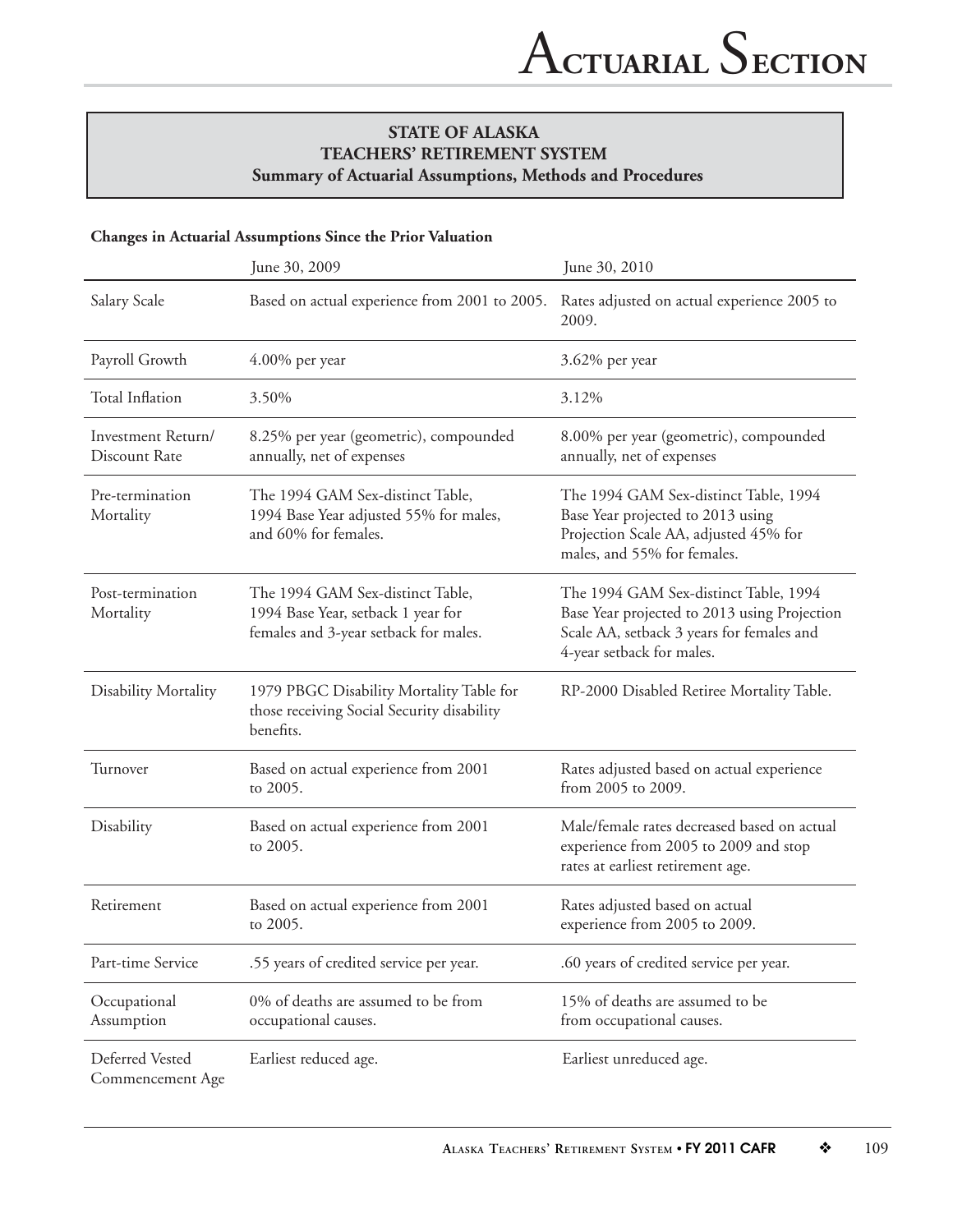## STATE OF ALASKA
## TEACHERS' RETIREMENT SYSTEM
### Summary of Actuarial Assumptions, Methods and Procedures

**Changes in Actuarial Assumptions Since the Prior Valuation**

| | June 30, 2009 | June 30, 2010 |
|---|---|---|
| Salary Scale | Based on actual experience from 2001 to 2005. | Rates adjusted on actual experience 2005 to 2009. |
| Payroll Growth | 4.00% per year | 3.62% per year |
| Total Inflation | 3.50% | 3.12% |
| Investment Return/ Discount Rate | 8.25% per year (geometric), compounded annually, net of expenses | 8.00% per year (geometric), compounded annually, net of expenses |
| Pre-termination Mortality | The 1994 GAM Sex-distinct Table, 1994 Base Year adjusted 55% for males, and 60% for females. | The 1994 GAM Sex-distinct Table, 1994 Base Year projected to 2013 using Projection Scale AA, adjusted 45% for males, and 55% for females. |
| Post-termination Mortality | The 1994 GAM Sex-distinct Table, 1994 Base Year, setback 1 year for females and 3-year setback for males. | The 1994 GAM Sex-distinct Table, 1994 Base Year projected to 2013 using Projection Scale AA, setback 3 years for females and 4-year setback for males. |
| Disability Mortality | 1979 PBGC Disability Mortality Table for those receiving Social Security disability benefits. | RP-2000 Disabled Retiree Mortality Table. |
| Turnover | Based on actual experience from 2001 to 2005. | Rates adjusted based on actual experience from 2005 to 2009. |
| Disability | Based on actual experience from 2001 to 2005. | Male/female rates decreased based on actual experience from 2005 to 2009 and stop rates at earliest retirement age. |
| Retirement | Based on actual experience from 2001 to 2005. | Rates adjusted based on actual experience from 2005 to 2009. |
| Part-time Service | .55 years of credited service per year. | .60 years of credited service per year. |
| Occupational Assumption | 0% of deaths are assumed to be from occupational causes. | 15% of deaths are assumed to be from occupational causes. |
| Deferred Vested Commencement Age | Earliest reduced age. | Earliest unreduced age. |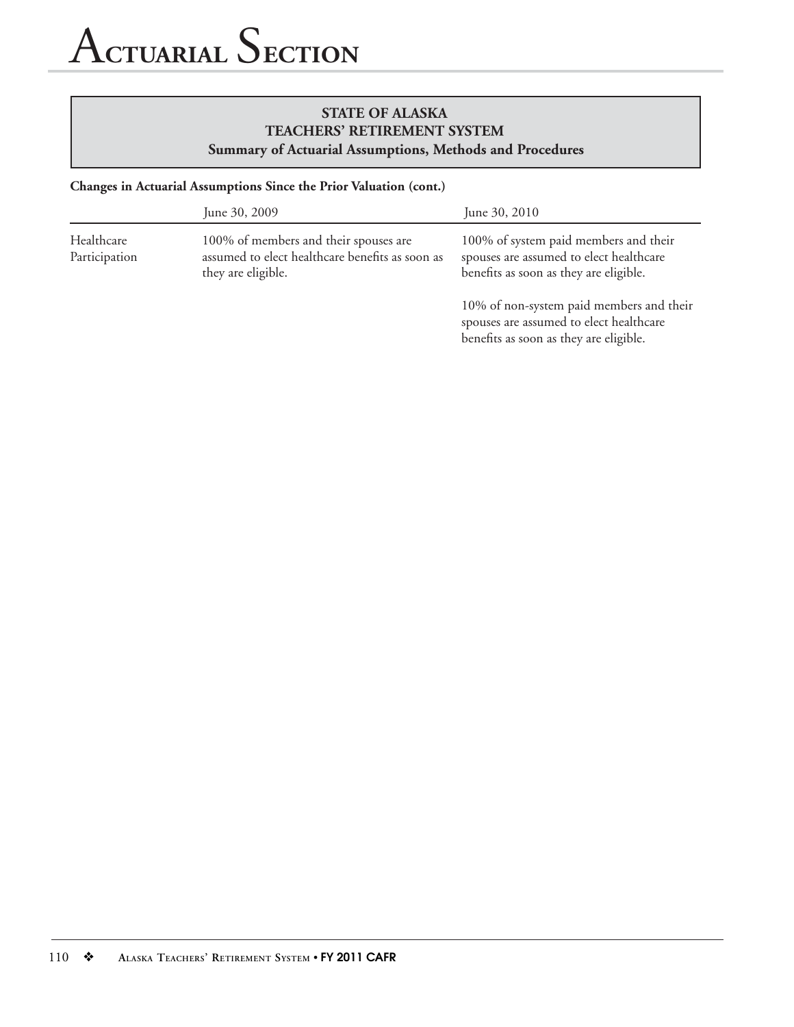**STATE OF ALASKA**
**TEACHERS' RETIREMENT SYSTEM**
**Summary of Actuarial Assumptions, Methods and Procedures**

**Changes in Actuarial Assumptions Since the Prior Valuation (cont.)**

| | June 30, 2009 | June 30, 2010 |
|---|---|---|
| Healthcare Participation | 100% of members and their spouses are assumed to elect healthcare benefits as soon as they are eligible. | 100% of system paid members and their spouses are assumed to elect healthcare benefits as soon as they are eligible.<br><br>10% of non-system paid members and their spouses are assumed to elect healthcare benefits as soon as they are eligible. |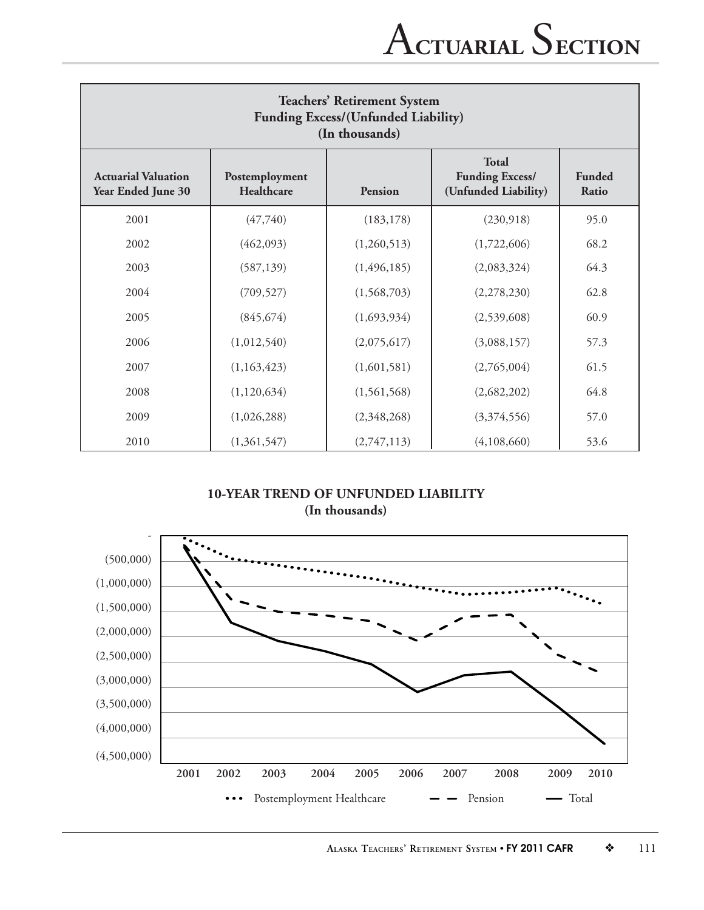| Teachers' Retirement System Funding Excess/(Unfunded Liability) (In thousands) | | | | |
|---|---|---|---|---|
| Actuarial Valuation Year Ended June 30 | Postemployment Healthcare | Pension | Total Funding Excess/ (Unfunded Liability) | Funded Ratio |
| 2001 | (47,740) | (183,178) | (230,918) | 95.0 |
| 2002 | (462,093) | (1,260,513) | (1,722,606) | 68.2 |
| 2003 | (587,139) | (1,496,185) | (2,083,324) | 64.3 |
| 2004 | (709,527) | (1,568,703) | (2,278,230) | 62.8 |
| 2005 | (845,674) | (1,693,934) | (2,539,608) | 60.9 |
| 2006 | (1,012,540) | (2,075,617) | (3,088,157) | 57.3 |
| 2007 | (1,163,423) | (1,601,581) | (2,765,004) | 61.5 |
| 2008 | (1,120,634) | (1,561,568) | (2,682,202) | 64.8 |
| 2009 | (1,026,288) | (2,348,268) | (3,374,556) | 57.0 |
| 2010 | (1,361,547) | (2,747,113) | (4,108,660) | 53.6 |

**10-YEAR TREND OF UNFUNDED LIABILITY**
**(In thousands)**

Y-axis: - ; (500,000) ; (1,000,000) ; (1,500,000) ; (2,000,000) ; (2,500,000) ; (3,000,000) ; (3,500,000) ; (4,000,000) ; (4,500,000)

X-axis: 2001 2002 2003 2004 2005 2006 2007 2008 2009 2010

Legend: Postemployment Healthcare; Pension; Total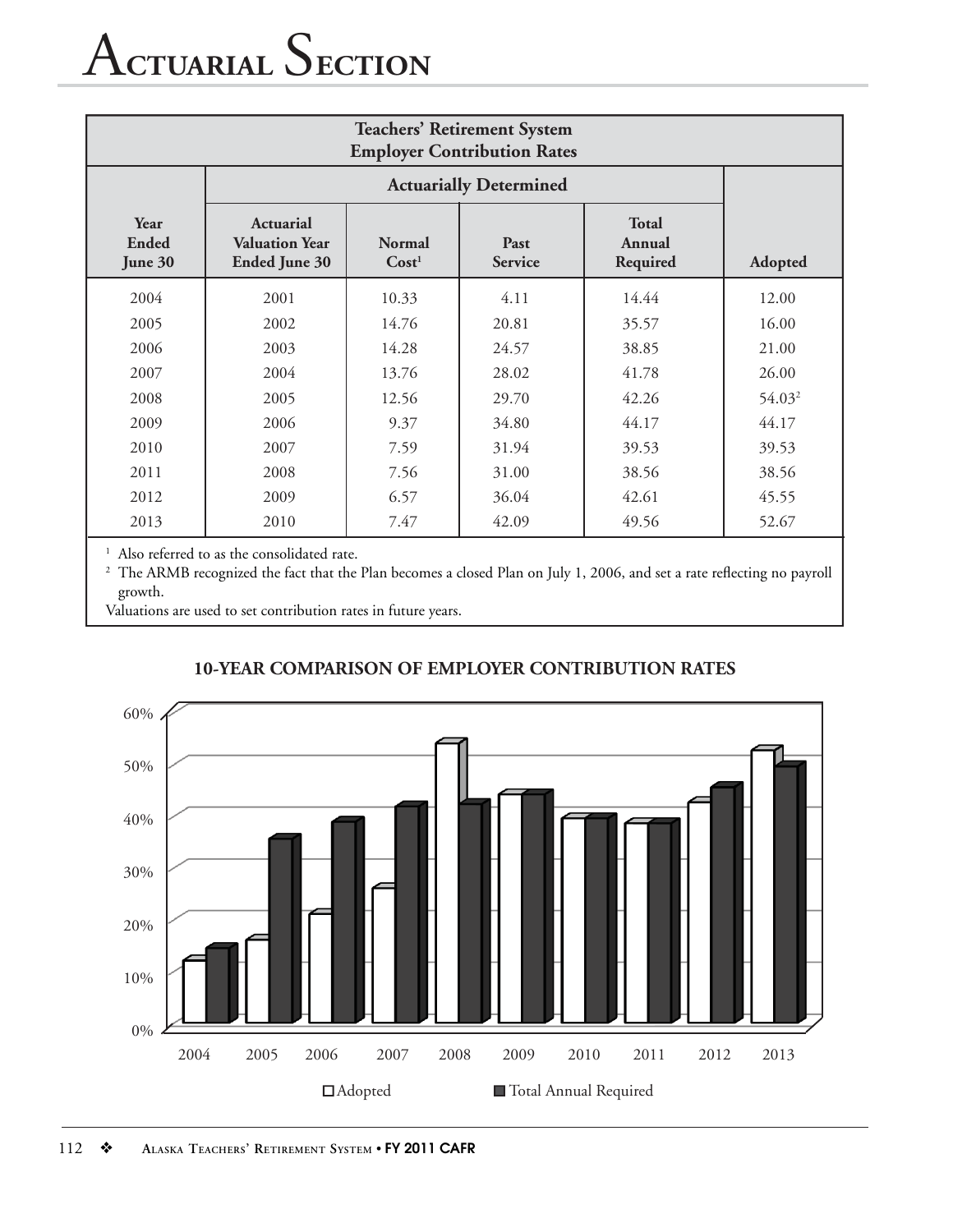# Actuarial Section

| Teachers' Retirement System Employer Contribution Rates | | | | | |
|---|---|---|---|---|---|
| | Actuarially Determined | | | | |
| Year Ended June 30 | Actuarial Valuation Year Ended June 30 | Normal Cost[1] | Past Service | Total Annual Required | Adopted |
| 2004 | 2001 | 10.33 | 4.11 | 14.44 | 12.00 |
| 2005 | 2002 | 14.76 | 20.81 | 35.57 | 16.00 |
| 2006 | 2003 | 14.28 | 24.57 | 38.85 | 21.00 |
| 2007 | 2004 | 13.76 | 28.02 | 41.78 | 26.00 |
| 2008 | 2005 | 12.56 | 29.70 | 42.26 | 54.03[2] |
| 2009 | 2006 | 9.37 | 34.80 | 44.17 | 44.17 |
| 2010 | 2007 | 7.59 | 31.94 | 39.53 | 39.53 |
| 2011 | 2008 | 7.56 | 31.00 | 38.56 | 38.56 |
| 2012 | 2009 | 6.57 | 36.04 | 42.61 | 45.55 |
| 2013 | 2010 | 7.47 | 42.09 | 49.56 | 52.67 |

[1] Also referred to as the consolidated rate.

[2] The ARMB recognized the fact that the Plan becomes a closed Plan on July 1, 2006, and set a rate reflecting no payroll growth.

Valuations are used to set contribution rates in future years.

**10-YEAR COMPARISON OF EMPLOYER CONTRIBUTION RATES**

| Year | Adopted | Total Annual Required |
|---|---|---|
| 2004 | 12.00% | 14.44% |
| 2005 | 16.00% | 35.57% |
| 2006 | 21.00% | 38.85% |
| 2007 | 26.00% | 41.78% |
| 2008 | 54.03% | 42.26% |
| 2009 | 44.17% | 44.17% |
| 2010 | 39.53% | 39.53% |
| 2011 | 38.56% | 38.56% |
| 2012 | 42.61% | 45.55% |
| 2013 | 52.67% | 49.56% |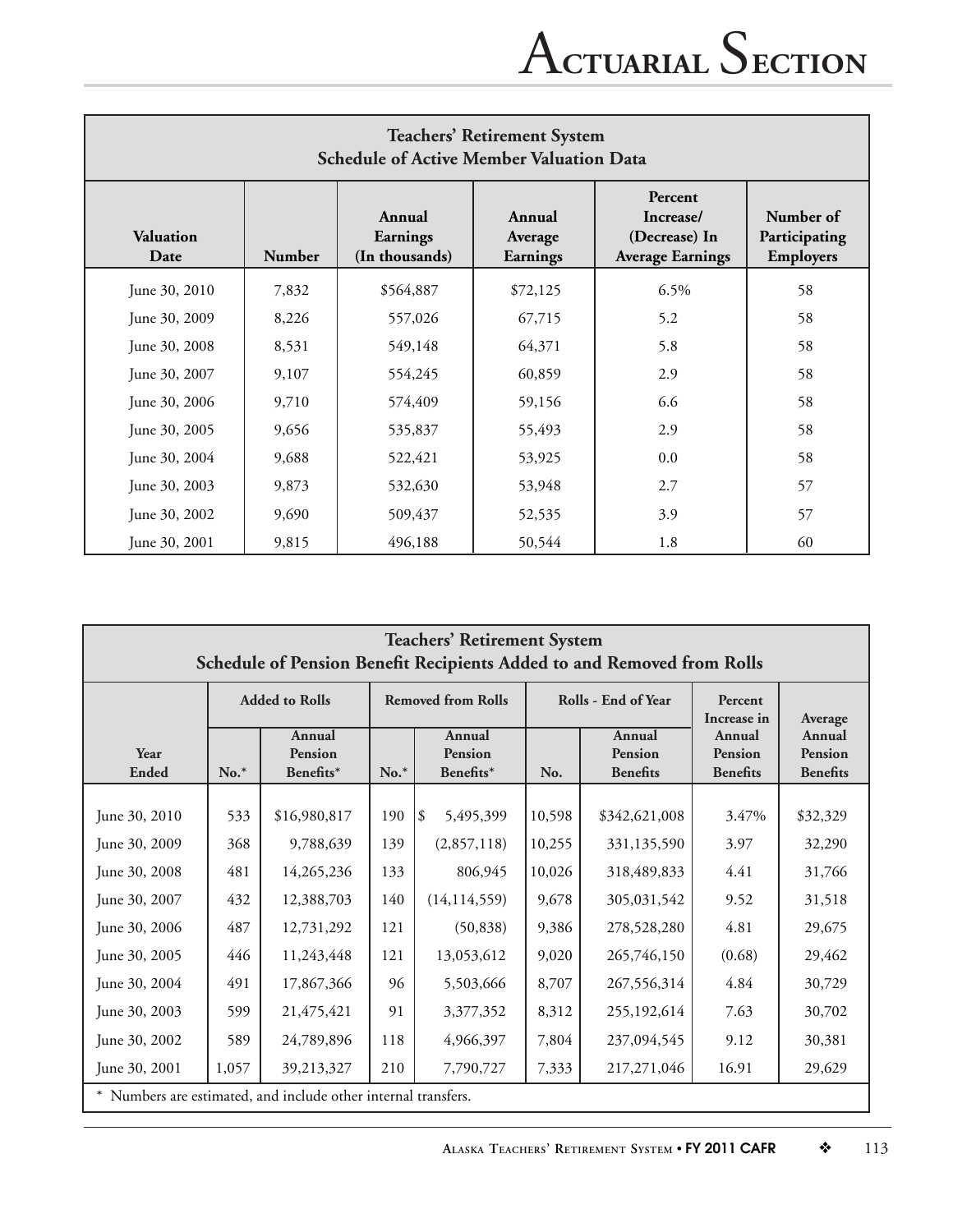## Teachers' Retirement System
### Schedule of Active Member Valuation Data

| Valuation Date | Number | Annual Earnings (In thousands) | Annual Average Earnings | Percent Increase/ (Decrease) In Average Earnings | Number of Participating Employers |
|---|---|---|---|---|---|
| June 30, 2010 | 7,832 | $564,887 | $72,125 | 6.5% | 58 |
| June 30, 2009 | 8,226 | 557,026 | 67,715 | 5.2 | 58 |
| June 30, 2008 | 8,531 | 549,148 | 64,371 | 5.8 | 58 |
| June 30, 2007 | 9,107 | 554,245 | 60,859 | 2.9 | 58 |
| June 30, 2006 | 9,710 | 574,409 | 59,156 | 6.6 | 58 |
| June 30, 2005 | 9,656 | 535,837 | 55,493 | 2.9 | 58 |
| June 30, 2004 | 9,688 | 522,421 | 53,925 | 0.0 | 58 |
| June 30, 2003 | 9,873 | 532,630 | 53,948 | 2.7 | 57 |
| June 30, 2002 | 9,690 | 509,437 | 52,535 | 3.9 | 57 |
| June 30, 2001 | 9,815 | 496,188 | 50,544 | 1.8 | 60 |

## Teachers' Retirement System
### Schedule of Pension Benefit Recipients Added to and Removed from Rolls

| Year Ended | Added to Rolls | | Removed from Rolls | | Rolls - End of Year | | Percent Increase in Annual Pension Benefits | Average Annual Pension Benefits |
|---|---|---|---|---|---|---|---|---|
| | No.* | Annual Pension Benefits* | No.* | Annual Pension Benefits* | No. | Annual Pension Benefits | | |
| June 30, 2010 | 533 | $16,980,817 | 190 | $ 5,495,399 | 10,598 | $342,621,008 | 3.47% | $32,329 |
| June 30, 2009 | 368 | 9,788,639 | 139 | (2,857,118) | 10,255 | 331,135,590 | 3.97 | 32,290 |
| June 30, 2008 | 481 | 14,265,236 | 133 | 806,945 | 10,026 | 318,489,833 | 4.41 | 31,766 |
| June 30, 2007 | 432 | 12,388,703 | 140 | (14,114,559) | 9,678 | 305,031,542 | 9.52 | 31,518 |
| June 30, 2006 | 487 | 12,731,292 | 121 | (50,838) | 9,386 | 278,528,280 | 4.81 | 29,675 |
| June 30, 2005 | 446 | 11,243,448 | 121 | 13,053,612 | 9,020 | 265,746,150 | (0.68) | 29,462 |
| June 30, 2004 | 491 | 17,867,366 | 96 | 5,503,666 | 8,707 | 267,556,314 | 4.84 | 30,729 |
| June 30, 2003 | 599 | 21,475,421 | 91 | 3,377,352 | 8,312 | 255,192,614 | 7.63 | 30,702 |
| June 30, 2002 | 589 | 24,789,896 | 118 | 4,966,397 | 7,804 | 237,094,545 | 9.12 | 30,381 |
| June 30, 2001 | 1,057 | 39,213,327 | 210 | 7,790,727 | 7,333 | 217,271,046 | 16.91 | 29,629 |

* Numbers are estimated, and include other internal transfers.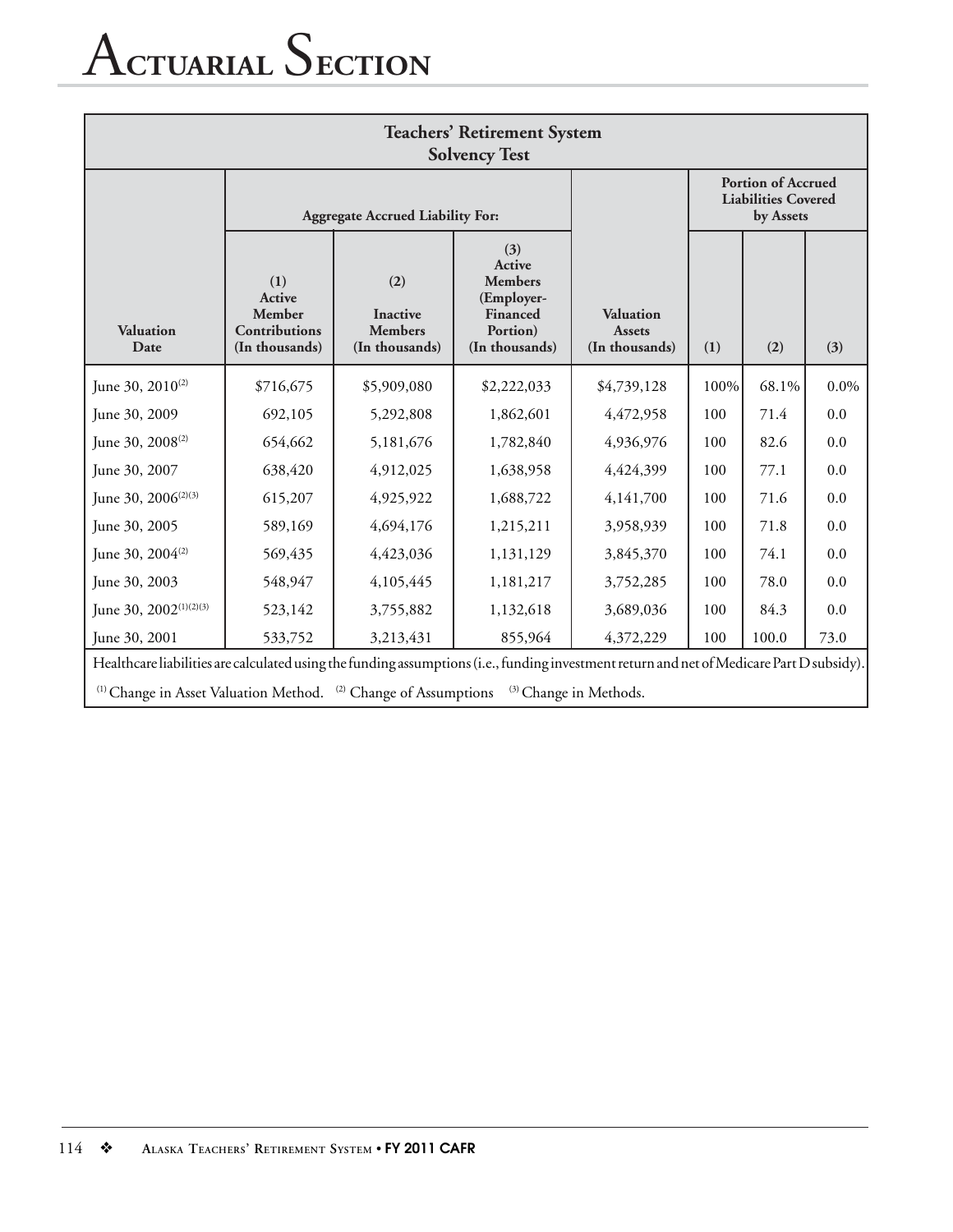# Actuarial Section

| Teachers' Retirement System Solvency Test | | | | | | | |
|---|---|---|---|---|---|---|---|
| | Aggregate Accrued Liability For: | | | | Portion of Accrued Liabilities Covered by Assets | | |
| Valuation Date | (1) Active Member Contributions (In thousands) | (2) Inactive Members (In thousands) | (3) Active Members (Employer-Financed Portion) (In thousands) | Valuation Assets (In thousands) | (1) | (2) | (3) |
| June 30, 2010[(2)] | $716,675 | $5,909,080 | $2,222,033 | $4,739,128 | 100% | 68.1% | 0.0% |
| June 30, 2009 | 692,105 | 5,292,808 | 1,862,601 | 4,472,958 | 100 | 71.4 | 0.0 |
| June 30, 2008[(2)] | 654,662 | 5,181,676 | 1,782,840 | 4,936,976 | 100 | 82.6 | 0.0 |
| June 30, 2007 | 638,420 | 4,912,025 | 1,638,958 | 4,424,399 | 100 | 77.1 | 0.0 |
| June 30, 2006[(2)(3)] | 615,207 | 4,925,922 | 1,688,722 | 4,141,700 | 100 | 71.6 | 0.0 |
| June 30, 2005 | 589,169 | 4,694,176 | 1,215,211 | 3,958,939 | 100 | 71.8 | 0.0 |
| June 30, 2004[(2)] | 569,435 | 4,423,036 | 1,131,129 | 3,845,370 | 100 | 74.1 | 0.0 |
| June 30, 2003 | 548,947 | 4,105,445 | 1,181,217 | 3,752,285 | 100 | 78.0 | 0.0 |
| June 30, 2002[(1)(2)(3)] | 523,142 | 3,755,882 | 1,132,618 | 3,689,036 | 100 | 84.3 | 0.0 |
| June 30, 2001 | 533,752 | 3,213,431 | 855,964 | 4,372,229 | 100 | 100.0 | 73.0 |

Healthcare liabilities are calculated using the funding assumptions (i.e., funding investment return and net of Medicare Part D subsidy).

[(1)] Change in Asset Valuation Method. [(2)] Change of Assumptions [(3)] Change in Methods.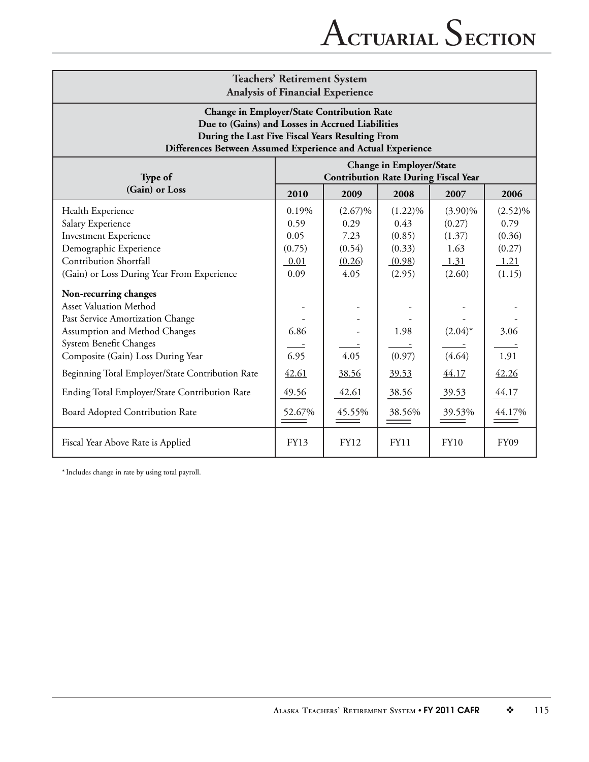## Teachers' Retirement System
## Analysis of Financial Experience

**Change in Employer/State Contribution Rate**
**Due to (Gains) and Losses in Accrued Liabilities**
**During the Last Five Fiscal Years Resulting From**
**Differences Between Assumed Experience and Actual Experience**

| Type of (Gain) or Loss | Change in Employer/State Contribution Rate During Fiscal Year | | | | |
|---|---|---|---|---|---|
| | 2010 | 2009 | 2008 | 2007 | 2006 |
| Health Experience | 0.19% | (2.67)% | (1.22)% | (3.90)% | (2.52)% |
| Salary Experience | 0.59 | 0.29 | 0.43 | (0.27) | 0.79 |
| Investment Experience | 0.05 | 7.23 | (0.85) | (1.37) | (0.36) |
| Demographic Experience | (0.75) | (0.54) | (0.33) | 1.63 | (0.27) |
| Contribution Shortfall | 0.01 | (0.26) | (0.98) | 1.31 | 1.21 |
| (Gain) or Loss During Year From Experience | 0.09 | 4.05 | (2.95) | (2.60) | (1.15) |
| **Non-recurring changes** | | | | | |
| Asset Valuation Method | - | - | - | - | - |
| Past Service Amortization Change | - | - | - | - | - |
| Assumption and Method Changes | 6.86 | - | 1.98 | (2.04)* | 3.06 |
| System Benefit Changes | - | - | - | - | - |
| Composite (Gain) Loss During Year | 6.95 | 4.05 | (0.97) | (4.64) | 1.91 |
| Beginning Total Employer/State Contribution Rate | 42.61 | 38.56 | 39.53 | 44.17 | 42.26 |
| Ending Total Employer/State Contribution Rate | 49.56 | 42.61 | 38.56 | 39.53 | 44.17 |
| Board Adopted Contribution Rate | 52.67% | 45.55% | 38.56% | 39.53% | 44.17% |
| Fiscal Year Above Rate is Applied | FY13 | FY12 | FY11 | FY10 | FY09 |

* Includes change in rate by using total payroll.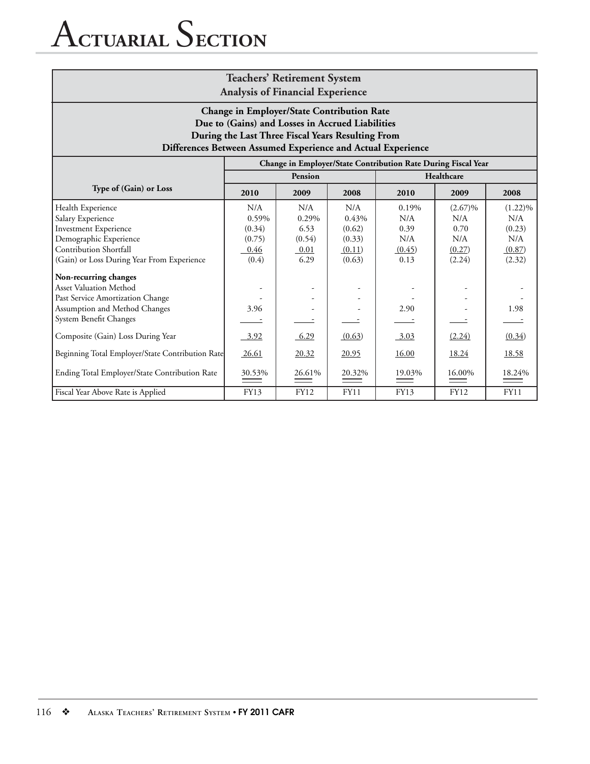# Actuarial Section

## Teachers' Retirement System
### Analysis of Financial Experience

**Change in Employer/State Contribution Rate Due to (Gains) and Losses in Accrued Liabilities During the Last Three Fiscal Years Resulting From Differences Between Assumed Experience and Actual Experience**

| Type of (Gain) or Loss | Change in Employer/State Contribution Rate During Fiscal Year | | | | | |
|---|---|---|---|---|---|---|
| | Pension | | | Healthcare | | |
| | 2010 | 2009 | 2008 | 2010 | 2009 | 2008 |
| Health Experience | N/A | N/A | N/A | 0.19% | (2.67)% | (1.22)% |
| Salary Experience | 0.59% | 0.29% | 0.43% | N/A | N/A | N/A |
| Investment Experience | (0.34) | 6.53 | (0.62) | 0.39 | 0.70 | (0.23) |
| Demographic Experience | (0.75) | (0.54) | (0.33) | N/A | N/A | N/A |
| Contribution Shortfall | 0.46 | 0.01 | (0.11) | (0.45) | (0.27) | (0.87) |
| (Gain) or Loss During Year From Experience | (0.4) | 6.29 | (0.63) | 0.13 | (2.24) | (2.32) |
| **Non-recurring changes** | | | | | | |
| Asset Valuation Method | - | - | - | - | - | - |
| Past Service Amortization Change | - | - | - | - | - | - |
| Assumption and Method Changes | 3.96 | - | - | 2.90 | - | 1.98 |
| System Benefit Changes | - | - | - | - | - | - |
| Composite (Gain) Loss During Year | 3.92 | 6.29 | (0.63) | 3.03 | (2.24) | (0.34) |
| Beginning Total Employer/State Contribution Rate | 26.61 | 20.32 | 20.95 | 16.00 | 18.24 | 18.58 |
| Ending Total Employer/State Contribution Rate | 30.53% | 26.61% | 20.32% | 19.03% | 16.00% | 18.24% |
| Fiscal Year Above Rate is Applied | FY13 | FY12 | FY11 | FY13 | FY12 | FY11 |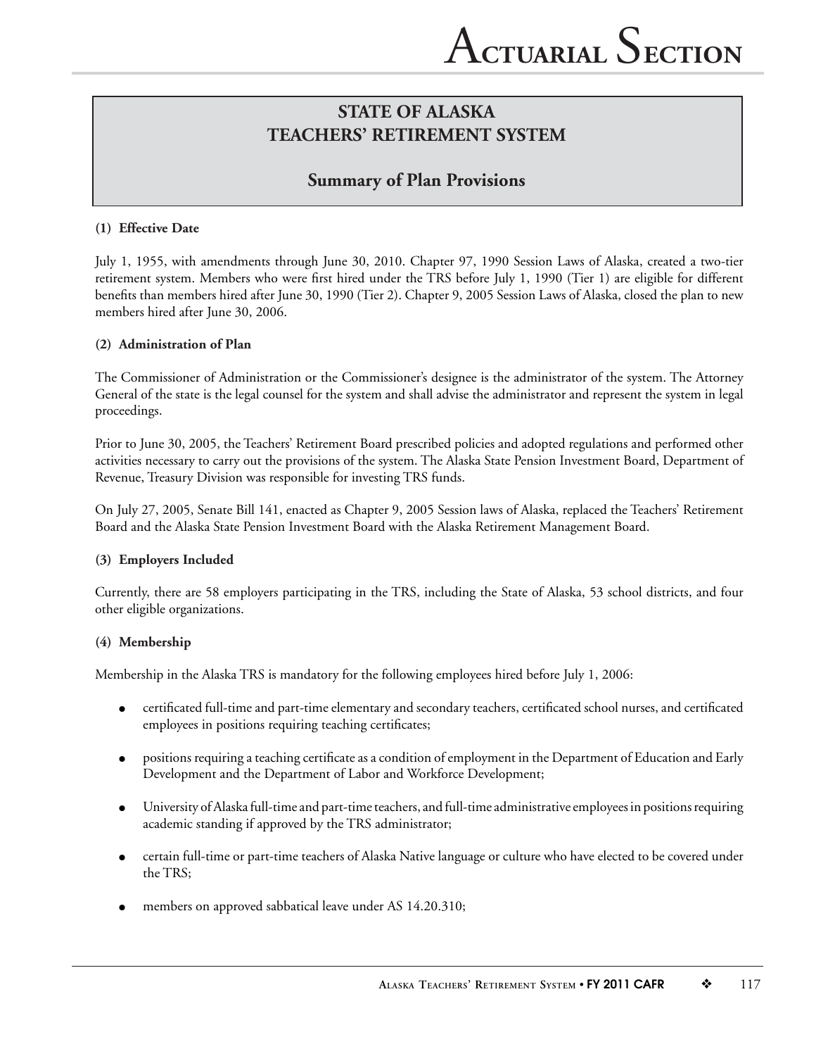# STATE OF ALASKA
# TEACHERS' RETIREMENT SYSTEM

## Summary of Plan Provisions

**(1) Effective Date**

July 1, 1955, with amendments through June 30, 2010. Chapter 97, 1990 Session Laws of Alaska, created a two-tier retirement system. Members who were first hired under the TRS before July 1, 1990 (Tier 1) are eligible for different benefits than members hired after June 30, 1990 (Tier 2). Chapter 9, 2005 Session Laws of Alaska, closed the plan to new members hired after June 30, 2006.

**(2) Administration of Plan**

The Commissioner of Administration or the Commissioner's designee is the administrator of the system. The Attorney General of the state is the legal counsel for the system and shall advise the administrator and represent the system in legal proceedings.

Prior to June 30, 2005, the Teachers' Retirement Board prescribed policies and adopted regulations and performed other activities necessary to carry out the provisions of the system. The Alaska State Pension Investment Board, Department of Revenue, Treasury Division was responsible for investing TRS funds.

On July 27, 2005, Senate Bill 141, enacted as Chapter 9, 2005 Session laws of Alaska, replaced the Teachers' Retirement Board and the Alaska State Pension Investment Board with the Alaska Retirement Management Board.

**(3) Employers Included**

Currently, there are 58 employers participating in the TRS, including the State of Alaska, 53 school districts, and four other eligible organizations.

**(4) Membership**

Membership in the Alaska TRS is mandatory for the following employees hired before July 1, 2006:

- certificated full-time and part-time elementary and secondary teachers, certificated school nurses, and certificated employees in positions requiring teaching certificates;
- positions requiring a teaching certificate as a condition of employment in the Department of Education and Early Development and the Department of Labor and Workforce Development;
- University of Alaska full-time and part-time teachers, and full-time administrative employees in positions requiring academic standing if approved by the TRS administrator;
- certain full-time or part-time teachers of Alaska Native language or culture who have elected to be covered under the TRS;
- members on approved sabbatical leave under AS 14.20.310;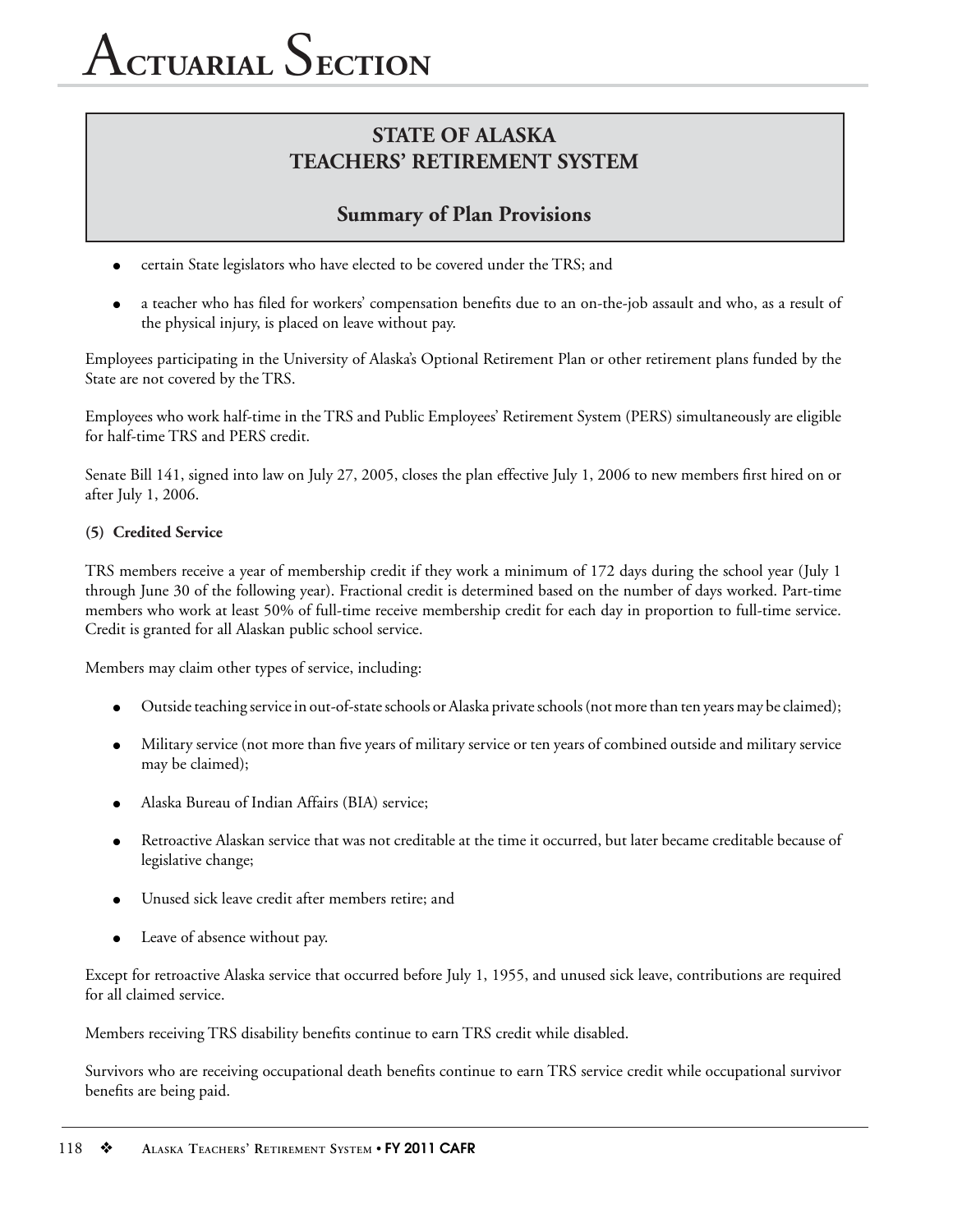# STATE OF ALASKA
# TEACHERS' RETIREMENT SYSTEM

## Summary of Plan Provisions

- certain State legislators who have elected to be covered under the TRS; and
- a teacher who has filed for workers' compensation benefits due to an on-the-job assault and who, as a result of the physical injury, is placed on leave without pay.

Employees participating in the University of Alaska's Optional Retirement Plan or other retirement plans funded by the State are not covered by the TRS.

Employees who work half-time in the TRS and Public Employees' Retirement System (PERS) simultaneously are eligible for half-time TRS and PERS credit.

Senate Bill 141, signed into law on July 27, 2005, closes the plan effective July 1, 2006 to new members first hired on or after July 1, 2006.

**(5) Credited Service**

TRS members receive a year of membership credit if they work a minimum of 172 days during the school year (July 1 through June 30 of the following year). Fractional credit is determined based on the number of days worked. Part-time members who work at least 50% of full-time receive membership credit for each day in proportion to full-time service. Credit is granted for all Alaskan public school service.

Members may claim other types of service, including:

- Outside teaching service in out-of-state schools or Alaska private schools (not more than ten years may be claimed);
- Military service (not more than five years of military service or ten years of combined outside and military service may be claimed);
- Alaska Bureau of Indian Affairs (BIA) service;
- Retroactive Alaskan service that was not creditable at the time it occurred, but later became creditable because of legislative change;
- Unused sick leave credit after members retire; and
- Leave of absence without pay.

Except for retroactive Alaska service that occurred before July 1, 1955, and unused sick leave, contributions are required for all claimed service.

Members receiving TRS disability benefits continue to earn TRS credit while disabled.

Survivors who are receiving occupational death benefits continue to earn TRS service credit while occupational survivor benefits are being paid.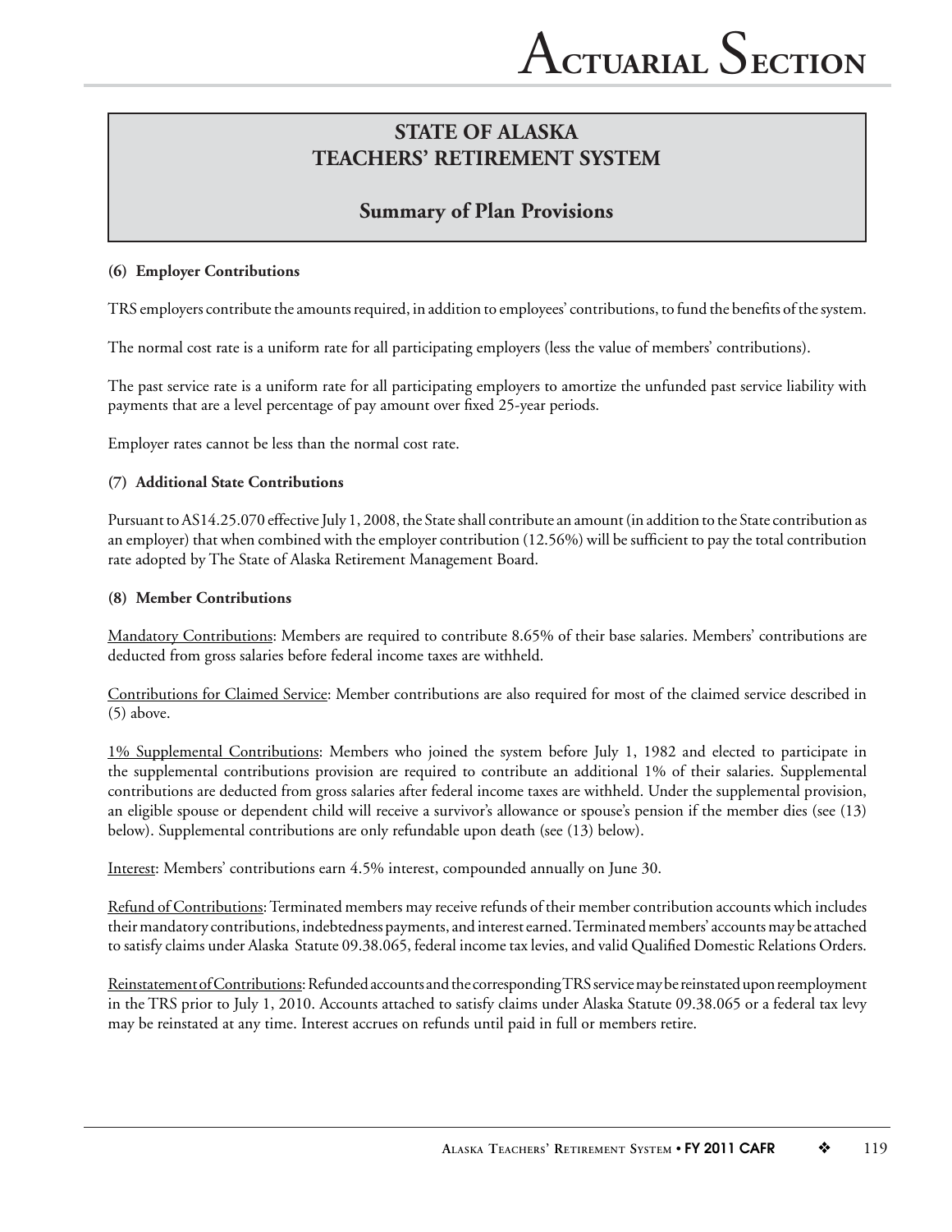## STATE OF ALASKA TEACHERS' RETIREMENT SYSTEM

### Summary of Plan Provisions

**(6) Employer Contributions**

TRS employers contribute the amounts required, in addition to employees' contributions, to fund the benefits of the system.

The normal cost rate is a uniform rate for all participating employers (less the value of members' contributions).

The past service rate is a uniform rate for all participating employers to amortize the unfunded past service liability with payments that are a level percentage of pay amount over fixed 25-year periods.

Employer rates cannot be less than the normal cost rate.

**(7) Additional State Contributions**

Pursuant to AS14.25.070 effective July 1, 2008, the State shall contribute an amount (in addition to the State contribution as an employer) that when combined with the employer contribution (12.56%) will be sufficient to pay the total contribution rate adopted by The State of Alaska Retirement Management Board.

**(8) Member Contributions**

Mandatory Contributions: Members are required to contribute 8.65% of their base salaries. Members' contributions are deducted from gross salaries before federal income taxes are withheld.

Contributions for Claimed Service: Member contributions are also required for most of the claimed service described in (5) above.

1% Supplemental Contributions: Members who joined the system before July 1, 1982 and elected to participate in the supplemental contributions provision are required to contribute an additional 1% of their salaries. Supplemental contributions are deducted from gross salaries after federal income taxes are withheld. Under the supplemental provision, an eligible spouse or dependent child will receive a survivor's allowance or spouse's pension if the member dies (see (13) below). Supplemental contributions are only refundable upon death (see (13) below).

Interest: Members' contributions earn 4.5% interest, compounded annually on June 30.

Refund of Contributions: Terminated members may receive refunds of their member contribution accounts which includes their mandatory contributions, indebtedness payments, and interest earned. Terminated members' accounts may be attached to satisfy claims under Alaska Statute 09.38.065, federal income tax levies, and valid Qualified Domestic Relations Orders.

Reinstatement of Contributions: Refunded accounts and the corresponding TRS service may be reinstated upon reemployment in the TRS prior to July 1, 2010. Accounts attached to satisfy claims under Alaska Statute 09.38.065 or a federal tax levy may be reinstated at any time. Interest accrues on refunds until paid in full or members retire.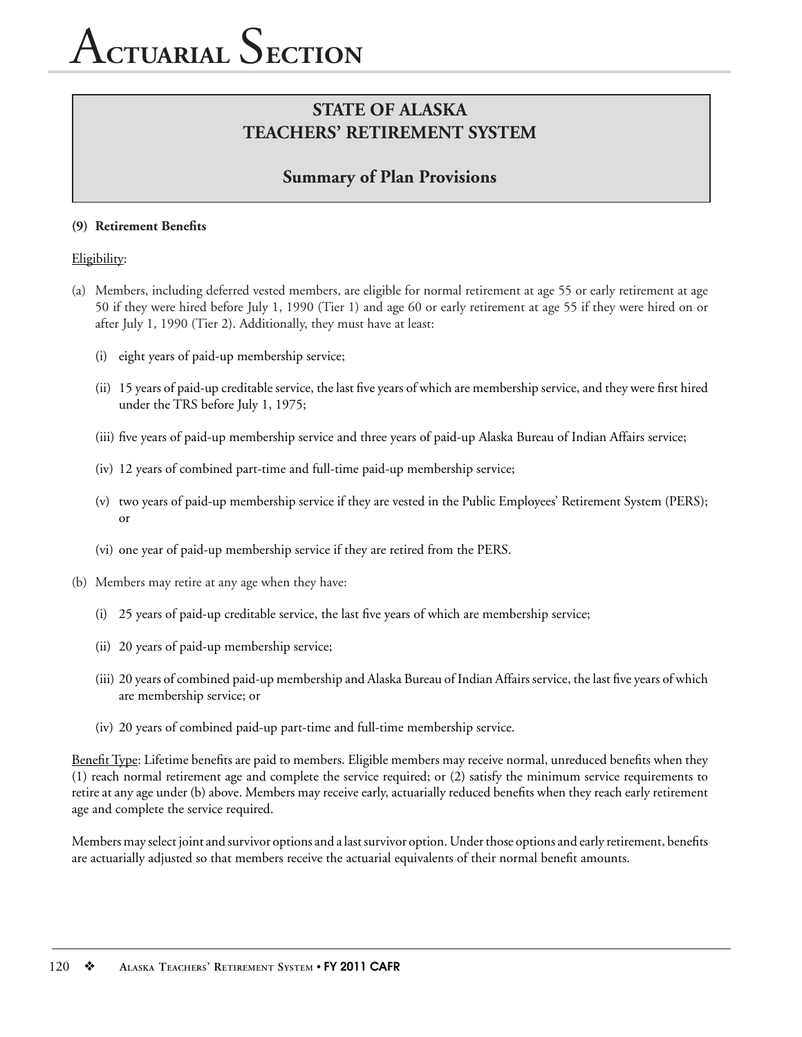# Actuarial Section

## STATE OF ALASKA
## TEACHERS' RETIREMENT SYSTEM

### Summary of Plan Provisions

**(9) Retirement Benefits**

Eligibility:

(a) Members, including deferred vested members, are eligible for normal retirement at age 55 or early retirement at age 50 if they were hired before July 1, 1990 (Tier 1) and age 60 or early retirement at age 55 if they were hired on or after July 1, 1990 (Tier 2). Additionally, they must have at least:

- (i) eight years of paid-up membership service;
- (ii) 15 years of paid-up creditable service, the last five years of which are membership service, and they were first hired under the TRS before July 1, 1975;
- (iii) five years of paid-up membership service and three years of paid-up Alaska Bureau of Indian Affairs service;
- (iv) 12 years of combined part-time and full-time paid-up membership service;
- (v) two years of paid-up membership service if they are vested in the Public Employees' Retirement System (PERS); or
- (vi) one year of paid-up membership service if they are retired from the PERS.

(b) Members may retire at any age when they have:

- (i) 25 years of paid-up creditable service, the last five years of which are membership service;
- (ii) 20 years of paid-up membership service;
- (iii) 20 years of combined paid-up membership and Alaska Bureau of Indian Affairs service, the last five years of which are membership service; or
- (iv) 20 years of combined paid-up part-time and full-time membership service.

Benefit Type: Lifetime benefits are paid to members. Eligible members may receive normal, unreduced benefits when they (1) reach normal retirement age and complete the service required; or (2) satisfy the minimum service requirements to retire at any age under (b) above. Members may receive early, actuarially reduced benefits when they reach early retirement age and complete the service required.

Members may select joint and survivor options and a last survivor option. Under those options and early retirement, benefits are actuarially adjusted so that members receive the actuarial equivalents of their normal benefit amounts.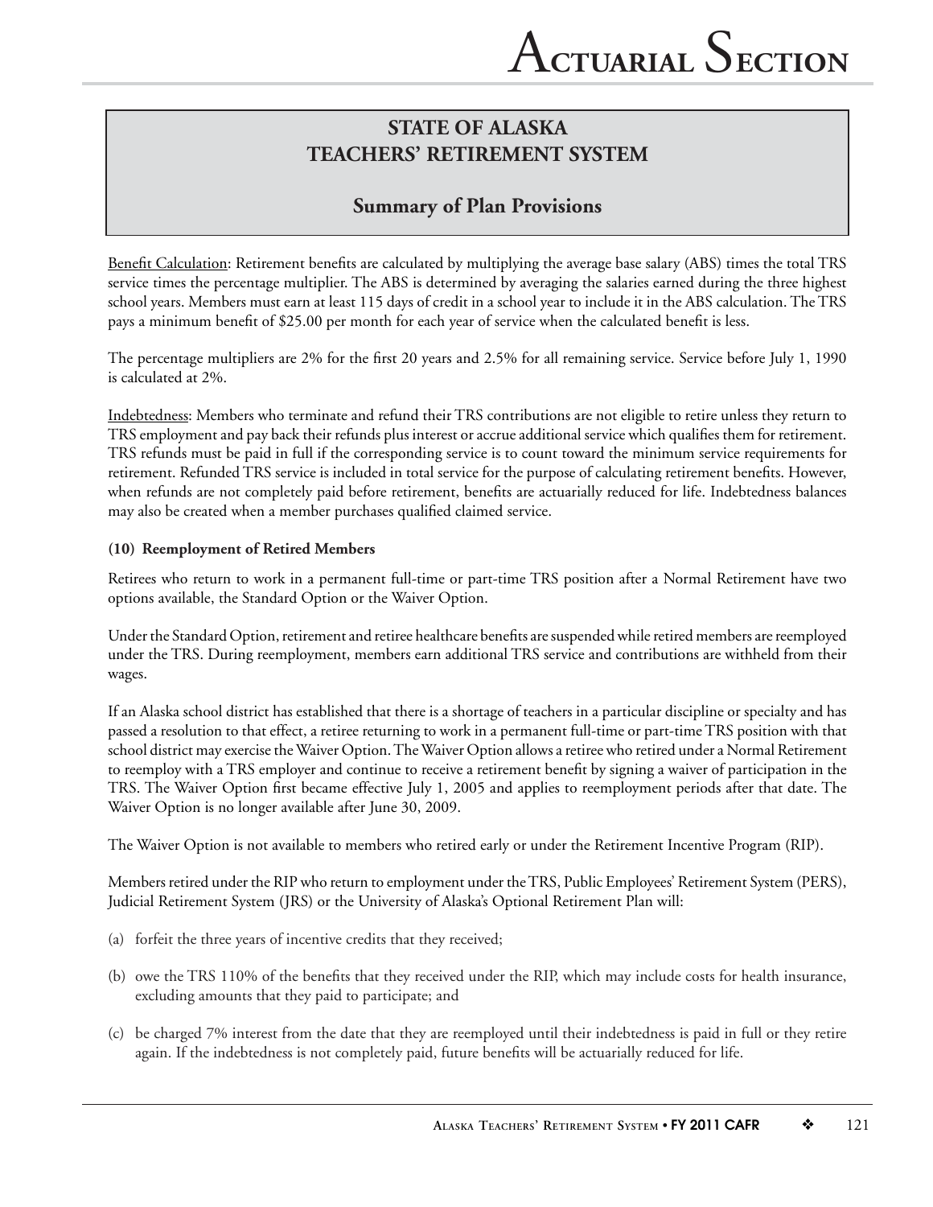## STATE OF ALASKA TEACHERS' RETIREMENT SYSTEM

### Summary of Plan Provisions

Benefit Calculation: Retirement benefits are calculated by multiplying the average base salary (ABS) times the total TRS service times the percentage multiplier. The ABS is determined by averaging the salaries earned during the three highest school years. Members must earn at least 115 days of credit in a school year to include it in the ABS calculation. The TRS pays a minimum benefit of $25.00 per month for each year of service when the calculated benefit is less.

The percentage multipliers are 2% for the first 20 years and 2.5% for all remaining service. Service before July 1, 1990 is calculated at 2%.

Indebtedness: Members who terminate and refund their TRS contributions are not eligible to retire unless they return to TRS employment and pay back their refunds plus interest or accrue additional service which qualifies them for retirement. TRS refunds must be paid in full if the corresponding service is to count toward the minimum service requirements for retirement. Refunded TRS service is included in total service for the purpose of calculating retirement benefits. However, when refunds are not completely paid before retirement, benefits are actuarially reduced for life. Indebtedness balances may also be created when a member purchases qualified claimed service.

**(10) Reemployment of Retired Members**

Retirees who return to work in a permanent full-time or part-time TRS position after a Normal Retirement have two options available, the Standard Option or the Waiver Option.

Under the Standard Option, retirement and retiree healthcare benefits are suspended while retired members are reemployed under the TRS. During reemployment, members earn additional TRS service and contributions are withheld from their wages.

If an Alaska school district has established that there is a shortage of teachers in a particular discipline or specialty and has passed a resolution to that effect, a retiree returning to work in a permanent full-time or part-time TRS position with that school district may exercise the Waiver Option. The Waiver Option allows a retiree who retired under a Normal Retirement to reemploy with a TRS employer and continue to receive a retirement benefit by signing a waiver of participation in the TRS. The Waiver Option first became effective July 1, 2005 and applies to reemployment periods after that date. The Waiver Option is no longer available after June 30, 2009.

The Waiver Option is not available to members who retired early or under the Retirement Incentive Program (RIP).

Members retired under the RIP who return to employment under the TRS, Public Employees' Retirement System (PERS), Judicial Retirement System (JRS) or the University of Alaska's Optional Retirement Plan will:

(a) forfeit the three years of incentive credits that they received;

(b) owe the TRS 110% of the benefits that they received under the RIP, which may include costs for health insurance, excluding amounts that they paid to participate; and

(c) be charged 7% interest from the date that they are reemployed until their indebtedness is paid in full or they retire again. If the indebtedness is not completely paid, future benefits will be actuarially reduced for life.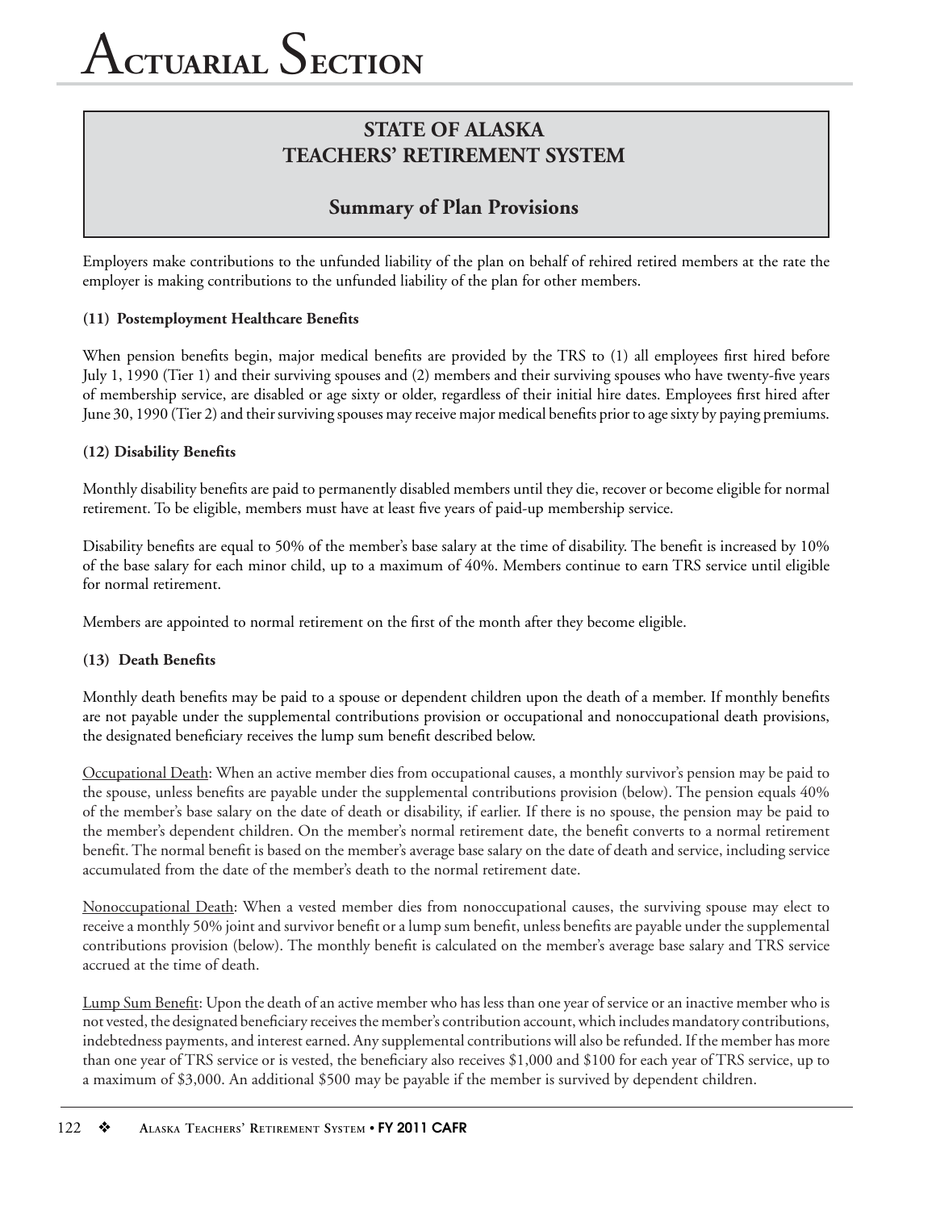## STATE OF ALASKA TEACHERS' RETIREMENT SYSTEM

### Summary of Plan Provisions

Employers make contributions to the unfunded liability of the plan on behalf of rehired retired members at the rate the employer is making contributions to the unfunded liability of the plan for other members.

**(11) Postemployment Healthcare Benefits**

When pension benefits begin, major medical benefits are provided by the TRS to (1) all employees first hired before July 1, 1990 (Tier 1) and their surviving spouses and (2) members and their surviving spouses who have twenty-five years of membership service, are disabled or age sixty or older, regardless of their initial hire dates. Employees first hired after June 30, 1990 (Tier 2) and their surviving spouses may receive major medical benefits prior to age sixty by paying premiums.

**(12) Disability Benefits**

Monthly disability benefits are paid to permanently disabled members until they die, recover or become eligible for normal retirement. To be eligible, members must have at least five years of paid-up membership service.

Disability benefits are equal to 50% of the member's base salary at the time of disability. The benefit is increased by 10% of the base salary for each minor child, up to a maximum of 40%. Members continue to earn TRS service until eligible for normal retirement.

Members are appointed to normal retirement on the first of the month after they become eligible.

**(13) Death Benefits**

Monthly death benefits may be paid to a spouse or dependent children upon the death of a member. If monthly benefits are not payable under the supplemental contributions provision or occupational and nonoccupational death provisions, the designated beneficiary receives the lump sum benefit described below.

<u>Occupational Death</u>: When an active member dies from occupational causes, a monthly survivor's pension may be paid to the spouse, unless benefits are payable under the supplemental contributions provision (below). The pension equals 40% of the member's base salary on the date of death or disability, if earlier. If there is no spouse, the pension may be paid to the member's dependent children. On the member's normal retirement date, the benefit converts to a normal retirement benefit. The normal benefit is based on the member's average base salary on the date of death and service, including service accumulated from the date of the member's death to the normal retirement date.

<u>Nonoccupational Death</u>: When a vested member dies from nonoccupational causes, the surviving spouse may elect to receive a monthly 50% joint and survivor benefit or a lump sum benefit, unless benefits are payable under the supplemental contributions provision (below). The monthly benefit is calculated on the member's average base salary and TRS service accrued at the time of death.

<u>Lump Sum Benefit</u>: Upon the death of an active member who has less than one year of service or an inactive member who is not vested, the designated beneficiary receives the member's contribution account, which includes mandatory contributions, indebtedness payments, and interest earned. Any supplemental contributions will also be refunded. If the member has more than one year of TRS service or is vested, the beneficiary also receives $1,000 and $100 for each year of TRS service, up to a maximum of $3,000. An additional $500 may be payable if the member is survived by dependent children.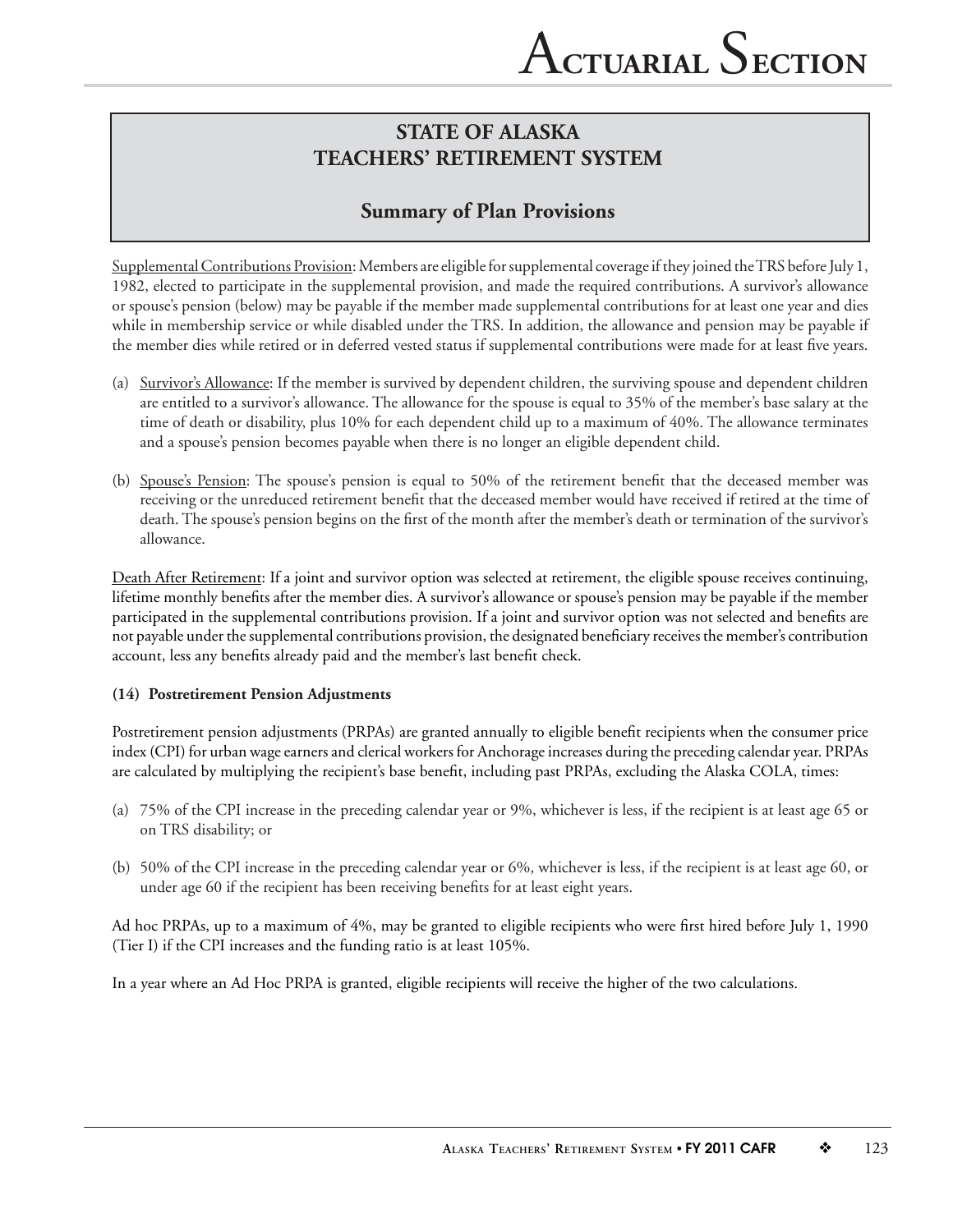## STATE OF ALASKA TEACHERS' RETIREMENT SYSTEM

### Summary of Plan Provisions

Supplemental Contributions Provision: Members are eligible for supplemental coverage if they joined the TRS before July 1, 1982, elected to participate in the supplemental provision, and made the required contributions. A survivor's allowance or spouse's pension (below) may be payable if the member made supplemental contributions for at least one year and dies while in membership service or while disabled under the TRS. In addition, the allowance and pension may be payable if the member dies while retired or in deferred vested status if supplemental contributions were made for at least five years.

(a) Survivor's Allowance: If the member is survived by dependent children, the surviving spouse and dependent children are entitled to a survivor's allowance. The allowance for the spouse is equal to 35% of the member's base salary at the time of death or disability, plus 10% for each dependent child up to a maximum of 40%. The allowance terminates and a spouse's pension becomes payable when there is no longer an eligible dependent child.

(b) Spouse's Pension: The spouse's pension is equal to 50% of the retirement benefit that the deceased member was receiving or the unreduced retirement benefit that the deceased member would have received if retired at the time of death. The spouse's pension begins on the first of the month after the member's death or termination of the survivor's allowance.

Death After Retirement: If a joint and survivor option was selected at retirement, the eligible spouse receives continuing, lifetime monthly benefits after the member dies. A survivor's allowance or spouse's pension may be payable if the member participated in the supplemental contributions provision. If a joint and survivor option was not selected and benefits are not payable under the supplemental contributions provision, the designated beneficiary receives the member's contribution account, less any benefits already paid and the member's last benefit check.

**(14) Postretirement Pension Adjustments**

Postretirement pension adjustments (PRPAs) are granted annually to eligible benefit recipients when the consumer price index (CPI) for urban wage earners and clerical workers for Anchorage increases during the preceding calendar year. PRPAs are calculated by multiplying the recipient's base benefit, including past PRPAs, excluding the Alaska COLA, times:

(a) 75% of the CPI increase in the preceding calendar year or 9%, whichever is less, if the recipient is at least age 65 or on TRS disability; or

(b) 50% of the CPI increase in the preceding calendar year or 6%, whichever is less, if the recipient is at least age 60, or under age 60 if the recipient has been receiving benefits for at least eight years.

Ad hoc PRPAs, up to a maximum of 4%, may be granted to eligible recipients who were first hired before July 1, 1990 (Tier I) if the CPI increases and the funding ratio is at least 105%.

In a year where an Ad Hoc PRPA is granted, eligible recipients will receive the higher of the two calculations.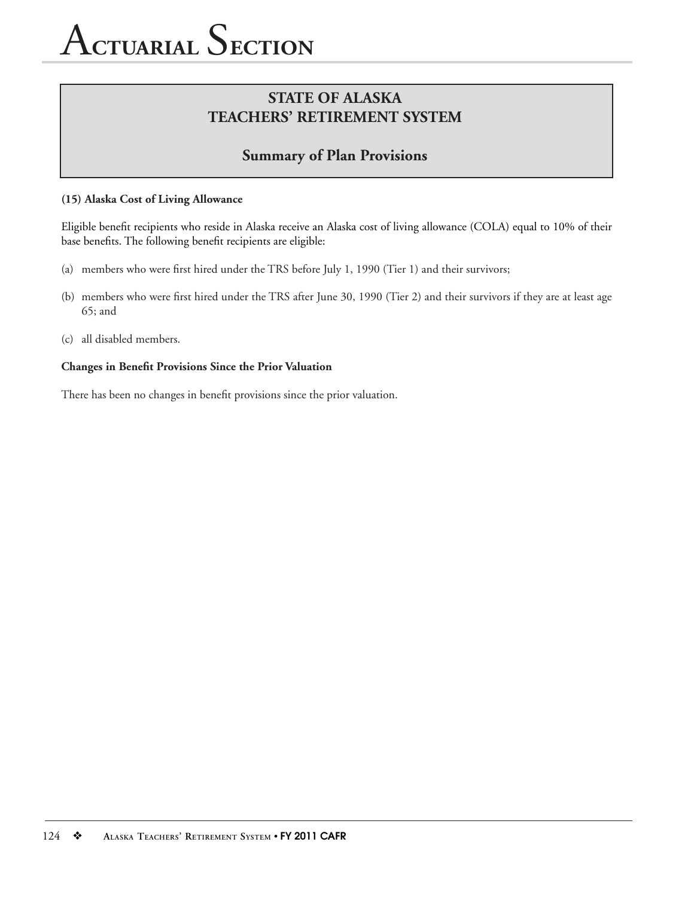## STATE OF ALASKA
## TEACHERS' RETIREMENT SYSTEM

### Summary of Plan Provisions

**(15) Alaska Cost of Living Allowance**

Eligible benefit recipients who reside in Alaska receive an Alaska cost of living allowance (COLA) equal to 10% of their base benefits. The following benefit recipients are eligible:

(a) members who were first hired under the TRS before July 1, 1990 (Tier 1) and their survivors;

(b) members who were first hired under the TRS after June 30, 1990 (Tier 2) and their survivors if they are at least age 65; and

(c) all disabled members.

**Changes in Benefit Provisions Since the Prior Valuation**

There has been no changes in benefit provisions since the prior valuation.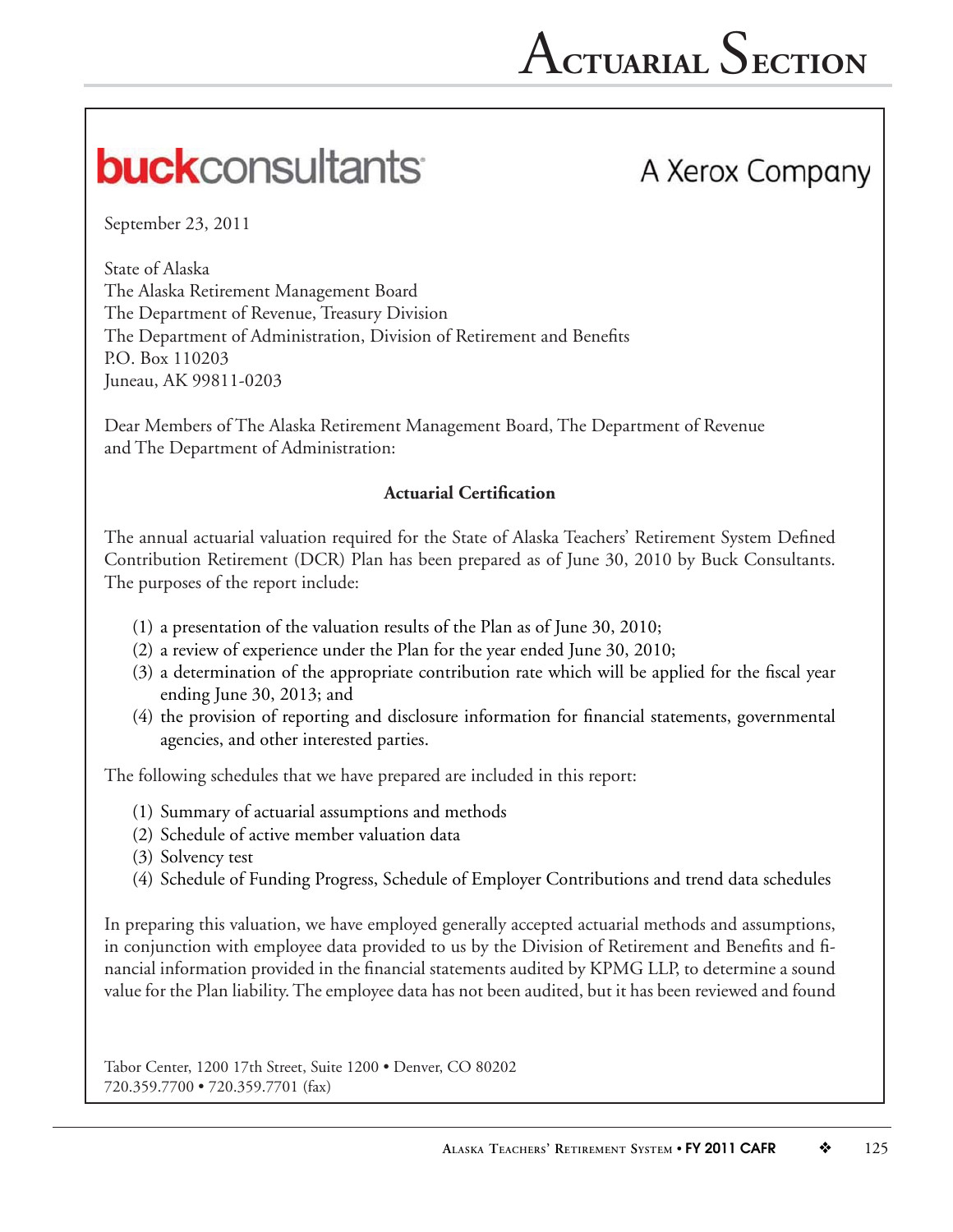# Actuarial Section

**buck**consultants

A Xerox Company

September 23, 2011

State of Alaska
The Alaska Retirement Management Board
The Department of Revenue, Treasury Division
The Department of Administration, Division of Retirement and Benefits
P.O. Box 110203
Juneau, AK 99811-0203

Dear Members of The Alaska Retirement Management Board, The Department of Revenue and The Department of Administration:

**Actuarial Certification**

The annual actuarial valuation required for the State of Alaska Teachers' Retirement System Defined Contribution Retirement (DCR) Plan has been prepared as of June 30, 2010 by Buck Consultants. The purposes of the report include:

(1) a presentation of the valuation results of the Plan as of June 30, 2010;
(2) a review of experience under the Plan for the year ended June 30, 2010;
(3) a determination of the appropriate contribution rate which will be applied for the fiscal year ending June 30, 2013; and
(4) the provision of reporting and disclosure information for financial statements, governmental agencies, and other interested parties.

The following schedules that we have prepared are included in this report:

(1) Summary of actuarial assumptions and methods
(2) Schedule of active member valuation data
(3) Solvency test
(4) Schedule of Funding Progress, Schedule of Employer Contributions and trend data schedules

In preparing this valuation, we have employed generally accepted actuarial methods and assumptions, in conjunction with employee data provided to us by the Division of Retirement and Benefits and financial information provided in the financial statements audited by KPMG LLP, to determine a sound value for the Plan liability. The employee data has not been audited, but it has been reviewed and found

Tabor Center, 1200 17th Street, Suite 1200 • Denver, CO 80202
720.359.7700 • 720.359.7701 (fax)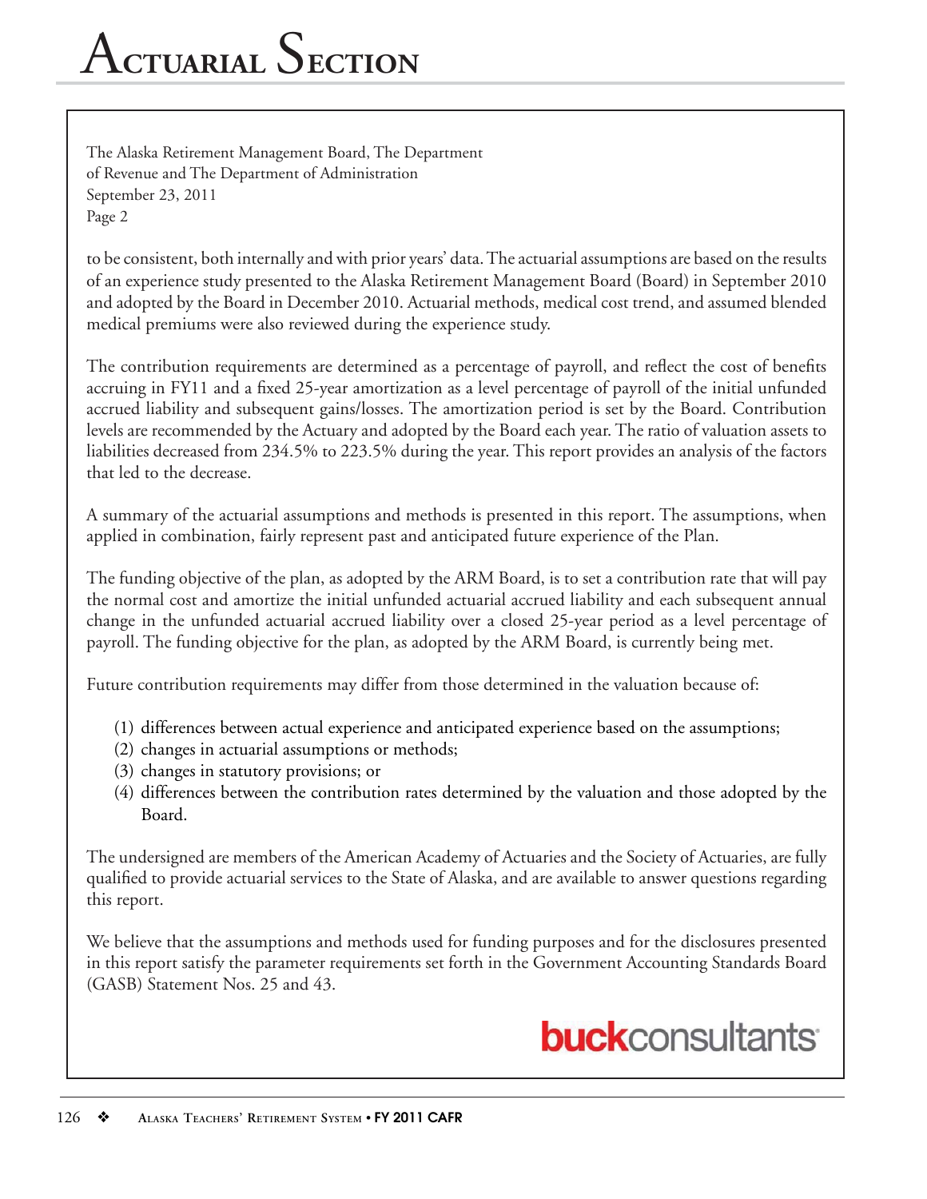The Alaska Retirement Management Board, The Department of Revenue and The Department of Administration
September 23, 2011
Page 2

to be consistent, both internally and with prior years' data. The actuarial assumptions are based on the results of an experience study presented to the Alaska Retirement Management Board (Board) in September 2010 and adopted by the Board in December 2010. Actuarial methods, medical cost trend, and assumed blended medical premiums were also reviewed during the experience study.

The contribution requirements are determined as a percentage of payroll, and reflect the cost of benefits accruing in FY11 and a fixed 25-year amortization as a level percentage of payroll of the initial unfunded accrued liability and subsequent gains/losses. The amortization period is set by the Board. Contribution levels are recommended by the Actuary and adopted by the Board each year. The ratio of valuation assets to liabilities decreased from 234.5% to 223.5% during the year. This report provides an analysis of the factors that led to the decrease.

A summary of the actuarial assumptions and methods is presented in this report. The assumptions, when applied in combination, fairly represent past and anticipated future experience of the Plan.

The funding objective of the plan, as adopted by the ARM Board, is to set a contribution rate that will pay the normal cost and amortize the initial unfunded actuarial accrued liability and each subsequent annual change in the unfunded actuarial accrued liability over a closed 25-year period as a level percentage of payroll. The funding objective for the plan, as adopted by the ARM Board, is currently being met.

Future contribution requirements may differ from those determined in the valuation because of:

(1) differences between actual experience and anticipated experience based on the assumptions;
(2) changes in actuarial assumptions or methods;
(3) changes in statutory provisions; or
(4) differences between the contribution rates determined by the valuation and those adopted by the Board.

The undersigned are members of the American Academy of Actuaries and the Society of Actuaries, are fully qualified to provide actuarial services to the State of Alaska, and are available to answer questions regarding this report.

We believe that the assumptions and methods used for funding purposes and for the disclosures presented in this report satisfy the parameter requirements set forth in the Government Accounting Standards Board (GASB) Statement Nos. 25 and 43.

**buck**consultants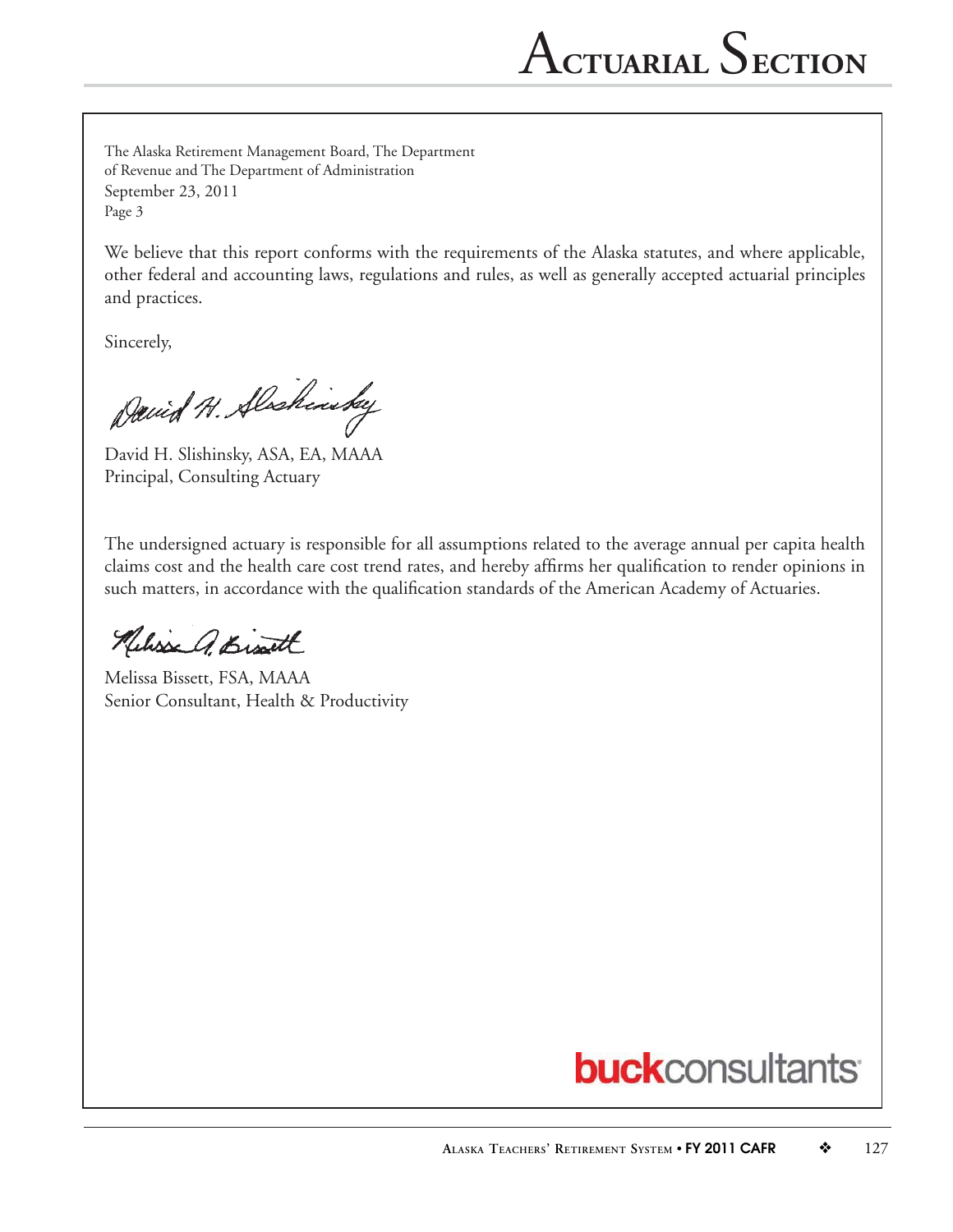The Alaska Retirement Management Board, The Department
of Revenue and The Department of Administration
September 23, 2011
Page 3

We believe that this report conforms with the requirements of the Alaska statutes, and where applicable, other federal and accounting laws, regulations and rules, as well as generally accepted actuarial principles and practices.

Sincerely,

David H. Slishinsky, ASA, EA, MAAA
Principal, Consulting Actuary

The undersigned actuary is responsible for all assumptions related to the average annual per capita health claims cost and the health care cost trend rates, and hereby affirms her qualification to render opinions in such matters, in accordance with the qualification standards of the American Academy of Actuaries.

Melissa Bissett, FSA, MAAA
Senior Consultant, Health & Productivity

buckconsultants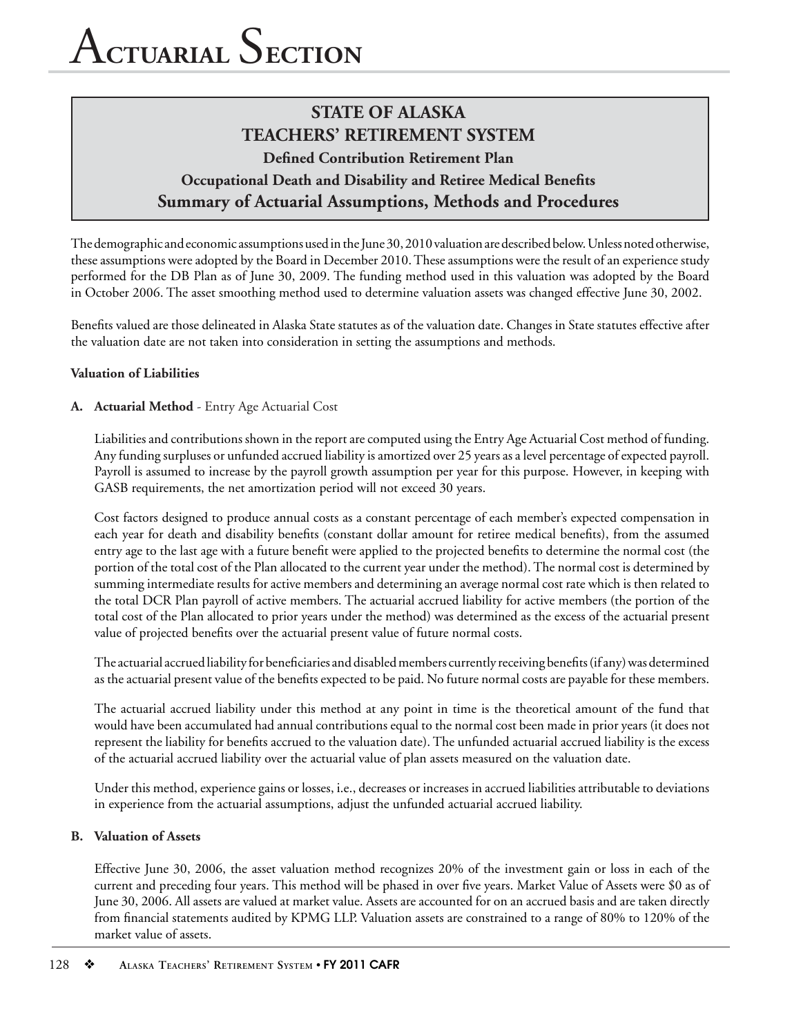# Actuarial Section

## STATE OF ALASKA
## TEACHERS' RETIREMENT SYSTEM
### Defined Contribution Retirement Plan
### Occupational Death and Disability and Retiree Medical Benefits
### Summary of Actuarial Assumptions, Methods and Procedures

The demographic and economic assumptions used in the June 30, 2010 valuation are described below. Unless noted otherwise, these assumptions were adopted by the Board in December 2010. These assumptions were the result of an experience study performed for the DB Plan as of June 30, 2009. The funding method used in this valuation was adopted by the Board in October 2006. The asset smoothing method used to determine valuation assets was changed effective June 30, 2002.

Benefits valued are those delineated in Alaska State statutes as of the valuation date. Changes in State statutes effective after the valuation date are not taken into consideration in setting the assumptions and methods.

**Valuation of Liabilities**

**A. Actuarial Method** - Entry Age Actuarial Cost

Liabilities and contributions shown in the report are computed using the Entry Age Actuarial Cost method of funding. Any funding surpluses or unfunded accrued liability is amortized over 25 years as a level percentage of expected payroll. Payroll is assumed to increase by the payroll growth assumption per year for this purpose. However, in keeping with GASB requirements, the net amortization period will not exceed 30 years.

Cost factors designed to produce annual costs as a constant percentage of each member's expected compensation in each year for death and disability benefits (constant dollar amount for retiree medical benefits), from the assumed entry age to the last age with a future benefit were applied to the projected benefits to determine the normal cost (the portion of the total cost of the Plan allocated to the current year under the method). The normal cost is determined by summing intermediate results for active members and determining an average normal cost rate which is then related to the total DCR Plan payroll of active members. The actuarial accrued liability for active members (the portion of the total cost of the Plan allocated to prior years under the method) was determined as the excess of the actuarial present value of projected benefits over the actuarial present value of future normal costs.

The actuarial accrued liability for beneficiaries and disabled members currently receiving benefits (if any) was determined as the actuarial present value of the benefits expected to be paid. No future normal costs are payable for these members.

The actuarial accrued liability under this method at any point in time is the theoretical amount of the fund that would have been accumulated had annual contributions equal to the normal cost been made in prior years (it does not represent the liability for benefits accrued to the valuation date). The unfunded actuarial accrued liability is the excess of the actuarial accrued liability over the actuarial value of plan assets measured on the valuation date.

Under this method, experience gains or losses, i.e., decreases or increases in accrued liabilities attributable to deviations in experience from the actuarial assumptions, adjust the unfunded actuarial accrued liability.

**B. Valuation of Assets**

Effective June 30, 2006, the asset valuation method recognizes 20% of the investment gain or loss in each of the current and preceding four years. This method will be phased in over five years. Market Value of Assets were $0 as of June 30, 2006. All assets are valued at market value. Assets are accounted for on an accrued basis and are taken directly from financial statements audited by KPMG LLP. Valuation assets are constrained to a range of 80% to 120% of the market value of assets.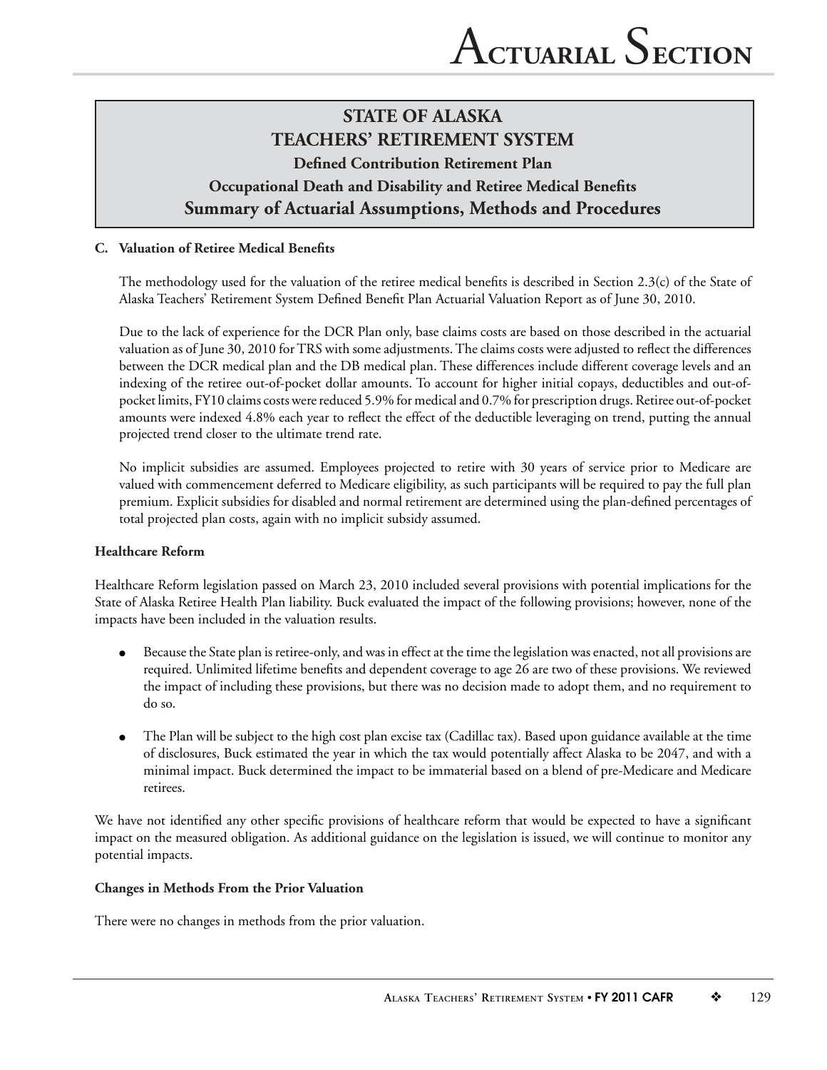## STATE OF ALASKA
## TEACHERS' RETIREMENT SYSTEM
### Defined Contribution Retirement Plan
### Occupational Death and Disability and Retiree Medical Benefits
### Summary of Actuarial Assumptions, Methods and Procedures

**C. Valuation of Retiree Medical Benefits**

The methodology used for the valuation of the retiree medical benefits is described in Section 2.3(c) of the State of Alaska Teachers' Retirement System Defined Benefit Plan Actuarial Valuation Report as of June 30, 2010.

Due to the lack of experience for the DCR Plan only, base claims costs are based on those described in the actuarial valuation as of June 30, 2010 for TRS with some adjustments. The claims costs were adjusted to reflect the differences between the DCR medical plan and the DB medical plan. These differences include different coverage levels and an indexing of the retiree out-of-pocket dollar amounts. To account for higher initial copays, deductibles and out-of-pocket limits, FY10 claims costs were reduced 5.9% for medical and 0.7% for prescription drugs. Retiree out-of-pocket amounts were indexed 4.8% each year to reflect the effect of the deductible leveraging on trend, putting the annual projected trend closer to the ultimate trend rate.

No implicit subsidies are assumed. Employees projected to retire with 30 years of service prior to Medicare are valued with commencement deferred to Medicare eligibility, as such participants will be required to pay the full plan premium. Explicit subsidies for disabled and normal retirement are determined using the plan-defined percentages of total projected plan costs, again with no implicit subsidy assumed.

**Healthcare Reform**

Healthcare Reform legislation passed on March 23, 2010 included several provisions with potential implications for the State of Alaska Retiree Health Plan liability. Buck evaluated the impact of the following provisions; however, none of the impacts have been included in the valuation results.

- Because the State plan is retiree-only, and was in effect at the time the legislation was enacted, not all provisions are required. Unlimited lifetime benefits and dependent coverage to age 26 are two of these provisions. We reviewed the impact of including these provisions, but there was no decision made to adopt them, and no requirement to do so.
- The Plan will be subject to the high cost plan excise tax (Cadillac tax). Based upon guidance available at the time of disclosures, Buck estimated the year in which the tax would potentially affect Alaska to be 2047, and with a minimal impact. Buck determined the impact to be immaterial based on a blend of pre-Medicare and Medicare retirees.

We have not identified any other specific provisions of healthcare reform that would be expected to have a significant impact on the measured obligation. As additional guidance on the legislation is issued, we will continue to monitor any potential impacts.

**Changes in Methods From the Prior Valuation**

There were no changes in methods from the prior valuation.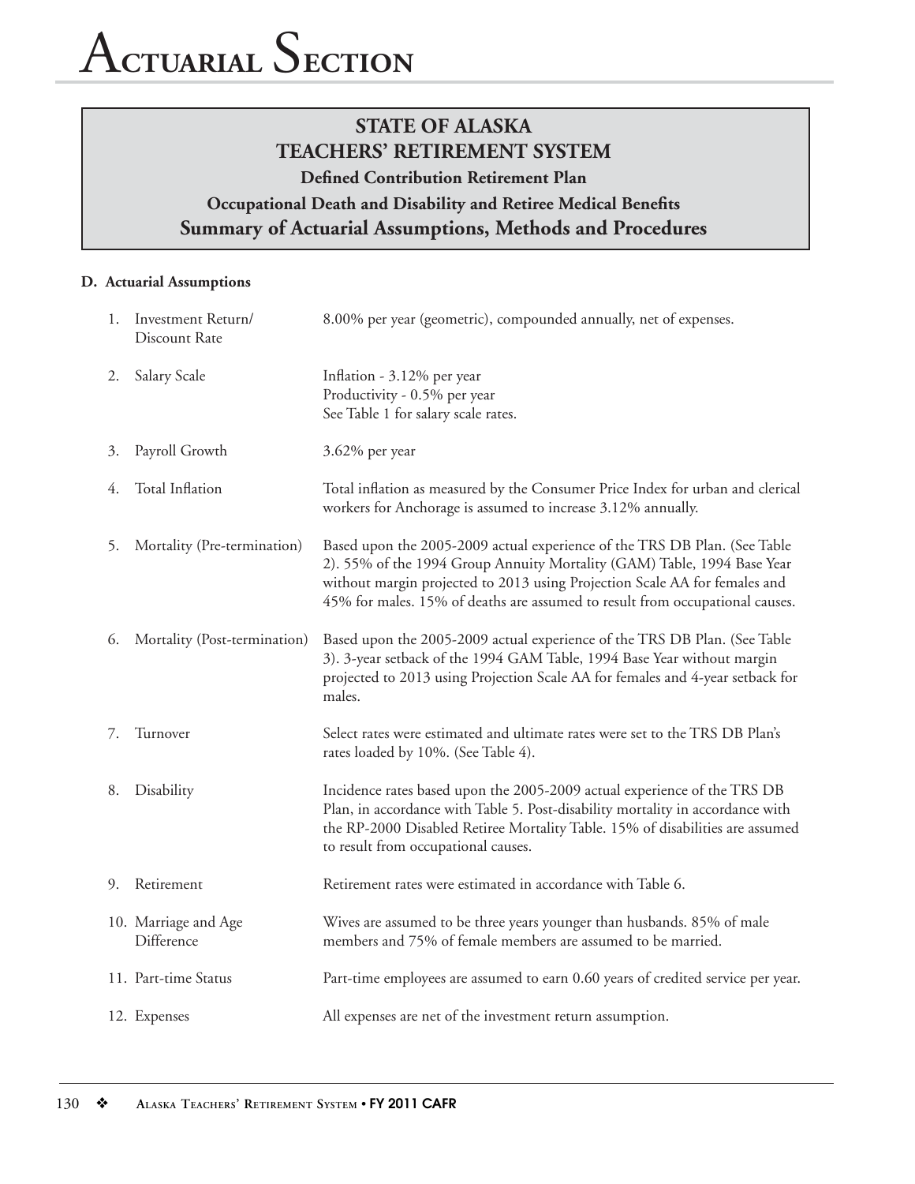# Actuarial Section

## STATE OF ALASKA
## TEACHERS' RETIREMENT SYSTEM
### Defined Contribution Retirement Plan
### Occupational Death and Disability and Retiree Medical Benefits
### Summary of Actuarial Assumptions, Methods and Procedures

**D. Actuarial Assumptions**

1. Investment Return/ Discount Rate — 8.00% per year (geometric), compounded annually, net of expenses.

2. Salary Scale — Inflation - 3.12% per year
   Productivity - 0.5% per year
   See Table 1 for salary scale rates.

3. Payroll Growth — 3.62% per year

4. Total Inflation — Total inflation as measured by the Consumer Price Index for urban and clerical workers for Anchorage is assumed to increase 3.12% annually.

5. Mortality (Pre-termination) — Based upon the 2005-2009 actual experience of the TRS DB Plan. (See Table 2). 55% of the 1994 Group Annuity Mortality (GAM) Table, 1994 Base Year without margin projected to 2013 using Projection Scale AA for females and 45% for males. 15% of deaths are assumed to result from occupational causes.

6. Mortality (Post-termination) — Based upon the 2005-2009 actual experience of the TRS DB Plan. (See Table 3). 3-year setback of the 1994 GAM Table, 1994 Base Year without margin projected to 2013 using Projection Scale AA for females and 4-year setback for males.

7. Turnover — Select rates were estimated and ultimate rates were set to the TRS DB Plan's rates loaded by 10%. (See Table 4).

8. Disability — Incidence rates based upon the 2005-2009 actual experience of the TRS DB Plan, in accordance with Table 5. Post-disability mortality in accordance with the RP-2000 Disabled Retiree Mortality Table. 15% of disabilities are assumed to result from occupational causes.

9. Retirement — Retirement rates were estimated in accordance with Table 6.

10. Marriage and Age Difference — Wives are assumed to be three years younger than husbands. 85% of male members and 75% of female members are assumed to be married.

11. Part-time Status — Part-time employees are assumed to earn 0.60 years of credited service per year.

12. Expenses — All expenses are net of the investment return assumption.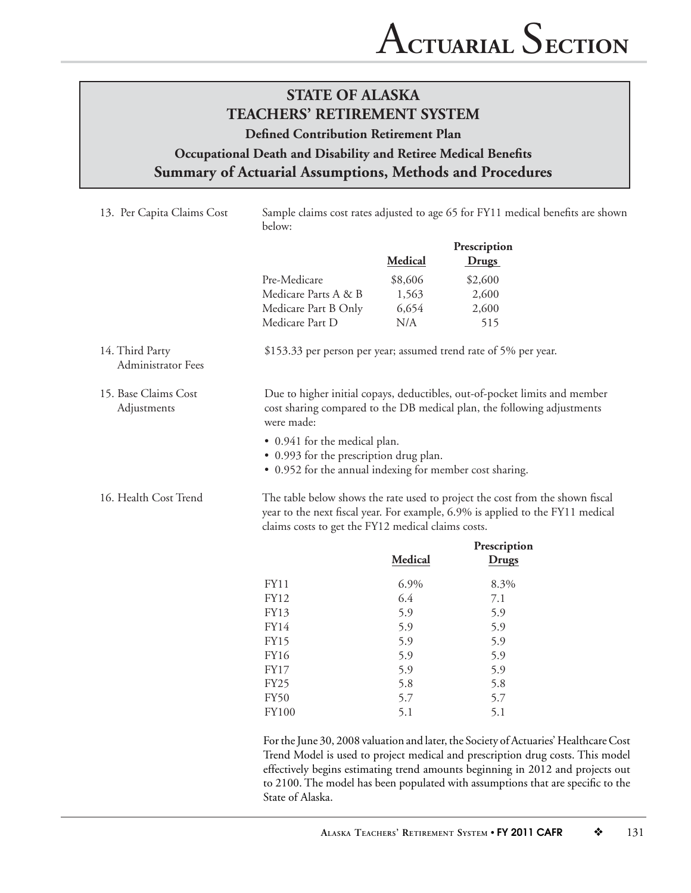# STATE OF ALASKA
# TEACHERS' RETIREMENT SYSTEM

### Defined Contribution Retirement Plan

### Occupational Death and Disability and Retiree Medical Benefits

## Summary of Actuarial Assumptions, Methods and Procedures

**13. Per Capita Claims Cost**

Sample claims cost rates adjusted to age 65 for FY11 medical benefits are shown below:

| | Medical | Prescription Drugs |
|---|---|---|
| Pre-Medicare | $8,606 | $2,600 |
| Medicare Parts A & B | 1,563 | 2,600 |
| Medicare Part B Only | 6,654 | 2,600 |
| Medicare Part D | N/A | 515 |

**14. Third Party Administrator Fees**

$153.33 per person per year; assumed trend rate of 5% per year.

**15. Base Claims Cost Adjustments**

Due to higher initial copays, deductibles, out-of-pocket limits and member cost sharing compared to the DB medical plan, the following adjustments were made:

- 0.941 for the medical plan.
- 0.993 for the prescription drug plan.
- 0.952 for the annual indexing for member cost sharing.

**16. Health Cost Trend**

The table below shows the rate used to project the cost from the shown fiscal year to the next fiscal year. For example, 6.9% is applied to the FY11 medical claims costs to get the FY12 medical claims costs.

| | Medical | Prescription Drugs |
|---|---|---|
| FY11 | 6.9% | 8.3% |
| FY12 | 6.4 | 7.1 |
| FY13 | 5.9 | 5.9 |
| FY14 | 5.9 | 5.9 |
| FY15 | 5.9 | 5.9 |
| FY16 | 5.9 | 5.9 |
| FY17 | 5.9 | 5.9 |
| FY25 | 5.8 | 5.8 |
| FY50 | 5.7 | 5.7 |
| FY100 | 5.1 | 5.1 |

For the June 30, 2008 valuation and later, the Society of Actuaries' Healthcare Cost Trend Model is used to project medical and prescription drug costs. This model effectively begins estimating trend amounts beginning in 2012 and projects out to 2100. The model has been populated with assumptions that are specific to the State of Alaska.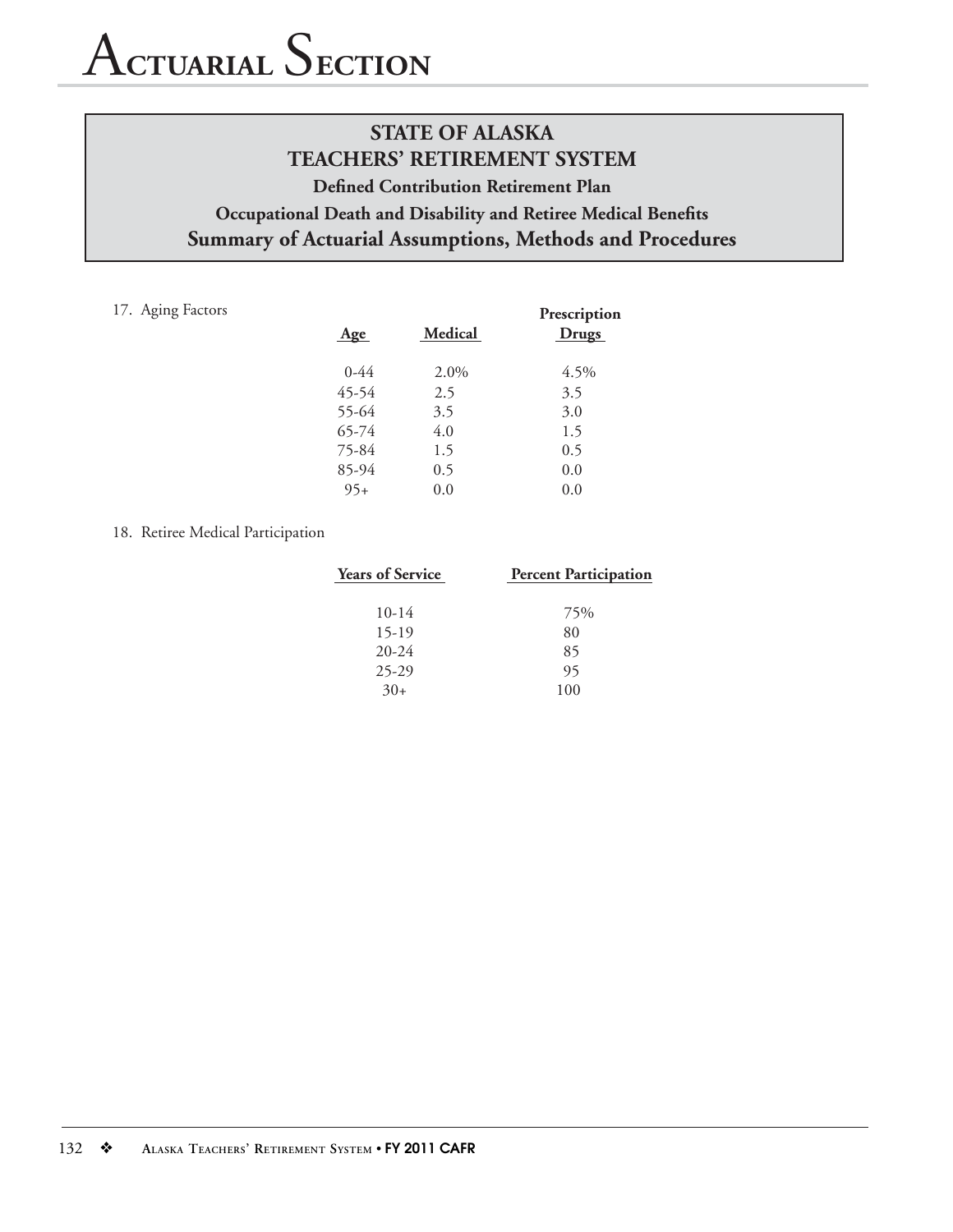# Actuarial Section

## STATE OF ALASKA
## TEACHERS' RETIREMENT SYSTEM
### Defined Contribution Retirement Plan
### Occupational Death and Disability and Retiree Medical Benefits
### Summary of Actuarial Assumptions, Methods and Procedures

17. Aging Factors

| Age | Medical | Prescription Drugs |
|---|---|---|
| 0-44 | 2.0% | 4.5% |
| 45-54 | 2.5 | 3.5 |
| 55-64 | 3.5 | 3.0 |
| 65-74 | 4.0 | 1.5 |
| 75-84 | 1.5 | 0.5 |
| 85-94 | 0.5 | 0.0 |
| 95+ | 0.0 | 0.0 |

18. Retiree Medical Participation

| Years of Service | Percent Participation |
|---|---|
| 10-14 | 75% |
| 15-19 | 80 |
| 20-24 | 85 |
| 25-29 | 95 |
| 30+ | 100 |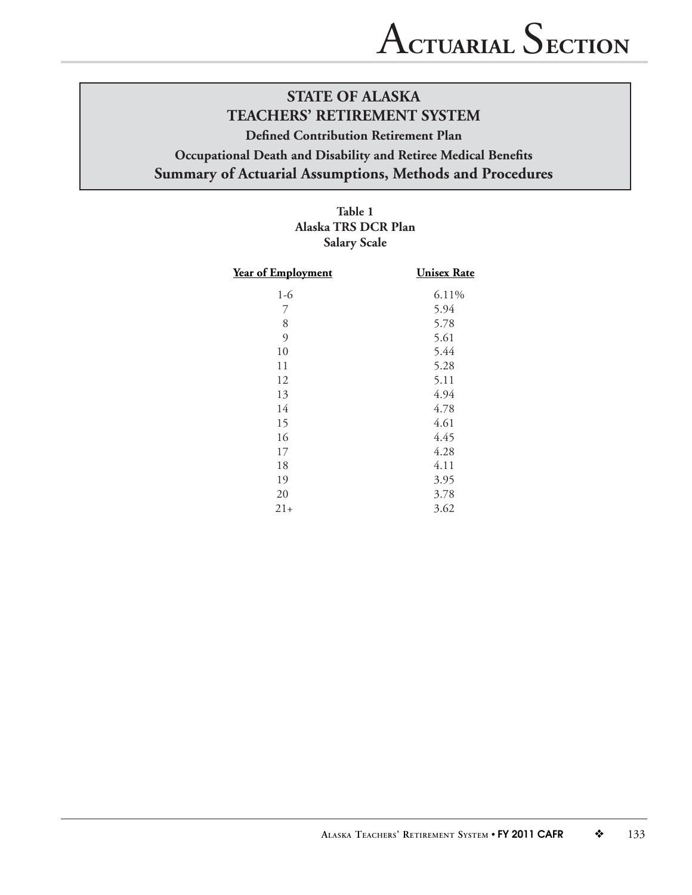## STATE OF ALASKA
## TEACHERS' RETIREMENT SYSTEM

**Defined Contribution Retirement Plan**

**Occupational Death and Disability and Retiree Medical Benefits**

**Summary of Actuarial Assumptions, Methods and Procedures**

**Table 1**
**Alaska TRS DCR Plan**
**Salary Scale**

| Year of Employment | Unisex Rate |
|---|---|
| 1-6 | 6.11% |
| 7 | 5.94 |
| 8 | 5.78 |
| 9 | 5.61 |
| 10 | 5.44 |
| 11 | 5.28 |
| 12 | 5.11 |
| 13 | 4.94 |
| 14 | 4.78 |
| 15 | 4.61 |
| 16 | 4.45 |
| 17 | 4.28 |
| 18 | 4.11 |
| 19 | 3.95 |
| 20 | 3.78 |
| 21+ | 3.62 |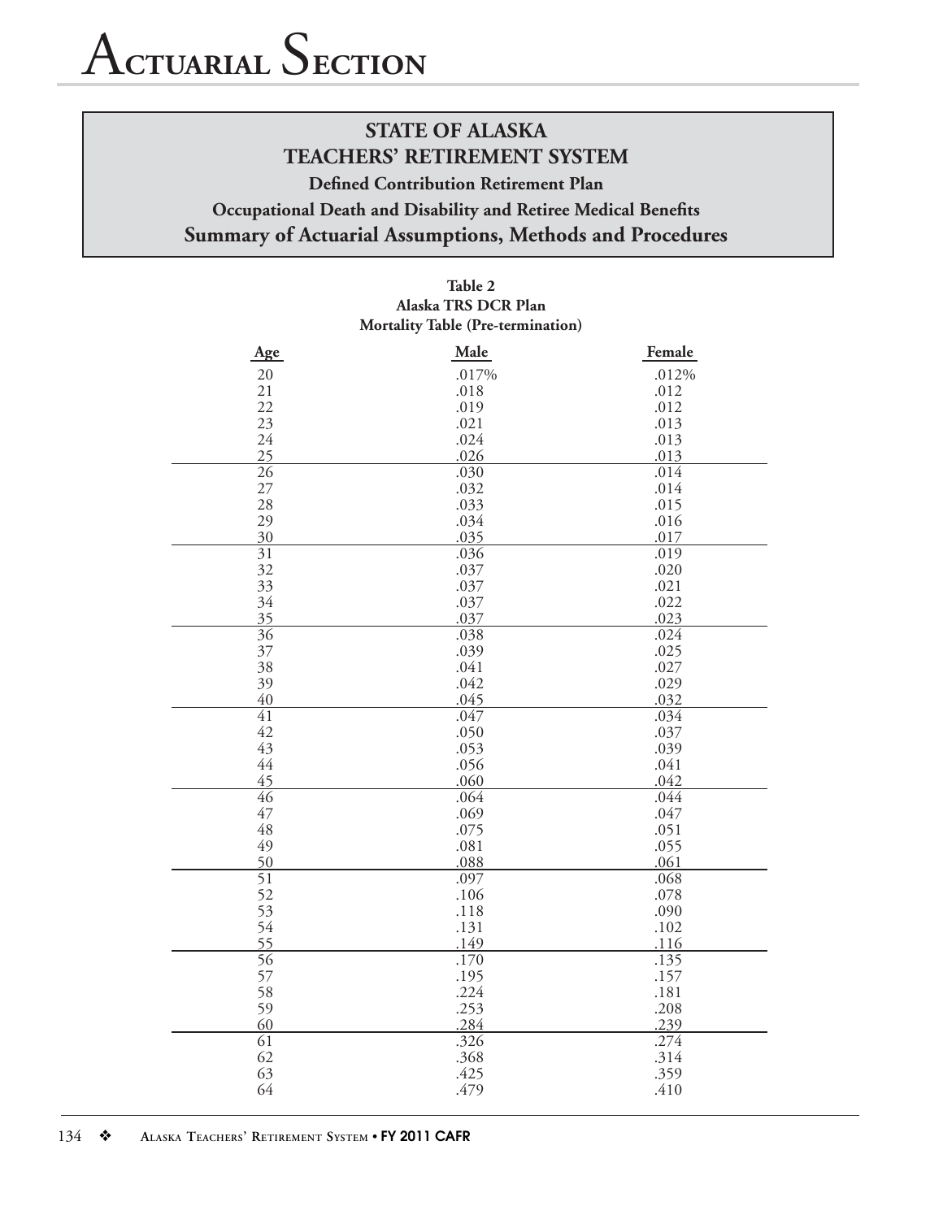# Actuarial Section

## STATE OF ALASKA
## TEACHERS' RETIREMENT SYSTEM

**Defined Contribution Retirement Plan**

**Occupational Death and Disability and Retiree Medical Benefits**

**Summary of Actuarial Assumptions, Methods and Procedures**

**Table 2**
**Alaska TRS DCR Plan**
**Mortality Table (Pre-termination)**

| Age | Male | Female |
|---|---|---|
| 20 | .017% | .012% |
| 21 | .018 | .012 |
| 22 | .019 | .012 |
| 23 | .021 | .013 |
| 24 | .024 | .013 |
| 25 | .026 | .013 |
| 26 | .030 | .014 |
| 27 | .032 | .014 |
| 28 | .033 | .015 |
| 29 | .034 | .016 |
| 30 | .035 | .017 |
| 31 | .036 | .019 |
| 32 | .037 | .020 |
| 33 | .037 | .021 |
| 34 | .037 | .022 |
| 35 | .037 | .023 |
| 36 | .038 | .024 |
| 37 | .039 | .025 |
| 38 | .041 | .027 |
| 39 | .042 | .029 |
| 40 | .045 | .032 |
| 41 | .047 | .034 |
| 42 | .050 | .037 |
| 43 | .053 | .039 |
| 44 | .056 | .041 |
| 45 | .060 | .042 |
| 46 | .064 | .044 |
| 47 | .069 | .047 |
| 48 | .075 | .051 |
| 49 | .081 | .055 |
| 50 | .088 | .061 |
| 51 | .097 | .068 |
| 52 | .106 | .078 |
| 53 | .118 | .090 |
| 54 | .131 | .102 |
| 55 | .149 | .116 |
| 56 | .170 | .135 |
| 57 | .195 | .157 |
| 58 | .224 | .181 |
| 59 | .253 | .208 |
| 60 | .284 | .239 |
| 61 | .326 | .274 |
| 62 | .368 | .314 |
| 63 | .425 | .359 |
| 64 | .479 | .410 |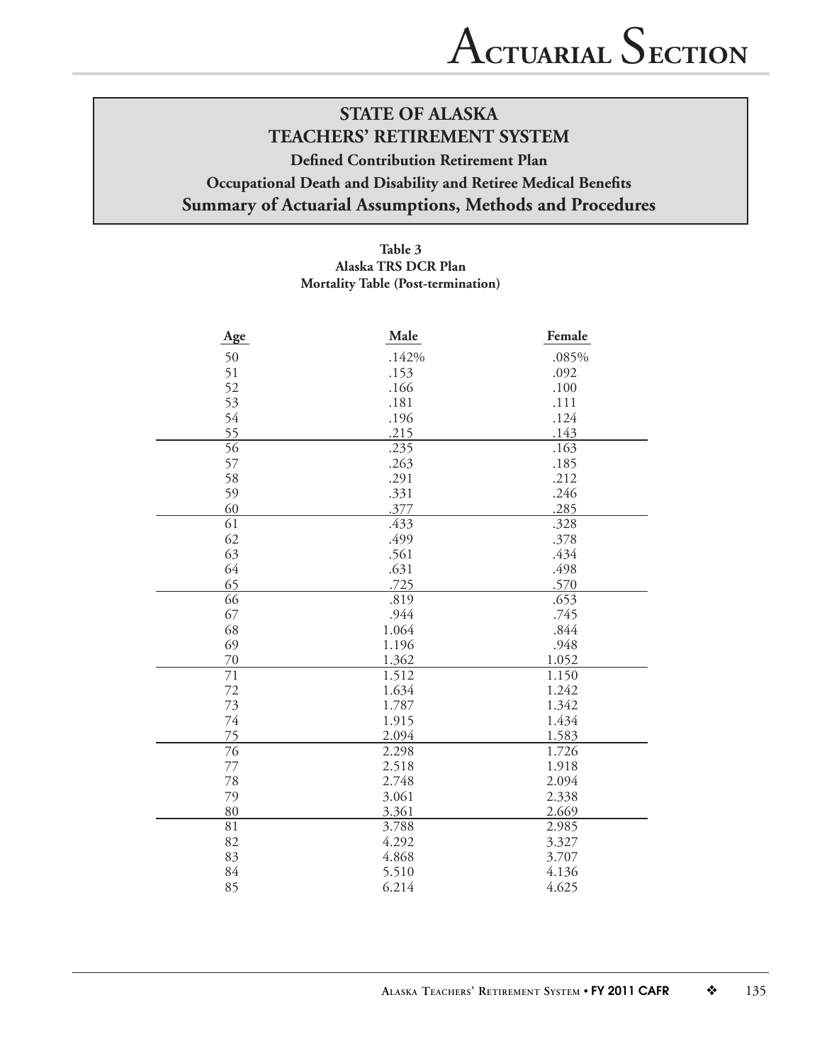## STATE OF ALASKA
## TEACHERS' RETIREMENT SYSTEM

**Defined Contribution Retirement Plan**

**Occupational Death and Disability and Retiree Medical Benefits**

**Summary of Actuarial Assumptions, Methods and Procedures**

**Table 3**
**Alaska TRS DCR Plan**
**Mortality Table (Post-termination)**

| Age | Male | Female |
|---|---|---|
| 50 | .142% | .085% |
| 51 | .153 | .092 |
| 52 | .166 | .100 |
| 53 | .181 | .111 |
| 54 | .196 | .124 |
| 55 | .215 | .143 |
| 56 | .235 | .163 |
| 57 | .263 | .185 |
| 58 | .291 | .212 |
| 59 | .331 | .246 |
| 60 | .377 | .285 |
| 61 | .433 | .328 |
| 62 | .499 | .378 |
| 63 | .561 | .434 |
| 64 | .631 | .498 |
| 65 | .725 | .570 |
| 66 | .819 | .653 |
| 67 | .944 | .745 |
| 68 | 1.064 | .844 |
| 69 | 1.196 | .948 |
| 70 | 1.362 | 1.052 |
| 71 | 1.512 | 1.150 |
| 72 | 1.634 | 1.242 |
| 73 | 1.787 | 1.342 |
| 74 | 1.915 | 1.434 |
| 75 | 2.094 | 1.583 |
| 76 | 2.298 | 1.726 |
| 77 | 2.518 | 1.918 |
| 78 | 2.748 | 2.094 |
| 79 | 3.061 | 2.338 |
| 80 | 3.361 | 2.669 |
| 81 | 3.788 | 2.985 |
| 82 | 4.292 | 3.327 |
| 83 | 4.868 | 3.707 |
| 84 | 5.510 | 4.136 |
| 85 | 6.214 | 4.625 |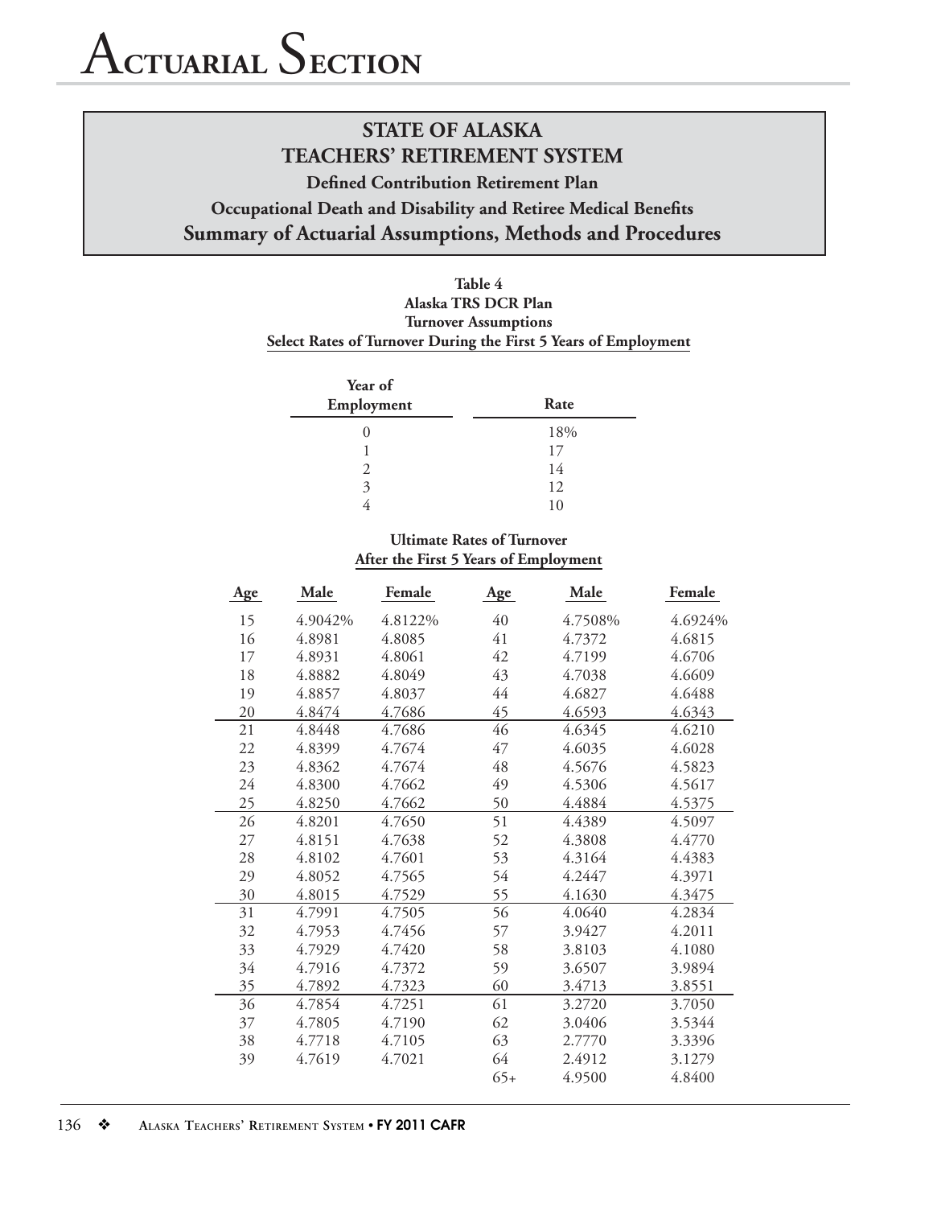# Actuarial Section

## STATE OF ALASKA
## TEACHERS' RETIREMENT SYSTEM
### Defined Contribution Retirement Plan
### Occupational Death and Disability and Retiree Medical Benefits
### Summary of Actuarial Assumptions, Methods and Procedures

**Table 4**
**Alaska TRS DCR Plan**
**Turnover Assumptions**
**Select Rates of Turnover During the First 5 Years of Employment**

| Year of Employment | Rate |
|---|---|
| 0 | 18% |
| 1 | 17 |
| 2 | 14 |
| 3 | 12 |
| 4 | 10 |

**Ultimate Rates of Turnover**
**After the First 5 Years of Employment**

| Age | Male | Female | Age | Male | Female |
|---|---|---|---|---|---|
| 15 | 4.9042% | 4.8122% | 40 | 4.7508% | 4.6924% |
| 16 | 4.8981 | 4.8085 | 41 | 4.7372 | 4.6815 |
| 17 | 4.8931 | 4.8061 | 42 | 4.7199 | 4.6706 |
| 18 | 4.8882 | 4.8049 | 43 | 4.7038 | 4.6609 |
| 19 | 4.8857 | 4.8037 | 44 | 4.6827 | 4.6488 |
| 20 | 4.8474 | 4.7686 | 45 | 4.6593 | 4.6343 |
| 21 | 4.8448 | 4.7686 | 46 | 4.6345 | 4.6210 |
| 22 | 4.8399 | 4.7674 | 47 | 4.6035 | 4.6028 |
| 23 | 4.8362 | 4.7674 | 48 | 4.5676 | 4.5823 |
| 24 | 4.8300 | 4.7662 | 49 | 4.5306 | 4.5617 |
| 25 | 4.8250 | 4.7662 | 50 | 4.4884 | 4.5375 |
| 26 | 4.8201 | 4.7650 | 51 | 4.4389 | 4.5097 |
| 27 | 4.8151 | 4.7638 | 52 | 4.3808 | 4.4770 |
| 28 | 4.8102 | 4.7601 | 53 | 4.3164 | 4.4383 |
| 29 | 4.8052 | 4.7565 | 54 | 4.2447 | 4.3971 |
| 30 | 4.8015 | 4.7529 | 55 | 4.1630 | 4.3475 |
| 31 | 4.7991 | 4.7505 | 56 | 4.0640 | 4.2834 |
| 32 | 4.7953 | 4.7456 | 57 | 3.9427 | 4.2011 |
| 33 | 4.7929 | 4.7420 | 58 | 3.8103 | 4.1080 |
| 34 | 4.7916 | 4.7372 | 59 | 3.6507 | 3.9894 |
| 35 | 4.7892 | 4.7323 | 60 | 3.4713 | 3.8551 |
| 36 | 4.7854 | 4.7251 | 61 | 3.2720 | 3.7050 |
| 37 | 4.7805 | 4.7190 | 62 | 3.0406 | 3.5344 |
| 38 | 4.7718 | 4.7105 | 63 | 2.7770 | 3.3396 |
| 39 | 4.7619 | 4.7021 | 64 | 2.4912 | 3.1279 |
| | | | 65+ | 4.9500 | 4.8400 |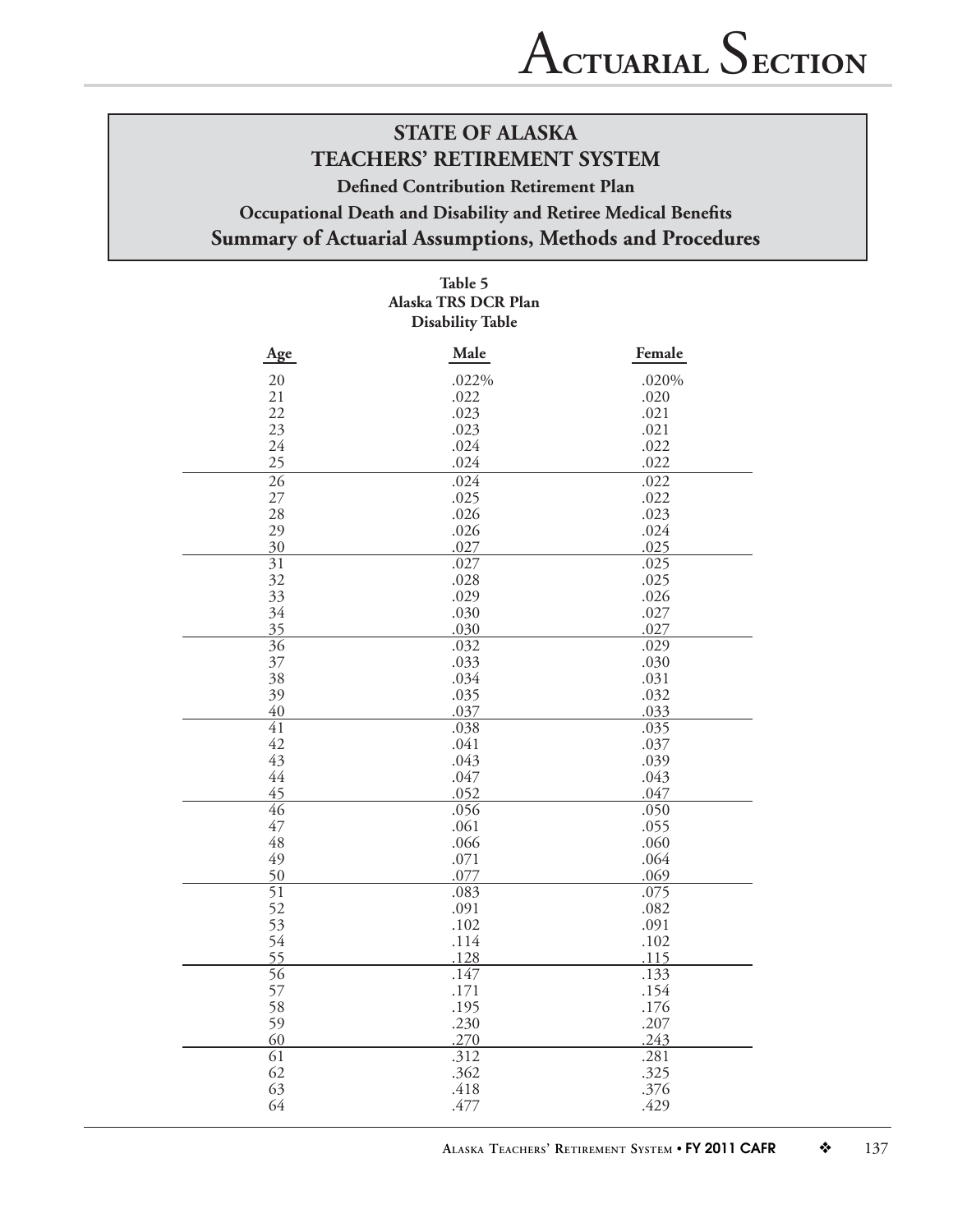# STATE OF ALASKA
# TEACHERS' RETIREMENT SYSTEM

### Defined Contribution Retirement Plan

### Occupational Death and Disability and Retiree Medical Benefits

## Summary of Actuarial Assumptions, Methods and Procedures

**Table 5**
**Alaska TRS DCR Plan**
**Disability Table**

| Age | Male | Female |
|---|---|---|
| 20 | .022% | .020% |
| 21 | .022 | .020 |
| 22 | .023 | .021 |
| 23 | .023 | .021 |
| 24 | .024 | .022 |
| 25 | .024 | .022 |
| 26 | .024 | .022 |
| 27 | .025 | .022 |
| 28 | .026 | .023 |
| 29 | .026 | .024 |
| 30 | .027 | .025 |
| 31 | .027 | .025 |
| 32 | .028 | .025 |
| 33 | .029 | .026 |
| 34 | .030 | .027 |
| 35 | .030 | .027 |
| 36 | .032 | .029 |
| 37 | .033 | .030 |
| 38 | .034 | .031 |
| 39 | .035 | .032 |
| 40 | .037 | .033 |
| 41 | .038 | .035 |
| 42 | .041 | .037 |
| 43 | .043 | .039 |
| 44 | .047 | .043 |
| 45 | .052 | .047 |
| 46 | .056 | .050 |
| 47 | .061 | .055 |
| 48 | .066 | .060 |
| 49 | .071 | .064 |
| 50 | .077 | .069 |
| 51 | .083 | .075 |
| 52 | .091 | .082 |
| 53 | .102 | .091 |
| 54 | .114 | .102 |
| 55 | .128 | .115 |
| 56 | .147 | .133 |
| 57 | .171 | .154 |
| 58 | .195 | .176 |
| 59 | .230 | .207 |
| 60 | .270 | .243 |
| 61 | .312 | .281 |
| 62 | .362 | .325 |
| 63 | .418 | .376 |
| 64 | .477 | .429 |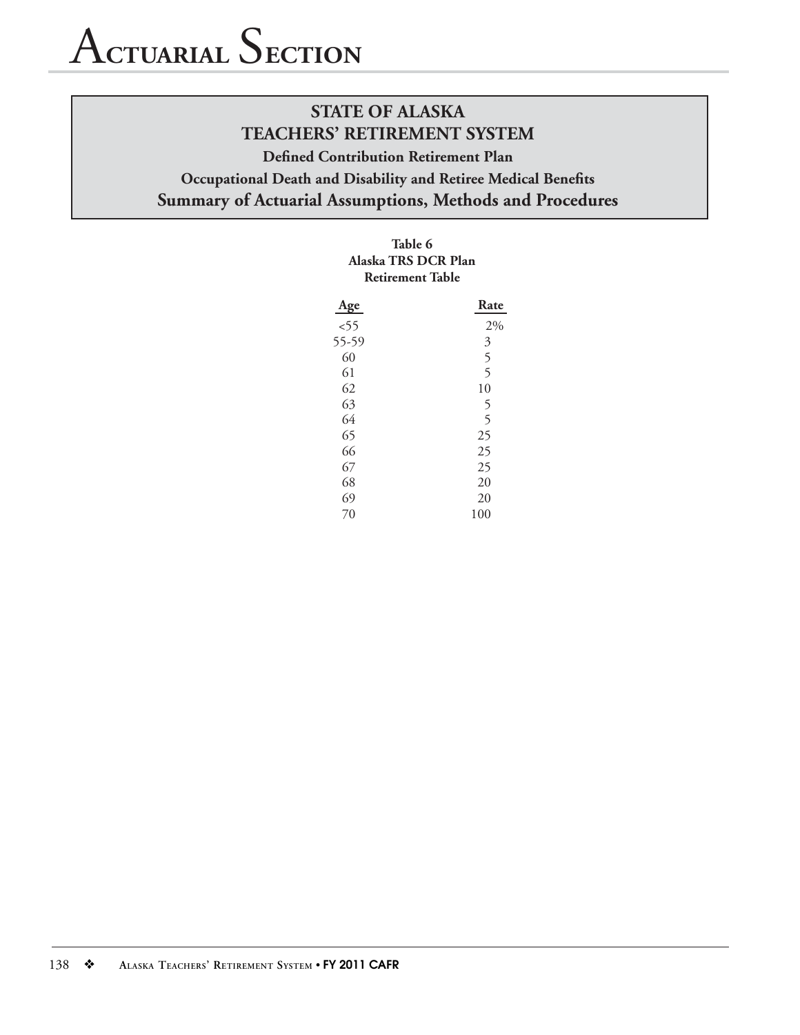# Actuarial Section

## STATE OF ALASKA
## TEACHERS' RETIREMENT SYSTEM

### Defined Contribution Retirement Plan

### Occupational Death and Disability and Retiree Medical Benefits

### Summary of Actuarial Assumptions, Methods and Procedures

**Table 6**
**Alaska TRS DCR Plan**
**Retirement Table**

| Age | Rate |
|---|---|
| <55 | 2% |
| 55-59 | 3 |
| 60 | 5 |
| 61 | 5 |
| 62 | 10 |
| 63 | 5 |
| 64 | 5 |
| 65 | 25 |
| 66 | 25 |
| 67 | 25 |
| 68 | 20 |
| 69 | 20 |
| 70 | 100 |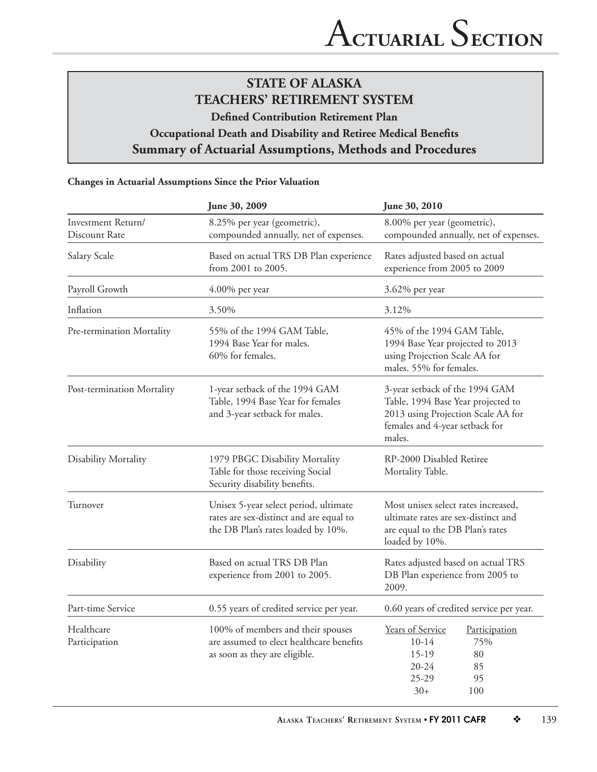# STATE OF ALASKA
# TEACHERS' RETIREMENT SYSTEM

### Defined Contribution Retirement Plan

### Occupational Death and Disability and Retiree Medical Benefits

## Summary of Actuarial Assumptions, Methods and Procedures

**Changes in Actuarial Assumptions Since the Prior Valuation**

| | June 30, 2009 | June 30, 2010 |
|---|---|---|
| Investment Return/ Discount Rate | 8.25% per year (geometric), compounded annually, net of expenses. | 8.00% per year (geometric), compounded annually, net of expenses. |
| Salary Scale | Based on actual TRS DB Plan experience from 2001 to 2005. | Rates adjusted based on actual experience from 2005 to 2009 |
| Payroll Growth | 4.00% per year | 3.62% per year |
| Inflation | 3.50% | 3.12% |
| Pre-termination Mortality | 55% of the 1994 GAM Table, 1994 Base Year for males. 60% for females. | 45% of the 1994 GAM Table, 1994 Base Year projected to 2013 using Projection Scale AA for males. 55% for females. |
| Post-termination Mortality | 1-year setback of the 1994 GAM Table, 1994 Base Year for females and 3-year setback for males. | 3-year setback of the 1994 GAM Table, 1994 Base Year projected to 2013 using Projection Scale AA for females and 4-year setback for males. |
| Disability Mortality | 1979 PBGC Disability Mortality Table for those receiving Social Security disability benefits. | RP-2000 Disabled Retiree Mortality Table. |
| Turnover | Unisex 5-year select period, ultimate rates are sex-distinct and are equal to the DB Plan's rates loaded by 10%. | Most unisex select rates increased, ultimate rates are sex-distinct and are equal to the DB Plan's rates loaded by 10%. |
| Disability | Based on actual TRS DB Plan experience from 2001 to 2005. | Rates adjusted based on actual TRS DB Plan experience from 2005 to 2009. |
| Part-time Service | 0.55 years of credited service per year. | 0.60 years of credited service per year. |
| Healthcare Participation | 100% of members and their spouses are assumed to elect healthcare benefits as soon as they are eligible. | Years of Service / Participation: 10-14: 75%; 15-19: 80; 20-24: 85; 25-29: 95; 30+: 100 |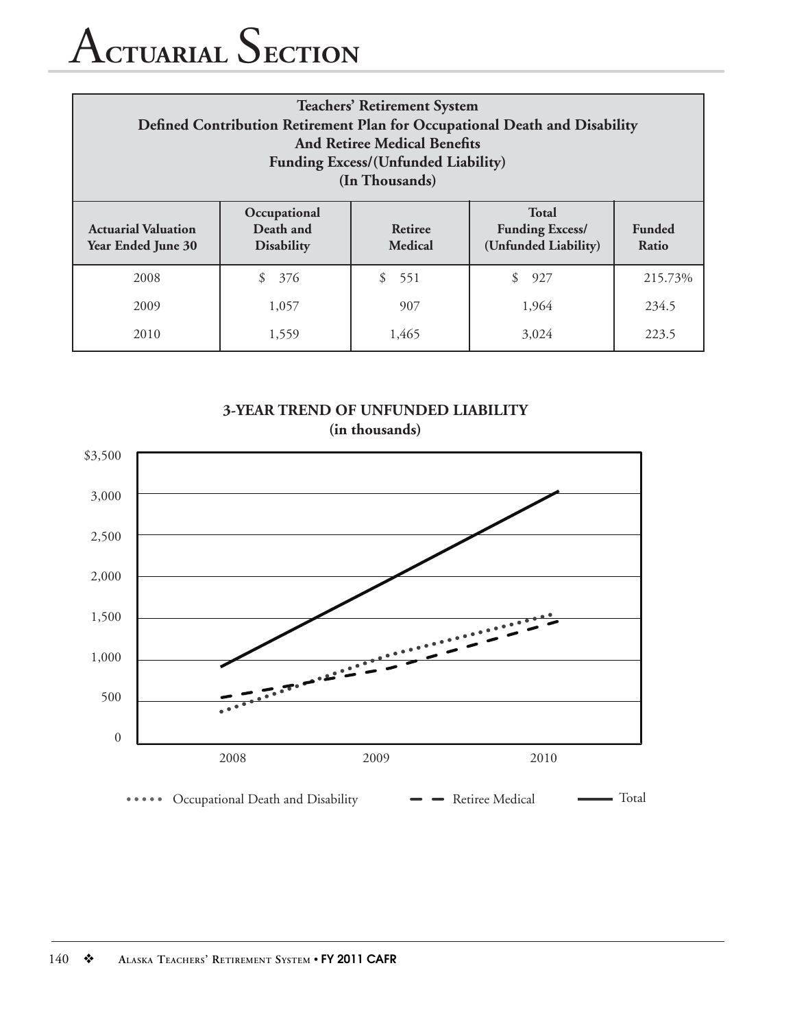# Actuarial Section

| Teachers' Retirement System<br>Defined Contribution Retirement Plan for Occupational Death and Disability<br>And Retiree Medical Benefits<br>Funding Excess/(Unfunded Liability)<br>(In Thousands) | | | | |
|---|---|---|---|---|
| **Actuarial Valuation Year Ended June 30** | **Occupational Death and Disability** | **Retiree Medical** | **Total Funding Excess/ (Unfunded Liability)** | **Funded Ratio** |
| 2008 | $ 376 | $ 551 | $ 927 | 215.73% |
| 2009 | 1,057 | 907 | 1,964 | 234.5 |
| 2010 | 1,559 | 1,465 | 3,024 | 223.5 |

**3-YEAR TREND OF UNFUNDED LIABILITY**
**(in thousands)**

Occupational Death and Disability — Retiree Medical — Total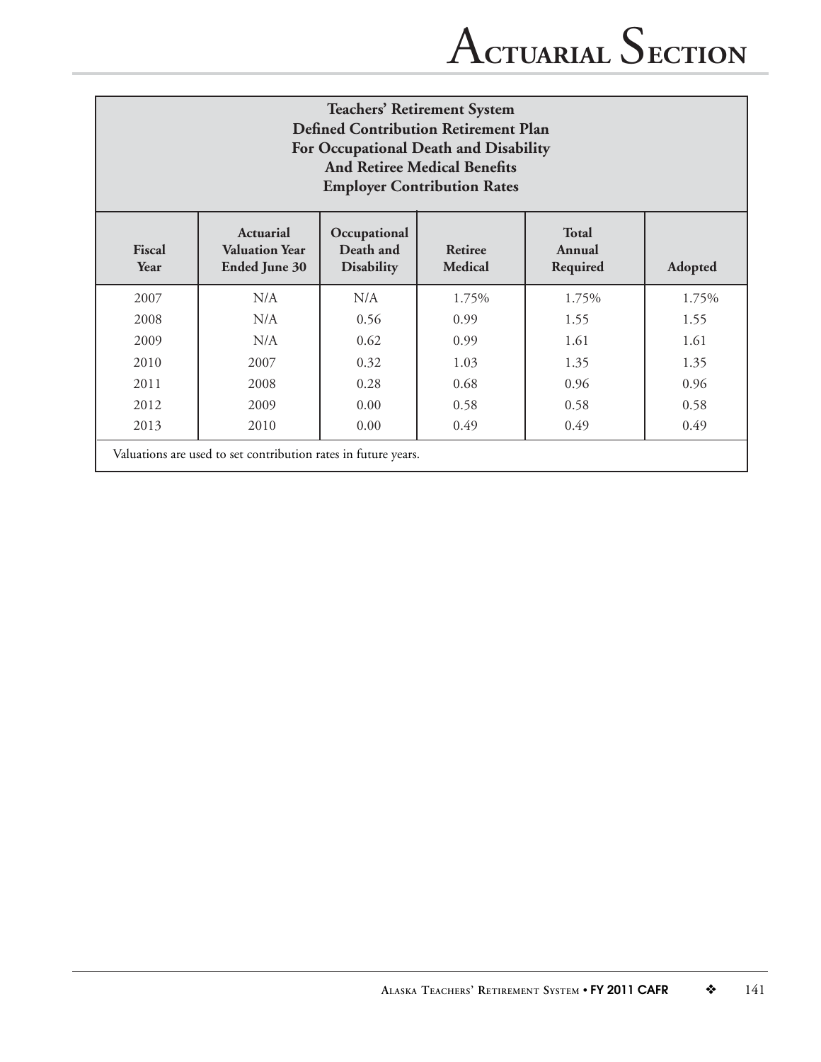| Teachers' Retirement System<br>Defined Contribution Retirement Plan<br>For Occupational Death and Disability<br>And Retiree Medical Benefits<br>Employer Contribution Rates | | | | | |
|---|---|---|---|---|---|
| **Fiscal Year** | **Actuarial Valuation Year Ended June 30** | **Occupational Death and Disability** | **Retiree Medical** | **Total Annual Required** | **Adopted** |
| 2007 | N/A | N/A | 1.75% | 1.75% | 1.75% |
| 2008 | N/A | 0.56 | 0.99 | 1.55 | 1.55 |
| 2009 | N/A | 0.62 | 0.99 | 1.61 | 1.61 |
| 2010 | 2007 | 0.32 | 1.03 | 1.35 | 1.35 |
| 2011 | 2008 | 0.28 | 0.68 | 0.96 | 0.96 |
| 2012 | 2009 | 0.00 | 0.58 | 0.58 | 0.58 |
| 2013 | 2010 | 0.00 | 0.49 | 0.49 | 0.49 |

Valuations are used to set contribution rates in future years.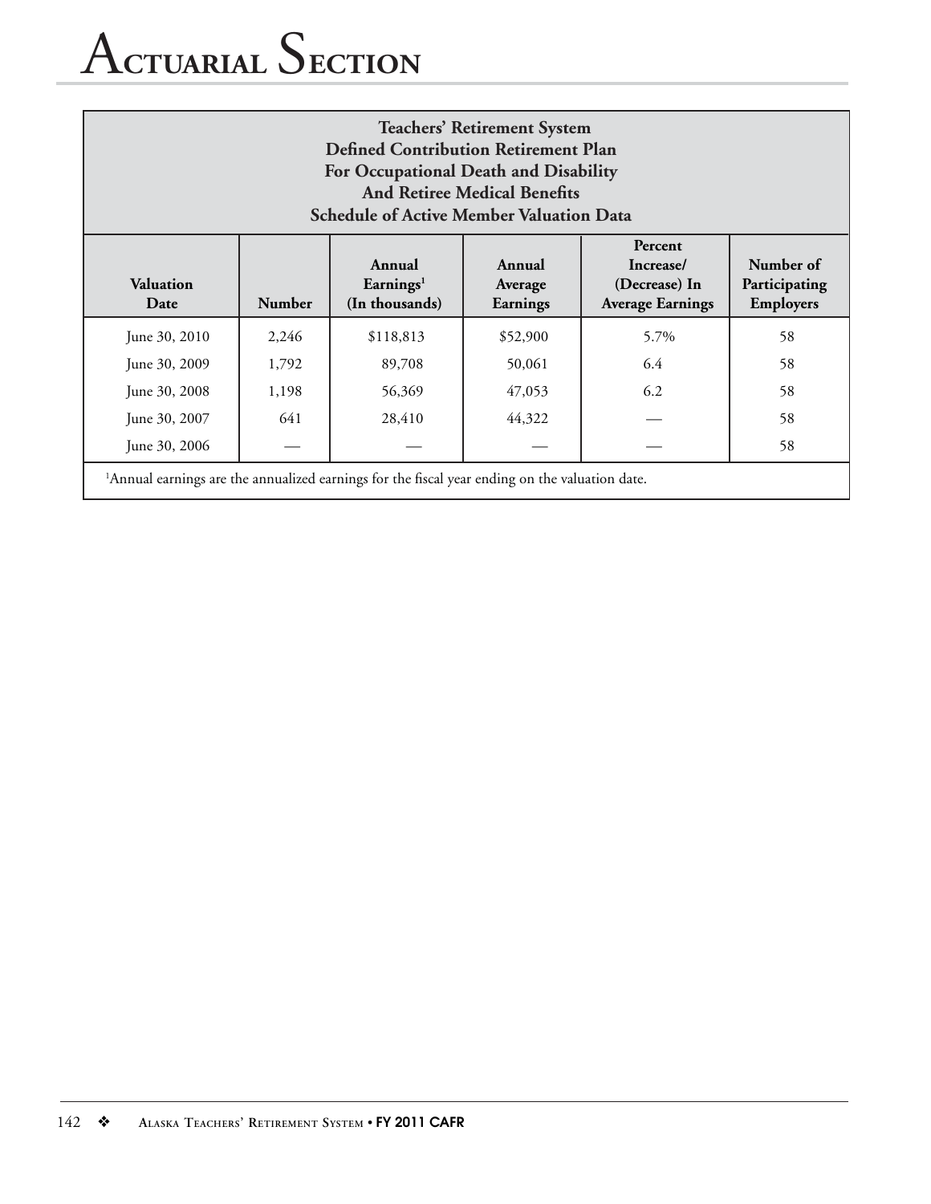# Actuarial Section

**Teachers' Retirement System**
**Defined Contribution Retirement Plan**
**For Occupational Death and Disability**
**And Retiree Medical Benefits**
**Schedule of Active Member Valuation Data**

| Valuation Date | Number | Annual Earnings[1] (In thousands) | Annual Average Earnings | Percent Increase/ (Decrease) In Average Earnings | Number of Participating Employers |
|---|---|---|---|---|---|
| June 30, 2010 | 2,246 | $118,813 | $52,900 | 5.7% | 58 |
| June 30, 2009 | 1,792 | 89,708 | 50,061 | 6.4 | 58 |
| June 30, 2008 | 1,198 | 56,369 | 47,053 | 6.2 | 58 |
| June 30, 2007 | 641 | 28,410 | 44,322 | — | 58 |
| June 30, 2006 | — | — | — | — | 58 |

[1]Annual earnings are the annualized earnings for the fiscal year ending on the valuation date.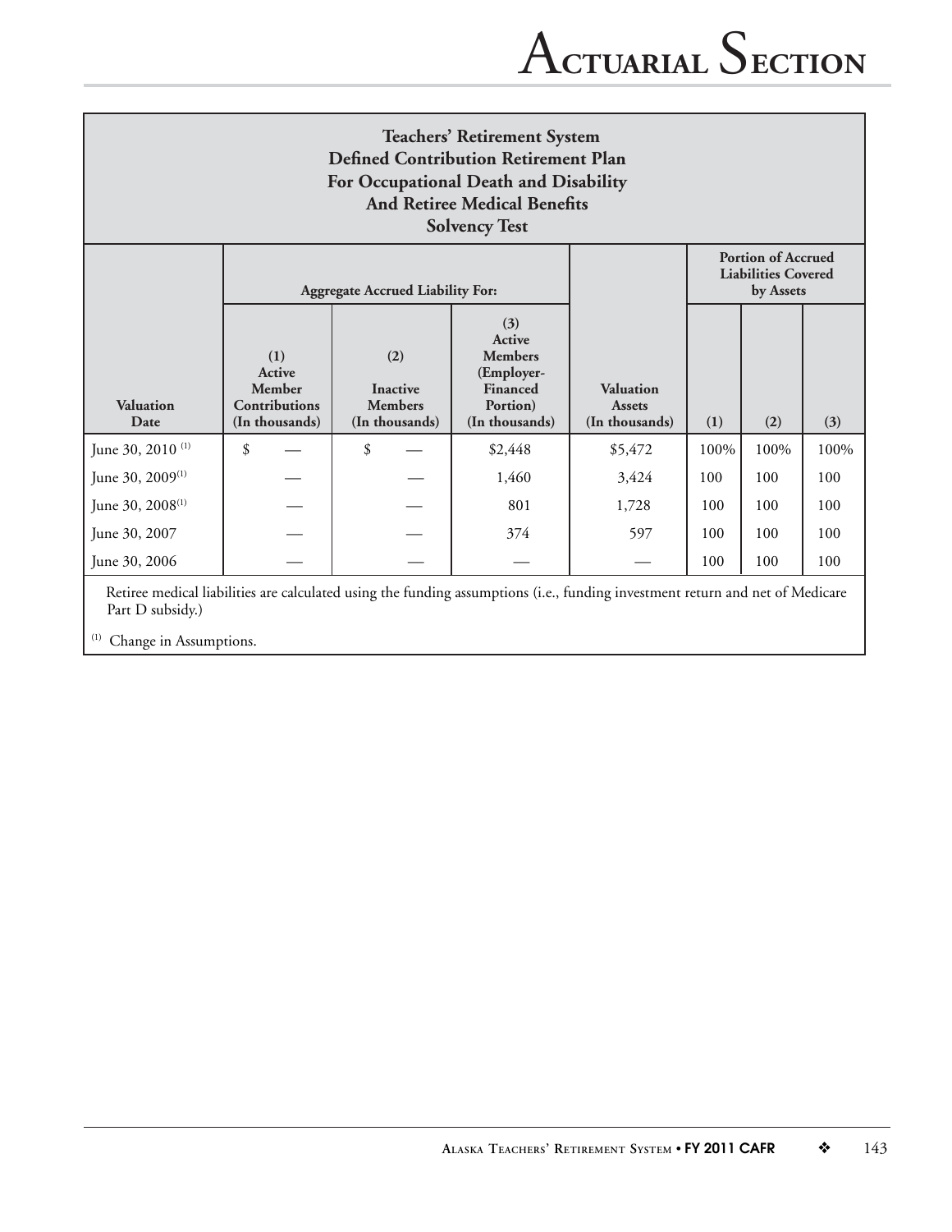## Teachers' Retirement System
## Defined Contribution Retirement Plan
## For Occupational Death and Disability
## And Retiree Medical Benefits
## Solvency Test

| Valuation Date | Aggregate Accrued Liability For: | | | Valuation Assets (In thousands) | Portion of Accrued Liabilities Covered by Assets | | |
|---|---|---|---|---|---|---|---|
| | (1) Active Member Contributions (In thousands) | (2) Inactive Members (In thousands) | (3) Active Members (Employer-Financed Portion) (In thousands) | | (1) | (2) | (3) |
| June 30, 2010 [1] | $ — | $ — | $2,448 | $5,472 | 100% | 100% | 100% |
| June 30, 2009[1] | — | — | 1,460 | 3,424 | 100 | 100 | 100 |
| June 30, 2008[1] | — | — | 801 | 1,728 | 100 | 100 | 100 |
| June 30, 2007 | — | — | 374 | 597 | 100 | 100 | 100 |
| June 30, 2006 | — | — | — | — | 100 | 100 | 100 |

Retiree medical liabilities are calculated using the funding assumptions (i.e., funding investment return and net of Medicare Part D subsidy.)

[1] Change in Assumptions.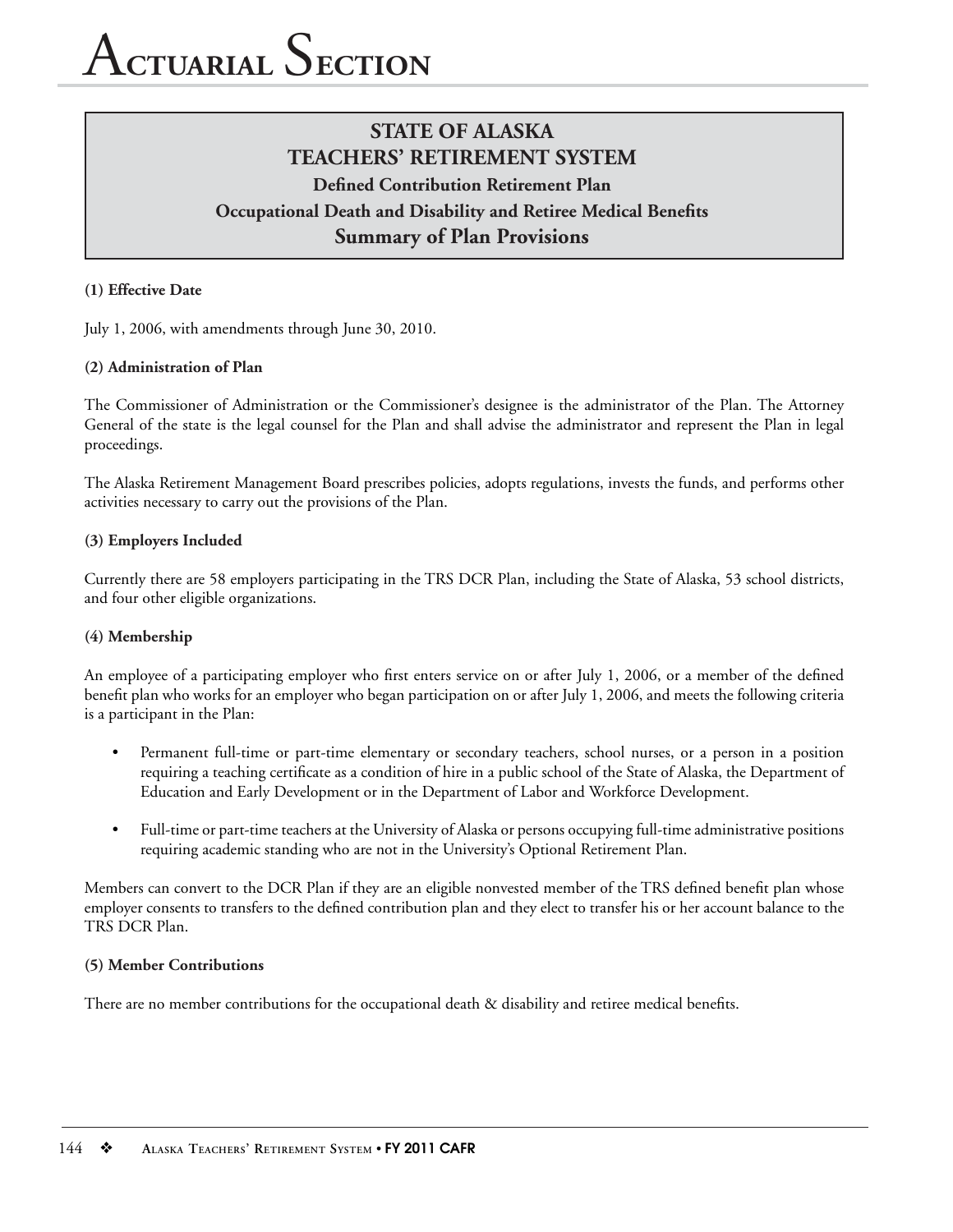# Actuarial Section

## STATE OF ALASKA
## TEACHERS' RETIREMENT SYSTEM
### Defined Contribution Retirement Plan
### Occupational Death and Disability and Retiree Medical Benefits
## Summary of Plan Provisions

**(1) Effective Date**

July 1, 2006, with amendments through June 30, 2010.

**(2) Administration of Plan**

The Commissioner of Administration or the Commissioner's designee is the administrator of the Plan. The Attorney General of the state is the legal counsel for the Plan and shall advise the administrator and represent the Plan in legal proceedings.

The Alaska Retirement Management Board prescribes policies, adopts regulations, invests the funds, and performs other activities necessary to carry out the provisions of the Plan.

**(3) Employers Included**

Currently there are 58 employers participating in the TRS DCR Plan, including the State of Alaska, 53 school districts, and four other eligible organizations.

**(4) Membership**

An employee of a participating employer who first enters service on or after July 1, 2006, or a member of the defined benefit plan who works for an employer who began participation on or after July 1, 2006, and meets the following criteria is a participant in the Plan:

- Permanent full-time or part-time elementary or secondary teachers, school nurses, or a person in a position requiring a teaching certificate as a condition of hire in a public school of the State of Alaska, the Department of Education and Early Development or in the Department of Labor and Workforce Development.
- Full-time or part-time teachers at the University of Alaska or persons occupying full-time administrative positions requiring academic standing who are not in the University's Optional Retirement Plan.

Members can convert to the DCR Plan if they are an eligible nonvested member of the TRS defined benefit plan whose employer consents to transfers to the defined contribution plan and they elect to transfer his or her account balance to the TRS DCR Plan.

**(5) Member Contributions**

There are no member contributions for the occupational death & disability and retiree medical benefits.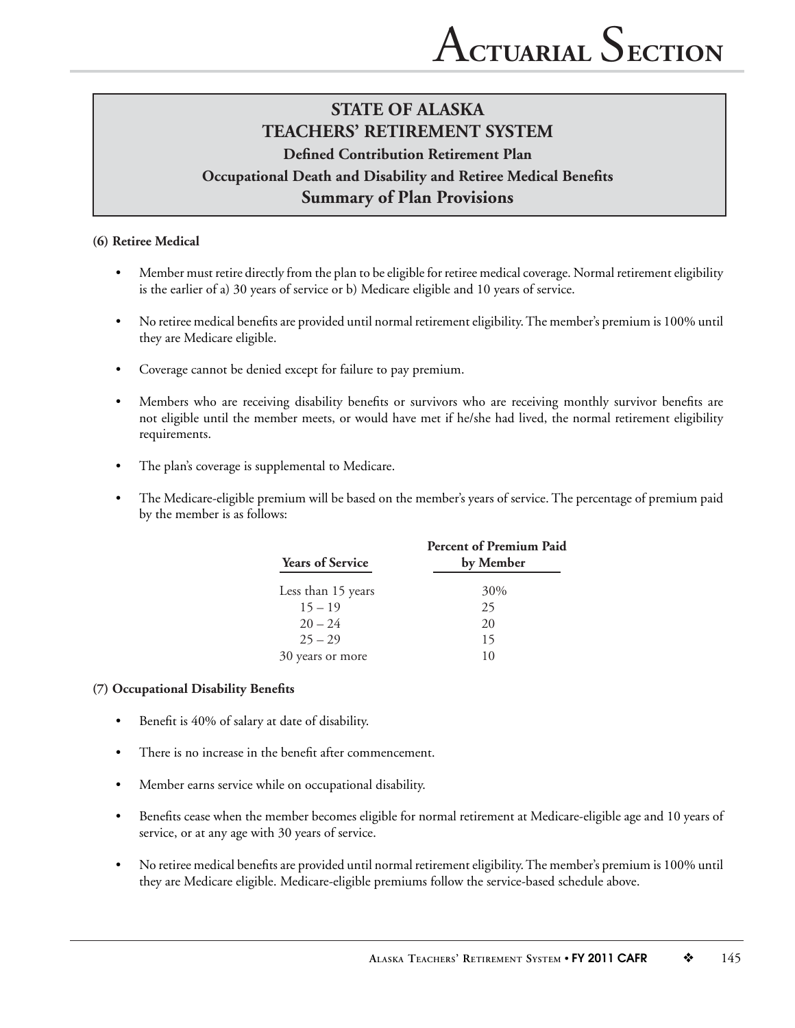# STATE OF ALASKA
# TEACHERS' RETIREMENT SYSTEM
### Defined Contribution Retirement Plan
### Occupational Death and Disability and Retiree Medical Benefits
## Summary of Plan Provisions

**(6) Retiree Medical**

- Member must retire directly from the plan to be eligible for retiree medical coverage. Normal retirement eligibility is the earlier of a) 30 years of service or b) Medicare eligible and 10 years of service.
- No retiree medical benefits are provided until normal retirement eligibility. The member's premium is 100% until they are Medicare eligible.
- Coverage cannot be denied except for failure to pay premium.
- Members who are receiving disability benefits or survivors who are receiving monthly survivor benefits are not eligible until the member meets, or would have met if he/she had lived, the normal retirement eligibility requirements.
- The plan's coverage is supplemental to Medicare.
- The Medicare-eligible premium will be based on the member's years of service. The percentage of premium paid by the member is as follows:

| Years of Service | Percent of Premium Paid by Member |
|---|---|
| Less than 15 years | 30% |
| 15 – 19 | 25 |
| 20 – 24 | 20 |
| 25 – 29 | 15 |
| 30 years or more | 10 |

**(7) Occupational Disability Benefits**

- Benefit is 40% of salary at date of disability.
- There is no increase in the benefit after commencement.
- Member earns service while on occupational disability.
- Benefits cease when the member becomes eligible for normal retirement at Medicare-eligible age and 10 years of service, or at any age with 30 years of service.
- No retiree medical benefits are provided until normal retirement eligibility. The member's premium is 100% until they are Medicare eligible. Medicare-eligible premiums follow the service-based schedule above.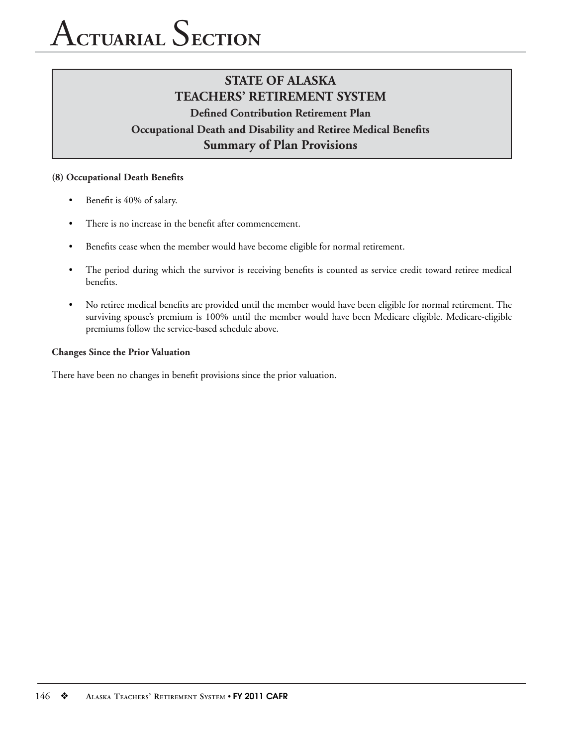## STATE OF ALASKA
## TEACHERS' RETIREMENT SYSTEM
### Defined Contribution Retirement Plan
### Occupational Death and Disability and Retiree Medical Benefits
### Summary of Plan Provisions

**(8) Occupational Death Benefits**

- Benefit is 40% of salary.
- There is no increase in the benefit after commencement.
- Benefits cease when the member would have become eligible for normal retirement.
- The period during which the survivor is receiving benefits is counted as service credit toward retiree medical benefits.
- No retiree medical benefits are provided until the member would have been eligible for normal retirement. The surviving spouse's premium is 100% until the member would have been Medicare eligible. Medicare-eligible premiums follow the service-based schedule above.

**Changes Since the Prior Valuation**

There have been no changes in benefit provisions since the prior valuation.